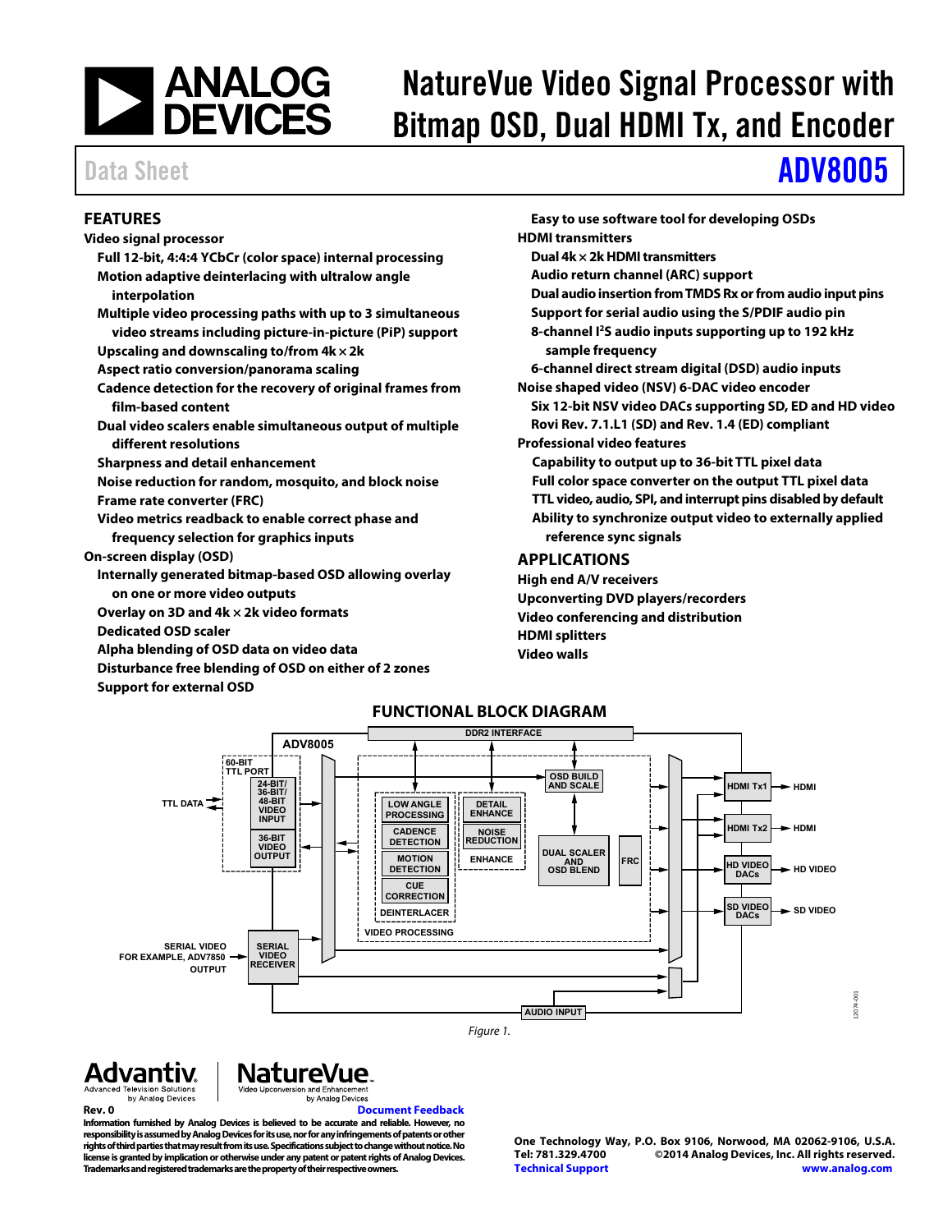# NatureVue Video Signal Processor with Bitmap OSD, Dual HDMI Tx, and Encoder

Data Sheet **ADV8005**

## FEATURES

**Video signal processor**

- Full 12-bit, 4:4:4 YCbCr (color space) internal processing
- Motion adaptive deinterlacing with ultralow angle interpolation
- Multiple video processing paths with up to 3 simultaneous video streams including picture-in-picture (PiP) support
- Upscaling and downscaling to/from 4k × 2k
- Aspect ratio conversion/panorama scaling
- Cadence detection for the recovery of original frames from film-based content
- Dual video scalers enable simultaneous output of multiple different resolutions
- Sharpness and detail enhancement
- Noise reduction for random, mosquito, and block noise
- Frame rate converter (FRC)
- Video metrics readback to enable correct phase and frequency selection for graphics inputs

**On-screen display (OSD)**

- Internally generated bitmap-based OSD allowing overlay on one or more video outputs
- Overlay on 3D and 4k × 2k video formats
- Dedicated OSD scaler
- Alpha blending of OSD data on video data
- Disturbance free blending of OSD on either of 2 zones
- Support for external OSD
- Easy to use software tool for developing OSDs

**HDMI transmitters**

- Dual 4k × 2k HDMI transmitters
- Audio return channel (ARC) support
- Dual audio insertion from TMDS Rx or from audio input pins
- Support for serial audio using the S/PDIF audio pin
- 8-channel I²S audio inputs supporting up to 192 kHz sample frequency
- 6-channel direct stream digital (DSD) audio inputs

**Noise shaped video (NSV) 6-DAC video encoder**

- Six 12-bit NSV video DACs supporting SD, ED and HD video
- Rovi Rev. 7.1.L1 (SD) and Rev. 1.4 (ED) compliant

**Professional video features**

- Capability to output up to 36-bit TTL pixel data
- Full color space converter on the output TTL pixel data
- TTL video, audio, SPI, and interrupt pins disabled by default
- Ability to synchronize output video to externally applied reference sync signals

## APPLICATIONS

- High end A/V receivers
- Upconverting DVD players/recorders
- Video conferencing and distribution
- HDMI splitters
- Video walls

## FUNCTIONAL BLOCK DIAGRAM

Figure 1.

**Rev. 0**

Document Feedback

Information furnished by Analog Devices is believed to be accurate and reliable. However, no responsibility is assumed by Analog Devices for its use, nor for any infringements of patents or other rights of third parties that may result from its use. Specifications subject to change without notice. No license is granted by implication or otherwise under any patent or patent rights of Analog Devices. Trademarks and registered trademarks are the property of their respective owners.

One Technology Way, P.O. Box 9106, Norwood, MA 02062-9106, U.S.A.
Tel: 781.329.4700 ©2014 Analog Devices, Inc. All rights reserved.
Technical Support www.analog.com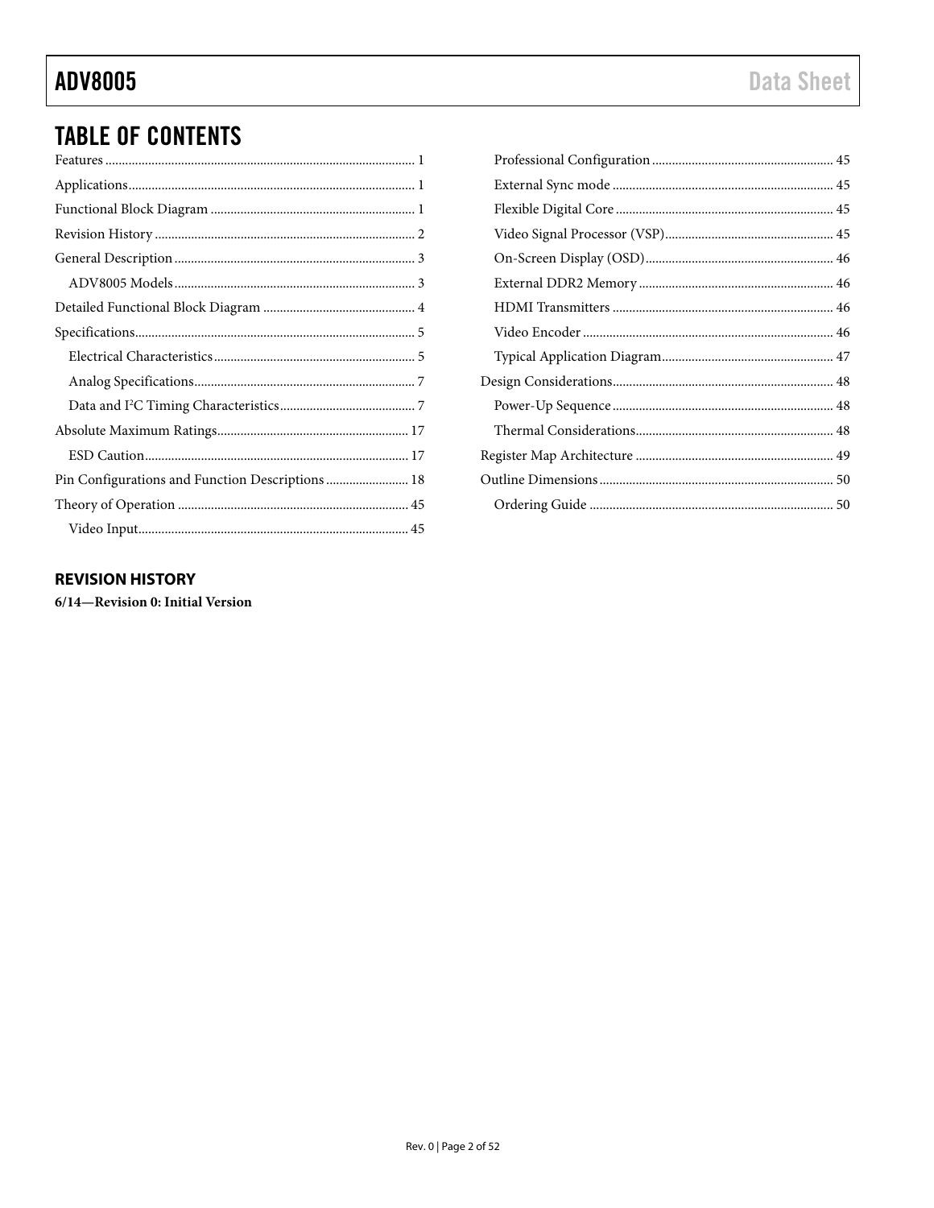## TABLE OF CONTENTS

Features ........................................................................................ 1
Applications.................................................................................. 1
Functional Block Diagram ............................................................ 1
Revision History ............................................................................ 2
General Description ...................................................................... 3
  ADV8005 Models ....................................................................... 3
Detailed Functional Block Diagram ............................................ 4
Specifications.................................................................................. 5
  Electrical Characteristics ............................................................ 5
  Analog Specifications.................................................................. 7
  Data and I²C Timing Characteristics ........................................ 7
Absolute Maximum Ratings........................................................ 17
  ESD Caution............................................................................... 17
Pin Configurations and Function Descriptions ......................... 18
Theory of Operation .................................................................... 45
  Video Input................................................................................. 45
  Professional Configuration ...................................................... 45
  External Sync mode .................................................................. 45
  Flexible Digital Core ................................................................. 45
  Video Signal Processor (VSP).................................................. 45
  On-Screen Display (OSD)........................................................ 46
  External DDR2 Memory .......................................................... 46
  HDMI Transmitters .................................................................. 46
  Video Encoder ........................................................................... 46
  Typical Application Diagram................................................... 47
Design Considerations.................................................................. 48
  Power-Up Sequence .................................................................. 48
  Thermal Considerations........................................................... 48
Register Map Architecture ........................................................... 49
Outline Dimensions...................................................................... 50
  Ordering Guide ......................................................................... 50

### REVISION HISTORY

**6/14—Revision 0: Initial Version**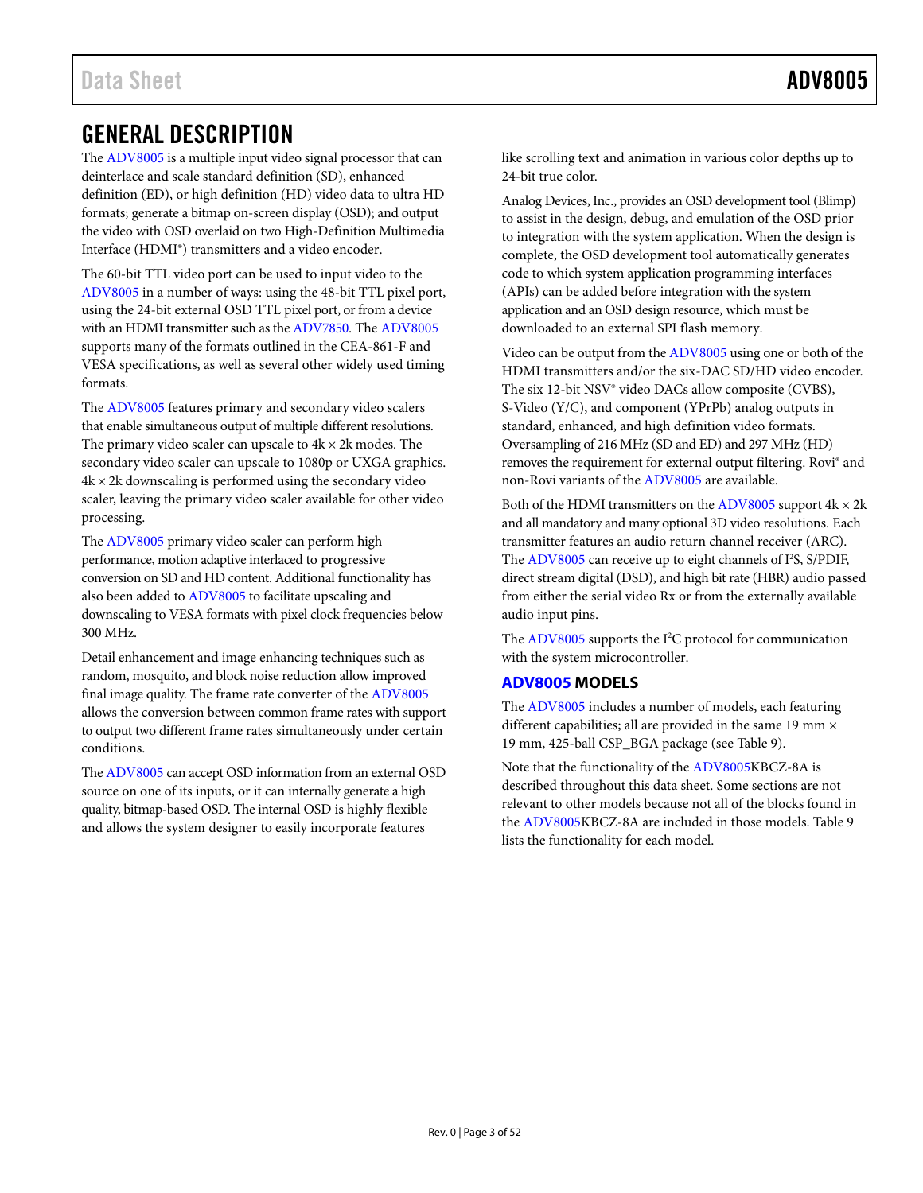## GENERAL DESCRIPTION

The ADV8005 is a multiple input video signal processor that can deinterlace and scale standard definition (SD), enhanced definition (ED), or high definition (HD) video data to ultra HD formats; generate a bitmap on-screen display (OSD); and output the video with OSD overlaid on two High-Definition Multimedia Interface (HDMI®) transmitters and a video encoder.

The 60-bit TTL video port can be used to input video to the ADV8005 in a number of ways: using the 48-bit TTL pixel port, using the 24-bit external OSD TTL pixel port, or from a device with an HDMI transmitter such as the ADV7850. The ADV8005 supports many of the formats outlined in the CEA-861-F and VESA specifications, as well as several other widely used timing formats.

The ADV8005 features primary and secondary video scalers that enable simultaneous output of multiple different resolutions. The primary video scaler can upscale to 4k × 2k modes. The secondary video scaler can upscale to 1080p or UXGA graphics. 4k × 2k downscaling is performed using the secondary video scaler, leaving the primary video scaler available for other video processing.

The ADV8005 primary video scaler can perform high performance, motion adaptive interlaced to progressive conversion on SD and HD content. Additional functionality has also been added to ADV8005 to facilitate upscaling and downscaling to VESA formats with pixel clock frequencies below 300 MHz.

Detail enhancement and image enhancing techniques such as random, mosquito, and block noise reduction allow improved final image quality. The frame rate converter of the ADV8005 allows the conversion between common frame rates with support to output two different frame rates simultaneously under certain conditions.

The ADV8005 can accept OSD information from an external OSD source on one of its inputs, or it can internally generate a high quality, bitmap-based OSD. The internal OSD is highly flexible and allows the system designer to easily incorporate features like scrolling text and animation in various color depths up to 24-bit true color.

Analog Devices, Inc., provides an OSD development tool (Blimp) to assist in the design, debug, and emulation of the OSD prior to integration with the system application. When the design is complete, the OSD development tool automatically generates code to which system application programming interfaces (APIs) can be added before integration with the system application and an OSD design resource, which must be downloaded to an external SPI flash memory.

Video can be output from the ADV8005 using one or both of the HDMI transmitters and/or the six-DAC SD/HD video encoder. The six 12-bit NSV® video DACs allow composite (CVBS), S-Video (Y/C), and component (YPrPb) analog outputs in standard, enhanced, and high definition video formats. Oversampling of 216 MHz (SD and ED) and 297 MHz (HD) removes the requirement for external output filtering. Rovi® and non-Rovi variants of the ADV8005 are available.

Both of the HDMI transmitters on the ADV8005 support 4k × 2k and all mandatory and many optional 3D video resolutions. Each transmitter features an audio return channel receiver (ARC). The ADV8005 can receive up to eight channels of I²S, S/PDIF, direct stream digital (DSD), and high bit rate (HBR) audio passed from either the serial video Rx or from the externally available audio input pins.

The ADV8005 supports the I²C protocol for communication with the system microcontroller.

### ADV8005 MODELS

The ADV8005 includes a number of models, each featuring different capabilities; all are provided in the same 19 mm × 19 mm, 425-ball CSP_BGA package (see Table 9).

Note that the functionality of the ADV8005KBCZ-8A is described throughout this data sheet. Some sections are not relevant to other models because not all of the blocks found in the ADV8005KBCZ-8A are included in those models. Table 9 lists the functionality for each model.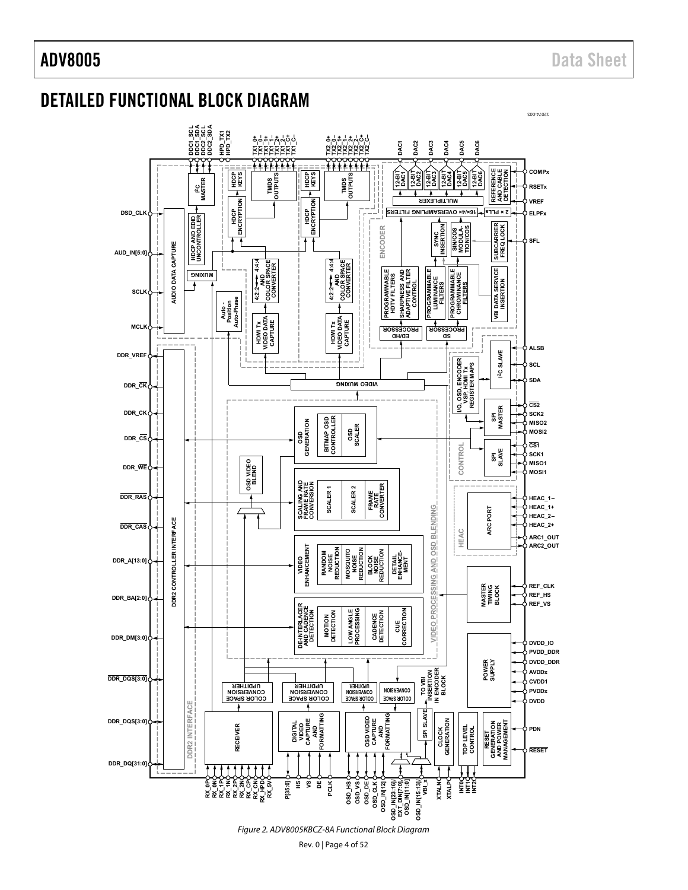## DETAILED FUNCTIONAL BLOCK DIAGRAM

Figure 2. ADV8005KBCZ-8A Functional Block Diagram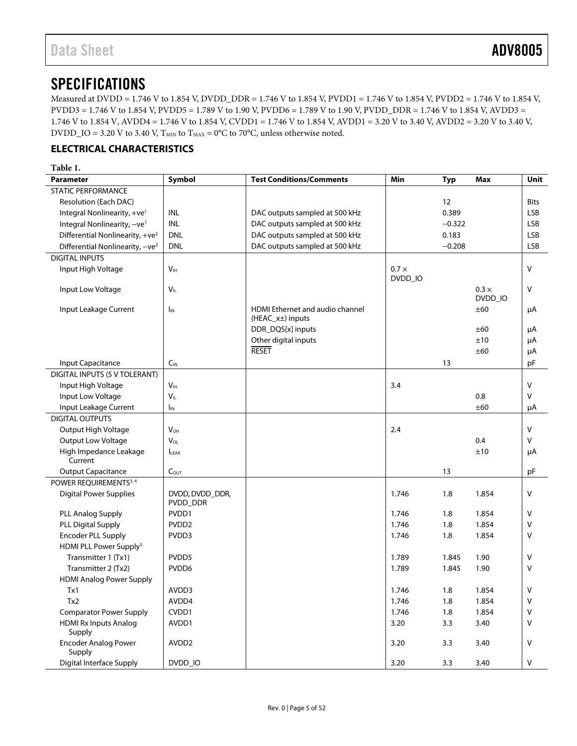# SPECIFICATIONS

Measured at DVDD = 1.746 V to 1.854 V, DVDD_DDR = 1.746 V to 1.854 V, PVDD1 = 1.746 V to 1.854 V, PVDD2 = 1.746 V to 1.854 V, PVDD3 = 1.746 V to 1.854 V, PVDD5 = 1.789 V to 1.90 V, PVDD6 = 1.789 V to 1.90 V, PVDD_DDR = 1.746 V to 1.854 V, AVDD3 = 1.746 V to 1.854 V, AVDD4 = 1.746 V to 1.854 V, CVDD1 = 1.746 V to 1.854 V, AVDD1 = 3.20 V to 3.40 V, AVDD2 = 3.20 V to 3.40 V, DVDD_IO = 3.20 V to 3.40 V, $T_{MIN}$ to $T_{MAX}$ = 0°C to 70°C, unless otherwise noted.

## ELECTRICAL CHARACTERISTICS

**Table 1.**

| Parameter | Symbol | Test Conditions/Comments | Min | Typ | Max | Unit |
|---|---|---|---|---|---|---|
| STATIC PERFORMANCE | | | | | | |
| Resolution (Each DAC) | | | | 12 | | Bits |
| Integral Nonlinearity, +ve[1] | INL | DAC outputs sampled at 500 kHz | | 0.389 | | LSB |
| Integral Nonlinearity, −ve[1] | INL | DAC outputs sampled at 500 kHz | | −0.322 | | LSB |
| Differential Nonlinearity, +ve[2] | DNL | DAC outputs sampled at 500 kHz | | 0.183 | | LSB |
| Differential Nonlinearity, −ve[2] | DNL | DAC outputs sampled at 500 kHz | | −0.208 | | LSB |
| DIGITAL INPUTS | | | | | | |
| Input High Voltage | $V_{IH}$ | | 0.7 × DVDD_IO | | | V |
| Input Low Voltage | $V_{IL}$ | | | | 0.3 × DVDD_IO | V |
| Input Leakage Current | $I_{IN}$ | HDMI Ethernet and audio channel (HEAC_x±) inputs | | | ±60 | µA |
| | | DDR_DQS[x] inputs | | | ±60 | µA |
| | | Other digital inputs | | | ±10 | µA |
| | | $\overline{\text{RESET}}$ | | | ±60 | µA |
| Input Capacitance | $C_{IN}$ | | | 13 | | pF |
| DIGITAL INPUTS (5 V TOLERANT) | | | | | | |
| Input High Voltage | $V_{IH}$ | | 3.4 | | | V |
| Input Low Voltage | $V_{IL}$ | | | | 0.8 | V |
| Input Leakage Current | $I_{IN}$ | | | | ±60 | µA |
| DIGITAL OUTPUTS | | | | | | |
| Output High Voltage | $V_{OH}$ | | 2.4 | | | V |
| Output Low Voltage | $V_{OL}$ | | | | 0.4 | V |
| High Impedance Leakage Current | $I_{LEAK}$ | | | | ±10 | µA |
| Output Capacitance | $C_{OUT}$ | | | 13 | | pF |
| POWER REQUIREMENTS[3, 4] | | | | | | |
| Digital Power Supplies | DVDD, DVDD_DDR, PVDD_DDR | | 1.746 | 1.8 | 1.854 | V |
| PLL Analog Supply | PVDD1 | | 1.746 | 1.8 | 1.854 | V |
| PLL Digital Supply | PVDD2 | | 1.746 | 1.8 | 1.854 | V |
| Encoder PLL Supply | PVDD3 | | 1.746 | 1.8 | 1.854 | V |
| HDMI PLL Power Supply[5] | | | | | | |
| Transmitter 1 (Tx1) | PVDD5 | | 1.789 | 1.845 | 1.90 | V |
| Transmitter 2 (Tx2) | PVDD6 | | 1.789 | 1.845 | 1.90 | V |
| HDMI Analog Power Supply | | | | | | |
| Tx1 | AVDD3 | | 1.746 | 1.8 | 1.854 | V |
| Tx2 | AVDD4 | | 1.746 | 1.8 | 1.854 | V |
| Comparator Power Supply | CVDD1 | | 1.746 | 1.8 | 1.854 | V |
| HDMI Rx Inputs Analog Supply | AVDD1 | | 3.20 | 3.3 | 3.40 | V |
| Encoder Analog Power Supply | AVDD2 | | 3.20 | 3.3 | 3.40 | V |
| Digital Interface Supply | DVDD_IO | | 3.20 | 3.3 | 3.40 | V |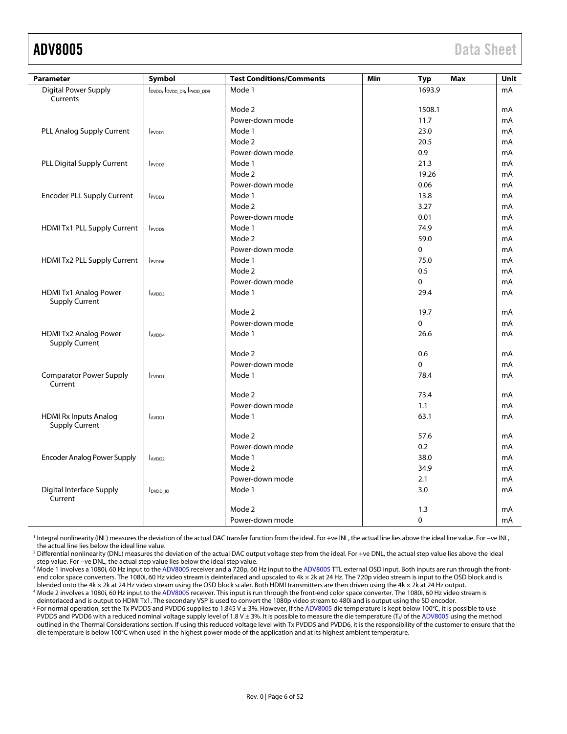| Parameter | Symbol | Test Conditions/Comments | Min | Typ | Max | Unit |
|---|---|---|---|---|---|---|
| Digital Power Supply Currents | $I_{DVDD}$, $I_{DVDD\_DR}$, $I_{PVDD\_DDR}$ | Mode 1 | | 1693.9 | | mA |
| | | Mode 2 | | 1508.1 | | mA |
| | | Power-down mode | | 11.7 | | mA |
| PLL Analog Supply Current | $I_{PVDD1}$ | Mode 1 | | 23.0 | | mA |
| | | Mode 2 | | 20.5 | | mA |
| | | Power-down mode | | 0.9 | | mA |
| PLL Digital Supply Current | $I_{PVDD2}$ | Mode 1 | | 21.3 | | mA |
| | | Mode 2 | | 19.26 | | mA |
| | | Power-down mode | | 0.06 | | mA |
| Encoder PLL Supply Current | $I_{PVDD3}$ | Mode 1 | | 13.8 | | mA |
| | | Mode 2 | | 3.27 | | mA |
| | | Power-down mode | | 0.01 | | mA |
| HDMI Tx1 PLL Supply Current | $I_{PVDD5}$ | Mode 1 | | 74.9 | | mA |
| | | Mode 2 | | 59.0 | | mA |
| | | Power-down mode | | 0 | | mA |
| HDMI Tx2 PLL Supply Current | $I_{PVDD6}$ | Mode 1 | | 75.0 | | mA |
| | | Mode 2 | | 0.5 | | mA |
| | | Power-down mode | | 0 | | mA |
| HDMI Tx1 Analog Power Supply Current | $I_{AVDD3}$ | Mode 1 | | 29.4 | | mA |
| | | Mode 2 | | 19.7 | | mA |
| | | Power-down mode | | 0 | | mA |
| HDMI Tx2 Analog Power Supply Current | $I_{AVDD4}$ | Mode 1 | | 26.6 | | mA |
| | | Mode 2 | | 0.6 | | mA |
| | | Power-down mode | | 0 | | mA |
| Comparator Power Supply Current | $I_{CVDD1}$ | Mode 1 | | 78.4 | | mA |
| | | Mode 2 | | 73.4 | | mA |
| | | Power-down mode | | 1.1 | | mA |
| HDMI Rx Inputs Analog Supply Current | $I_{AVDD1}$ | Mode 1 | | 63.1 | | mA |
| | | Mode 2 | | 57.6 | | mA |
| | | Power-down mode | | 0.2 | | mA |
| Encoder Analog Power Supply | $I_{AVDD2}$ | Mode 1 | | 38.0 | | mA |
| | | Mode 2 | | 34.9 | | mA |
| | | Power-down mode | | 2.1 | | mA |
| Digital Interface Supply Current | $I_{DVDD\_IO}$ | Mode 1 | | 3.0 | | mA |
| | | Mode 2 | | 1.3 | | mA |
| | | Power-down mode | | 0 | | mA |

[1] Integral nonlinearity (INL) measures the deviation of the actual DAC transfer function from the ideal. For +ve INL, the actual line lies above the ideal line value. For −ve INL, the actual line lies below the ideal line value.

[2] Differential nonlinearity (DNL) measures the deviation of the actual DAC output voltage step from the ideal. For +ve DNL, the actual step value lies above the ideal step value. For −ve DNL, the actual step value lies below the ideal step value.

[3] Mode 1 involves a 1080i, 60 Hz input to the ADV8005 receiver and a 720p, 60 Hz input to the ADV8005 TTL external OSD input. Both inputs are run through the front-end color space converters. The 1080i, 60 Hz video stream is deinterlaced and upscaled to 4k × 2k at 24 Hz. The 720p video stream is input to the OSD block and is blended onto the 4k × 2k at 24 Hz video stream using the OSD block scaler. Both HDMI transmitters are then driven using the 4k × 2k at 24 Hz output.

[4] Mode 2 involves a 1080i, 60 Hz input to the ADV8005 receiver. This input is run through the front-end color space converter. The 1080i, 60 Hz video stream is deinterlaced and is output to HDMI Tx1. The secondary VSP is used to convert the 1080p video stream to 480i and is output using the SD encoder.

[5] For normal operation, set the Tx PVDD5 and PVDD6 supplies to 1.845 V ± 3%. However, if the ADV8005 die temperature is kept below 100°C, it is possible to use PVDD5 and PVDD6 with a reduced nominal voltage supply level of 1.8 V ± 3%. It is possible to measure the die temperature ($T_J$) of the ADV8005 using the method outlined in the Thermal Considerations section. If using this reduced voltage level with Tx PVDD5 and PVDD6, it is the responsibility of the customer to ensure that the die temperature is below 100°C when used in the highest power mode of the application and at its highest ambient temperature.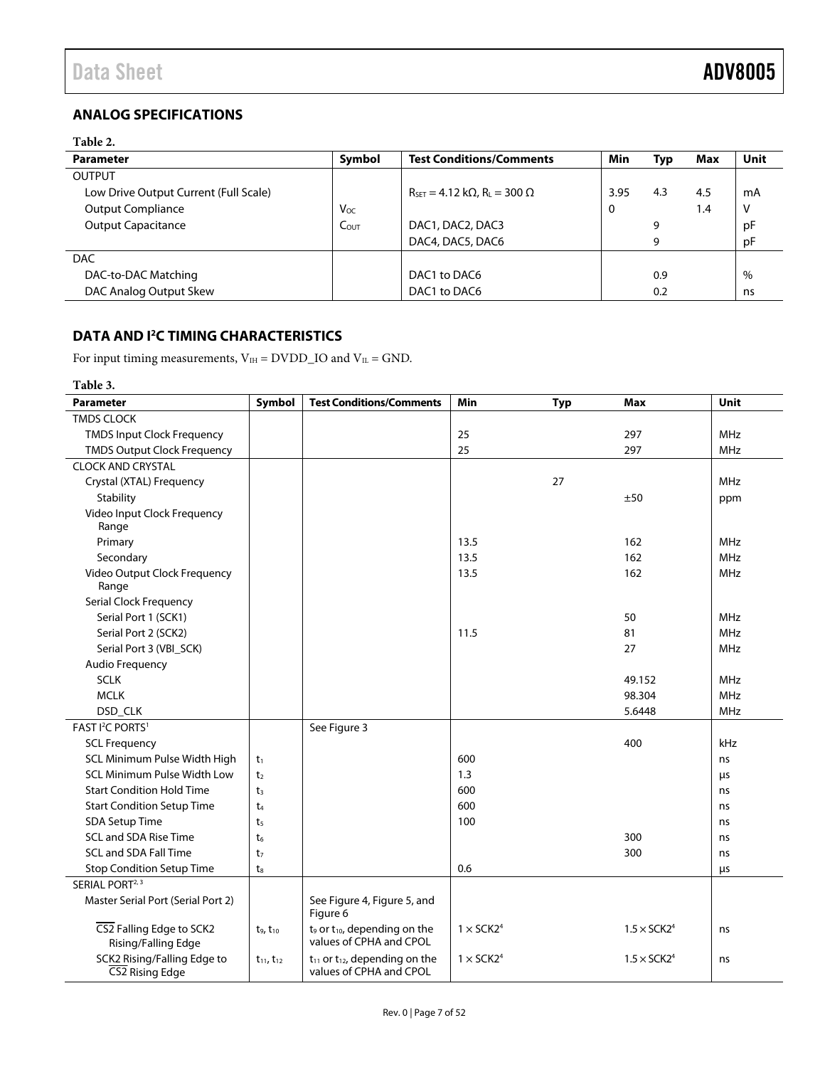## ANALOG SPECIFICATIONS

**Table 2.**

| Parameter | Symbol | Test Conditions/Comments | Min | Typ | Max | Unit |
|---|---|---|---|---|---|---|
| OUTPUT | | | | | | |
| Low Drive Output Current (Full Scale) | | $R_{SET}$ = 4.12 kΩ, $R_L$ = 300 Ω | 3.95 | 4.3 | 4.5 | mA |
| Output Compliance | $V_{OC}$ | | 0 | | 1.4 | V |
| Output Capacitance | $C_{OUT}$ | DAC1, DAC2, DAC3 | | 9 | | pF |
| | | DAC4, DAC5, DAC6 | | 9 | | pF |
| DAC | | | | | | |
| DAC-to-DAC Matching | | DAC1 to DAC6 | | 0.9 | | % |
| DAC Analog Output Skew | | DAC1 to DAC6 | | 0.2 | | ns |

## DATA AND I²C TIMING CHARACTERISTICS

For input timing measurements, $V_{IH}$ = DVDD_IO and $V_{IL}$ = GND.

**Table 3.**

| Parameter | Symbol | Test Conditions/Comments | Min | Typ | Max | Unit |
|---|---|---|---|---|---|---|
| TMDS CLOCK | | | | | | |
| TMDS Input Clock Frequency | | | 25 | | 297 | MHz |
| TMDS Output Clock Frequency | | | 25 | | 297 | MHz |
| CLOCK AND CRYSTAL | | | | | | |
| Crystal (XTAL) Frequency | | | | 27 | | MHz |
| Stability | | | | | ±50 | ppm |
| Video Input Clock Frequency Range | | | | | | |
| Primary | | | 13.5 | | 162 | MHz |
| Secondary | | | 13.5 | | 162 | MHz |
| Video Output Clock Frequency Range | | | 13.5 | | 162 | MHz |
| Serial Clock Frequency | | | | | | |
| Serial Port 1 (SCK1) | | | | | 50 | MHz |
| Serial Port 2 (SCK2) | | | 11.5 | | 81 | MHz |
| Serial Port 3 (VBI_SCK) | | | | | 27 | MHz |
| Audio Frequency | | | | | | |
| SCLK | | | | | 49.152 | MHz |
| MCLK | | | | | 98.304 | MHz |
| DSD_CLK | | | | | 5.6448 | MHz |
| FAST I²C PORTS[1] | | See Figure 3 | | | | |
| SCL Frequency | | | | | 400 | kHz |
| SCL Minimum Pulse Width High | $t_1$ | | 600 | | | ns |
| SCL Minimum Pulse Width Low | $t_2$ | | 1.3 | | | μs |
| Start Condition Hold Time | $t_3$ | | 600 | | | ns |
| Start Condition Setup Time | $t_4$ | | 600 | | | ns |
| SDA Setup Time | $t_5$ | | 100 | | | ns |
| SCL and SDA Rise Time | $t_6$ | | | | 300 | ns |
| SCL and SDA Fall Time | $t_7$ | | | | 300 | ns |
| Stop Condition Setup Time | $t_8$ | | 0.6 | | | μs |
| SERIAL PORT[2,3] | | | | | | |
| Master Serial Port (Serial Port 2) | | See Figure 4, Figure 5, and Figure 6 | | | | |
| $\overline{CS2}$ Falling Edge to SCK2 Rising/Falling Edge | $t_9$, $t_{10}$ | $t_9$ or $t_{10}$, depending on the values of CPHA and CPOL | 1 × SCK2[4] | | 1.5 × SCK2[4] | ns |
| SCK2 Rising/Falling Edge to $\overline{CS2}$ Rising Edge | $t_{11}$, $t_{12}$ | $t_{11}$ or $t_{12}$, depending on the values of CPHA and CPOL | 1 × SCK2[4] | | 1.5 × SCK2[4] | ns |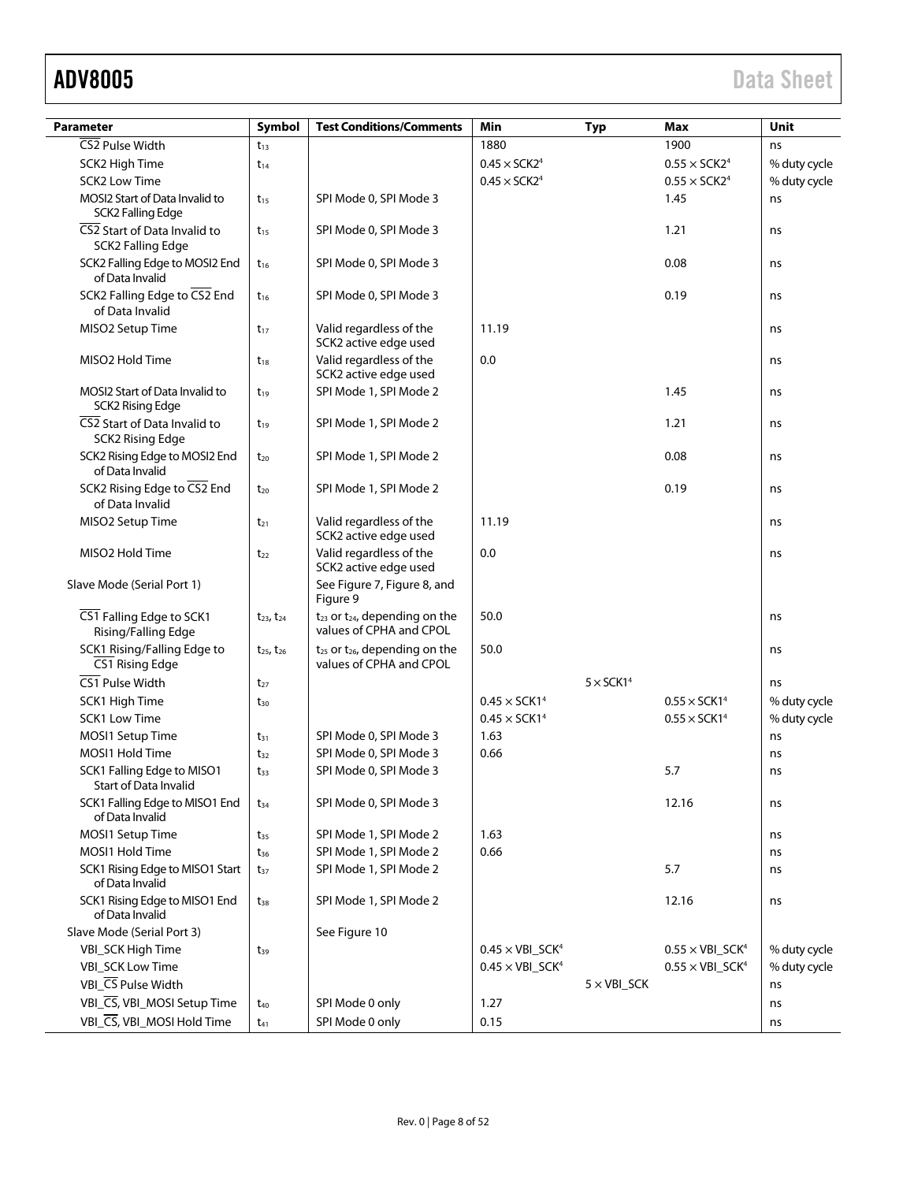| Parameter | Symbol | Test Conditions/Comments | Min | Typ | Max | Unit |
|---|---|---|---|---|---|---|
| $\overline{CS2}$ Pulse Width | $t_{13}$ | | 1880 | | 1900 | ns |
| SCK2 High Time | $t_{14}$ | | $0.45 \times$ SCK2[4] | | $0.55 \times$ SCK2[4] | % duty cycle |
| SCK2 Low Time | | | $0.45 \times$ SCK2[4] | | $0.55 \times$ SCK2[4] | % duty cycle |
| MOSI2 Start of Data Invalid to SCK2 Falling Edge | $t_{15}$ | SPI Mode 0, SPI Mode 3 | | | 1.45 | ns |
| $\overline{CS2}$ Start of Data Invalid to SCK2 Falling Edge | $t_{15}$ | SPI Mode 0, SPI Mode 3 | | | 1.21 | ns |
| SCK2 Falling Edge to MOSI2 End of Data Invalid | $t_{16}$ | SPI Mode 0, SPI Mode 3 | | | 0.08 | ns |
| SCK2 Falling Edge to $\overline{CS2}$ End of Data Invalid | $t_{16}$ | SPI Mode 0, SPI Mode 3 | | | 0.19 | ns |
| MISO2 Setup Time | $t_{17}$ | Valid regardless of the SCK2 active edge used | 11.19 | | | ns |
| MISO2 Hold Time | $t_{18}$ | Valid regardless of the SCK2 active edge used | 0.0 | | | ns |
| MOSI2 Start of Data Invalid to SCK2 Rising Edge | $t_{19}$ | SPI Mode 1, SPI Mode 2 | | | 1.45 | ns |
| $\overline{CS2}$ Start of Data Invalid to SCK2 Rising Edge | $t_{19}$ | SPI Mode 1, SPI Mode 2 | | | 1.21 | ns |
| SCK2 Rising Edge to MOSI2 End of Data Invalid | $t_{20}$ | SPI Mode 1, SPI Mode 2 | | | 0.08 | ns |
| SCK2 Rising Edge to $\overline{CS2}$ End of Data Invalid | $t_{20}$ | SPI Mode 1, SPI Mode 2 | | | 0.19 | ns |
| MISO2 Setup Time | $t_{21}$ | Valid regardless of the SCK2 active edge used | 11.19 | | | ns |
| MISO2 Hold Time | $t_{22}$ | Valid regardless of the SCK2 active edge used | 0.0 | | | ns |
| Slave Mode (Serial Port 1) | | See Figure 7, Figure 8, and Figure 9 | | | | |
| $\overline{CS1}$ Falling Edge to SCK1 Rising/Falling Edge | $t_{23}$, $t_{24}$ | $t_{23}$ or $t_{24}$, depending on the values of CPHA and CPOL | 50.0 | | | ns |
| SCK1 Rising/Falling Edge to $\overline{CS1}$ Rising Edge | $t_{25}$, $t_{26}$ | $t_{25}$ or $t_{26}$, depending on the values of CPHA and CPOL | 50.0 | | | ns |
| $\overline{CS1}$ Pulse Width | $t_{27}$ | | | $5 \times$ SCK1[4] | | ns |
| SCK1 High Time | $t_{30}$ | | $0.45 \times$ SCK1[4] | | $0.55 \times$ SCK1[4] | % duty cycle |
| SCK1 Low Time | | | $0.45 \times$ SCK1[4] | | $0.55 \times$ SCK1[4] | % duty cycle |
| MOSI1 Setup Time | $t_{31}$ | SPI Mode 0, SPI Mode 3 | 1.63 | | | ns |
| MOSI1 Hold Time | $t_{32}$ | SPI Mode 0, SPI Mode 3 | 0.66 | | | ns |
| SCK1 Falling Edge to MISO1 Start of Data Invalid | $t_{33}$ | SPI Mode 0, SPI Mode 3 | | | 5.7 | ns |
| SCK1 Falling Edge to MISO1 End of Data Invalid | $t_{34}$ | SPI Mode 0, SPI Mode 3 | | | 12.16 | ns |
| MOSI1 Setup Time | $t_{35}$ | SPI Mode 1, SPI Mode 2 | 1.63 | | | ns |
| MOSI1 Hold Time | $t_{36}$ | SPI Mode 1, SPI Mode 2 | 0.66 | | | ns |
| SCK1 Rising Edge to MISO1 Start of Data Invalid | $t_{37}$ | SPI Mode 1, SPI Mode 2 | | | 5.7 | ns |
| SCK1 Rising Edge to MISO1 End of Data Invalid | $t_{38}$ | SPI Mode 1, SPI Mode 2 | | | 12.16 | ns |
| Slave Mode (Serial Port 3) | | See Figure 10 | | | | |
| VBI_SCK High Time | $t_{39}$ | | $0.45 \times$ VBI_SCK[4] | | $0.55 \times$ VBI_SCK[4] | % duty cycle |
| VBI_SCK Low Time | | | $0.45 \times$ VBI_SCK[4] | | $0.55 \times$ VBI_SCK[4] | % duty cycle |
| VBI_$\overline{CS}$ Pulse Width | | | | $5 \times$ VBI_SCK | | ns |
| VBI_$\overline{CS}$, VBI_MOSI Setup Time | $t_{40}$ | SPI Mode 0 only | 1.27 | | | ns |
| VBI_$\overline{CS}$, VBI_MOSI Hold Time | $t_{41}$ | SPI Mode 0 only | 0.15 | | | ns |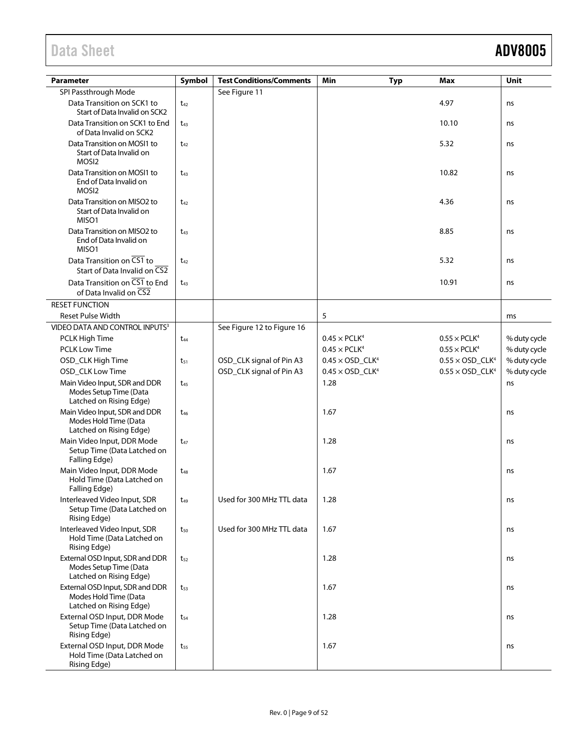| Parameter | Symbol | Test Conditions/Comments | Min | Typ | Max | Unit |
|---|---|---|---|---|---|---|
| SPI Passthrough Mode | | See Figure 11 | | | | |
| Data Transition on SCK1 to Start of Data Invalid on SCK2 | $t_{42}$ | | | | 4.97 | ns |
| Data Transition on SCK1 to End of Data Invalid on SCK2 | $t_{43}$ | | | | 10.10 | ns |
| Data Transition on MOSI1 to Start of Data Invalid on MOSI2 | $t_{42}$ | | | | 5.32 | ns |
| Data Transition on MOSI1 to End of Data Invalid on MOSI2 | $t_{43}$ | | | | 10.82 | ns |
| Data Transition on MISO2 to Start of Data Invalid on MISO1 | $t_{42}$ | | | | 4.36 | ns |
| Data Transition on MISO2 to End of Data Invalid on MISO1 | $t_{43}$ | | | | 8.85 | ns |
| Data Transition on $\overline{\text{CS1}}$ to Start of Data Invalid on $\overline{\text{CS2}}$ | $t_{42}$ | | | | 5.32 | ns |
| Data Transition on $\overline{\text{CS1}}$ to End of Data Invalid on $\overline{\text{CS2}}$ | $t_{43}$ | | | | 10.91 | ns |
| RESET FUNCTION | | | | | | |
| Reset Pulse Width | | | 5 | | | ms |
| VIDEO DATA AND CONTROL INPUTS[3] | | See Figure 12 to Figure 16 | | | | |
| PCLK High Time | $t_{44}$ | | 0.45 × PCLK[4] | | 0.55 × PCLK[4] | % duty cycle |
| PCLK Low Time | | | 0.45 × PCLK[4] | | 0.55 × PCLK[4] | % duty cycle |
| OSD_CLK High Time | $t_{51}$ | OSD_CLK signal of Pin A3 | 0.45 × OSD_CLK[4] | | 0.55 × OSD_CLK[4] | % duty cycle |
| OSD_CLK Low Time | | OSD_CLK signal of Pin A3 | 0.45 × OSD_CLK[4] | | 0.55 × OSD_CLK[4] | % duty cycle |
| Main Video Input, SDR and DDR Modes Setup Time (Data Latched on Rising Edge) | $t_{45}$ | | 1.28 | | | ns |
| Main Video Input, SDR and DDR Modes Hold Time (Data Latched on Rising Edge) | $t_{46}$ | | 1.67 | | | ns |
| Main Video Input, DDR Mode Setup Time (Data Latched on Falling Edge) | $t_{47}$ | | 1.28 | | | ns |
| Main Video Input, DDR Mode Hold Time (Data Latched on Falling Edge) | $t_{48}$ | | 1.67 | | | ns |
| Interleaved Video Input, SDR Setup Time (Data Latched on Rising Edge) | $t_{49}$ | Used for 300 MHz TTL data | 1.28 | | | ns |
| Interleaved Video Input, SDR Hold Time (Data Latched on Rising Edge) | $t_{50}$ | Used for 300 MHz TTL data | 1.67 | | | ns |
| External OSD Input, SDR and DDR Modes Setup Time (Data Latched on Rising Edge) | $t_{52}$ | | 1.28 | | | ns |
| External OSD Input, SDR and DDR Modes Hold Time (Data Latched on Rising Edge) | $t_{53}$ | | 1.67 | | | ns |
| External OSD Input, DDR Mode Setup Time (Data Latched on Rising Edge) | $t_{54}$ | | 1.28 | | | ns |
| External OSD Input, DDR Mode Hold Time (Data Latched on Rising Edge) | $t_{55}$ | | 1.67 | | | ns |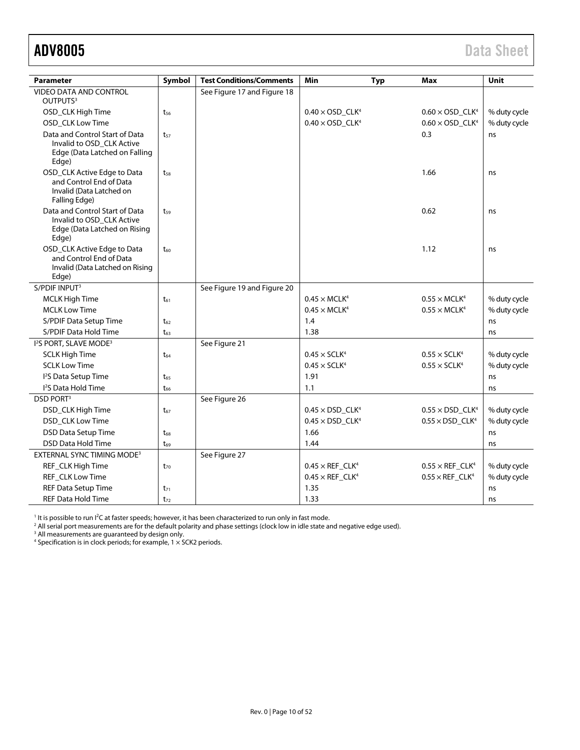| Parameter | Symbol | Test Conditions/Comments | Min | Typ | Max | Unit |
|---|---|---|---|---|---|---|
| VIDEO DATA AND CONTROL OUTPUTS[3] | | See Figure 17 and Figure 18 | | | | |
| OSD_CLK High Time | $t_{56}$ | | 0.40 × OSD_CLK[4] | | 0.60 × OSD_CLK[4] | % duty cycle |
| OSD_CLK Low Time | | | 0.40 × OSD_CLK[4] | | 0.60 × OSD_CLK[4] | % duty cycle |
| Data and Control Start of Data Invalid to OSD_CLK Active Edge (Data Latched on Falling Edge) | $t_{57}$ | | | | 0.3 | ns |
| OSD_CLK Active Edge to Data and Control End of Data Invalid (Data Latched on Falling Edge) | $t_{58}$ | | | | 1.66 | ns |
| Data and Control Start of Data Invalid to OSD_CLK Active Edge (Data Latched on Rising Edge) | $t_{59}$ | | | | 0.62 | ns |
| OSD_CLK Active Edge to Data and Control End of Data Invalid (Data Latched on Rising Edge) | $t_{60}$ | | | | 1.12 | ns |
| S/PDIF INPUT[3] | | See Figure 19 and Figure 20 | | | | |
| MCLK High Time | $t_{61}$ | | 0.45 × MCLK[4] | | 0.55 × MCLK[4] | % duty cycle |
| MCLK Low Time | | | 0.45 × MCLK[4] | | 0.55 × MCLK[4] | % duty cycle |
| S/PDIF Data Setup Time | $t_{62}$ | | 1.4 | | | ns |
| S/PDIF Data Hold Time | $t_{63}$ | | 1.38 | | | ns |
| I²S PORT, SLAVE MODE[3] | | See Figure 21 | | | | |
| SCLK High Time | $t_{64}$ | | 0.45 × SCLK[4] | | 0.55 × SCLK[4] | % duty cycle |
| SCLK Low Time | | | 0.45 × SCLK[4] | | 0.55 × SCLK[4] | % duty cycle |
| I²S Data Setup Time | $t_{65}$ | | 1.91 | | | ns |
| I²S Data Hold Time | $t_{66}$ | | 1.1 | | | ns |
| DSD PORT[3] | | See Figure 26 | | | | |
| DSD_CLK High Time | $t_{67}$ | | 0.45 × DSD_CLK[4] | | 0.55 × DSD_CLK[4] | % duty cycle |
| DSD_CLK Low Time | | | 0.45 × DSD_CLK[4] | | 0.55 × DSD_CLK[4] | % duty cycle |
| DSD Data Setup Time | $t_{68}$ | | 1.66 | | | ns |
| DSD Data Hold Time | $t_{69}$ | | 1.44 | | | ns |
| EXTERNAL SYNC TIMING MODE[3] | | See Figure 27 | | | | |
| REF_CLK High Time | $t_{70}$ | | 0.45 × REF_CLK[4] | | 0.55 × REF_CLK[4] | % duty cycle |
| REF_CLK Low Time | | | 0.45 × REF_CLK[4] | | 0.55 × REF_CLK[4] | % duty cycle |
| REF Data Setup Time | $t_{71}$ | | 1.35 | | | ns |
| REF Data Hold Time | $t_{72}$ | | 1.33 | | | ns |

[1] It is possible to run I²C at faster speeds; however, it has been characterized to run only in fast mode.
[2] All serial port measurements are for the default polarity and phase settings (clock low in idle state and negative edge used).
[3] All measurements are guaranteed by design only.
[4] Specification is in clock periods; for example, 1 × SCK2 periods.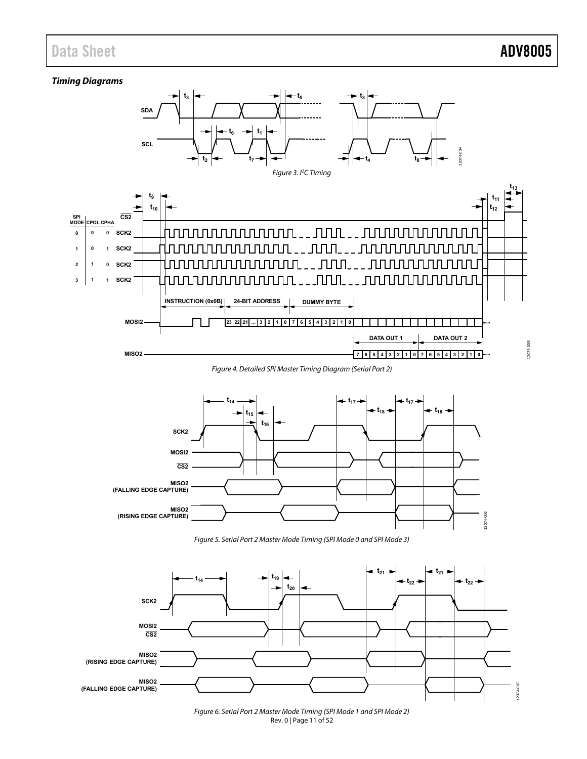### Timing Diagrams

Figure 3. I[2]C Timing

Figure 4. Detailed SPI Master Timing Diagram (Serial Port 2)

Figure 5. Serial Port 2 Master Mode Timing (SPI Mode 0 and SPI Mode 3)

Figure 6. Serial Port 2 Master Mode Timing (SPI Mode 1 and SPI Mode 2)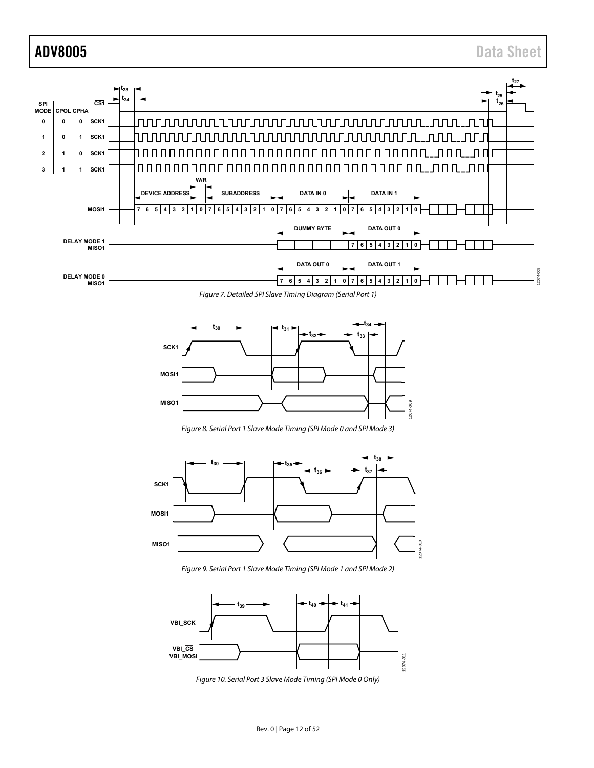Figure 7. Detailed SPI Slave Timing Diagram (Serial Port 1)

Figure 8. Serial Port 1 Slave Mode Timing (SPI Mode 0 and SPI Mode 3)

Figure 9. Serial Port 1 Slave Mode Timing (SPI Mode 1 and SPI Mode 2)

Figure 10. Serial Port 3 Slave Mode Timing (SPI Mode 0 Only)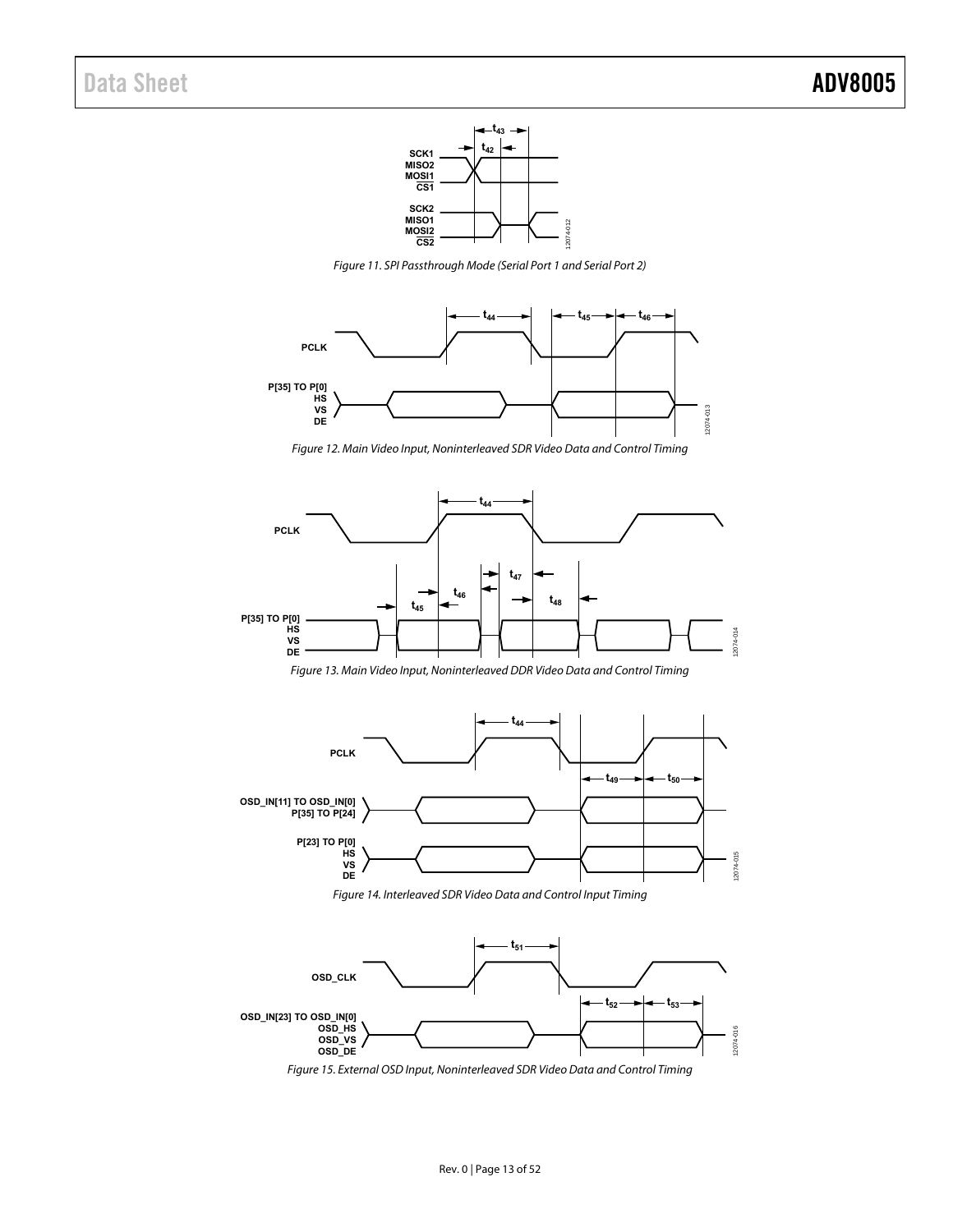Figure 11. SPI Passthrough Mode (Serial Port 1 and Serial Port 2)

Figure 12. Main Video Input, Noninterleaved SDR Video Data and Control Timing

Figure 13. Main Video Input, Noninterleaved DDR Video Data and Control Timing

Figure 14. Interleaved SDR Video Data and Control Input Timing

Figure 15. External OSD Input, Noninterleaved SDR Video Data and Control Timing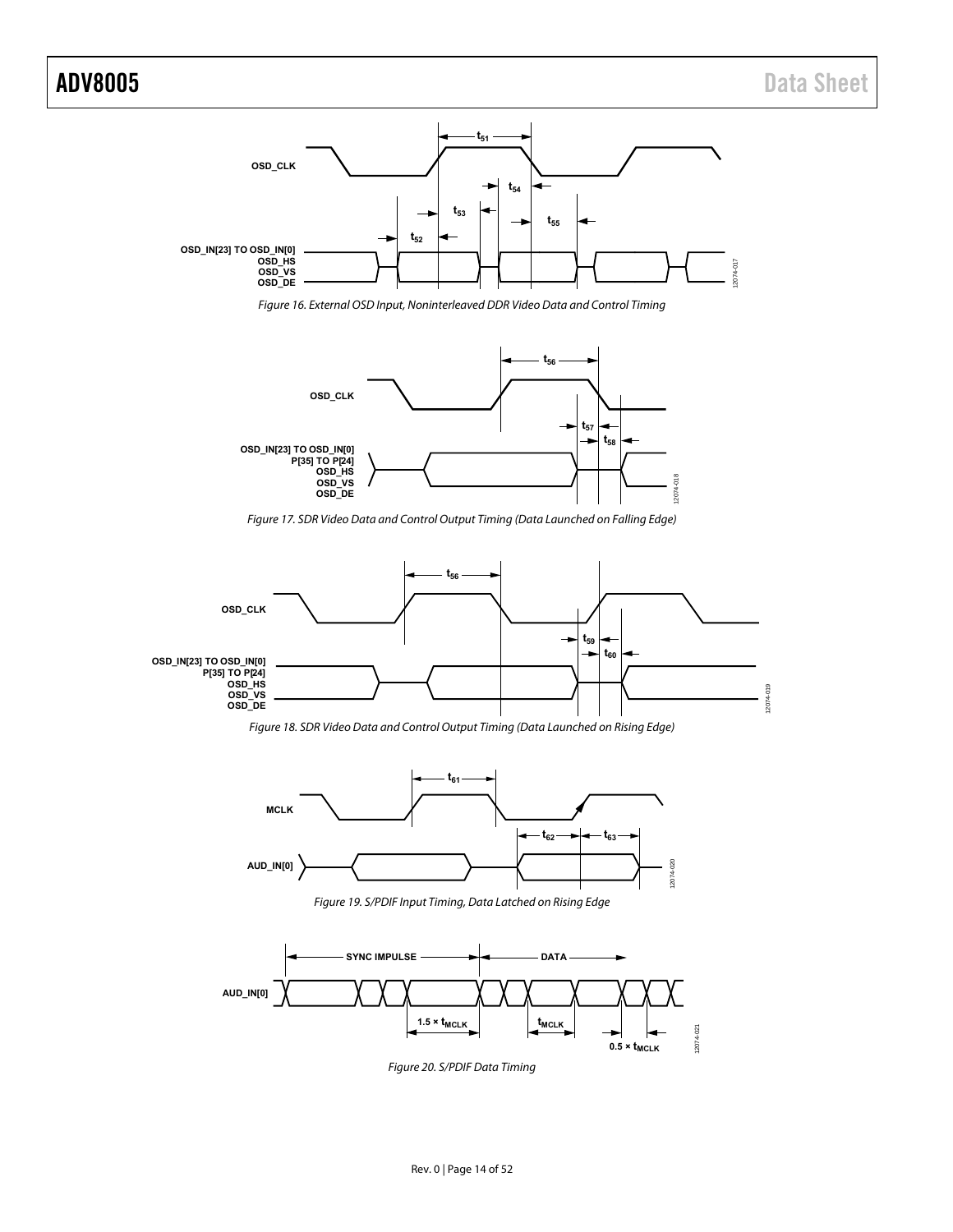Figure 16. External OSD Input, Noninterleaved DDR Video Data and Control Timing

Figure 17. SDR Video Data and Control Output Timing (Data Launched on Falling Edge)

Figure 18. SDR Video Data and Control Output Timing (Data Launched on Rising Edge)

Figure 19. S/PDIF Input Timing, Data Latched on Rising Edge

Figure 20. S/PDIF Data Timing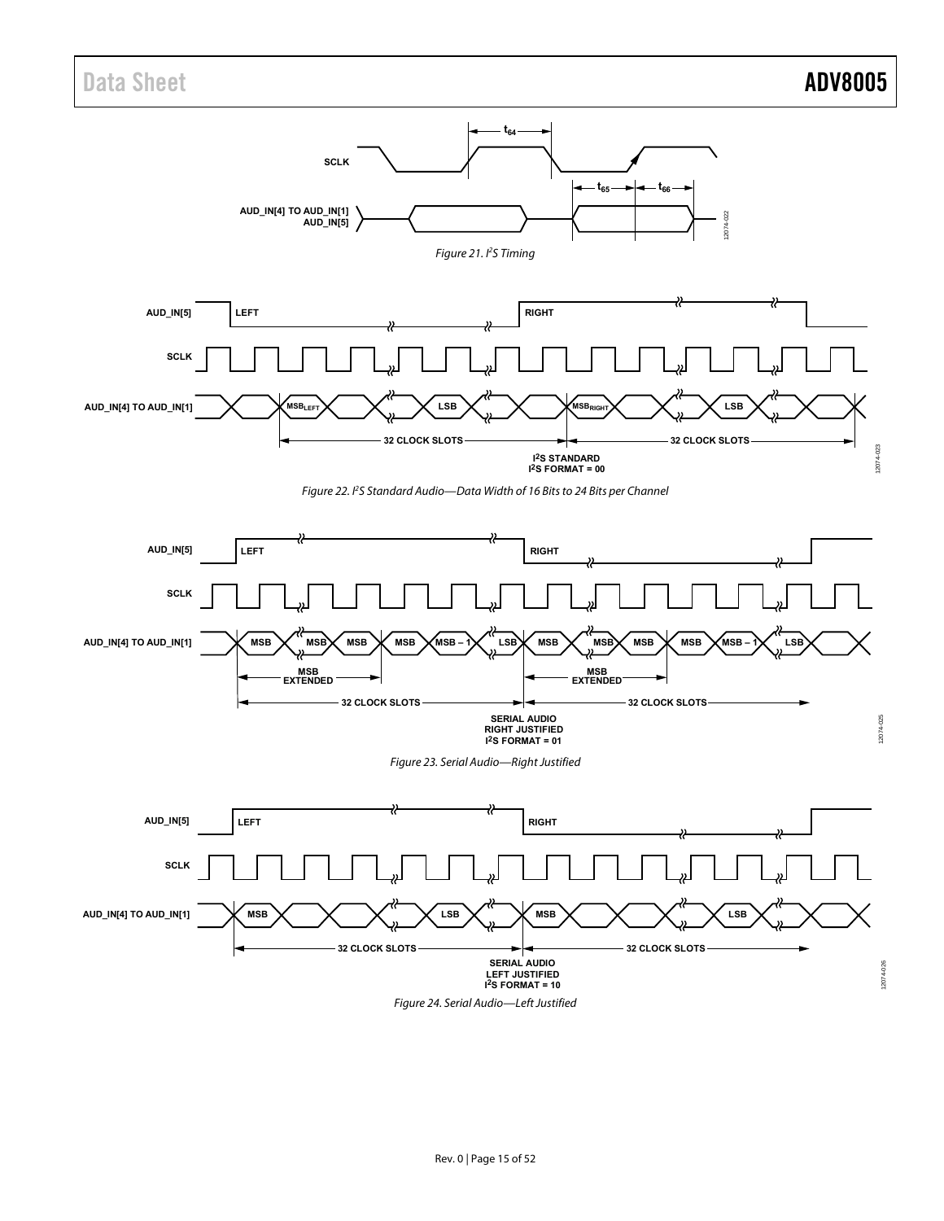Figure 21. I²S Timing

Figure 22. I²S Standard Audio—Data Width of 16 Bits to 24 Bits per Channel

Figure 23. Serial Audio—Right Justified

Figure 24. Serial Audio—Left Justified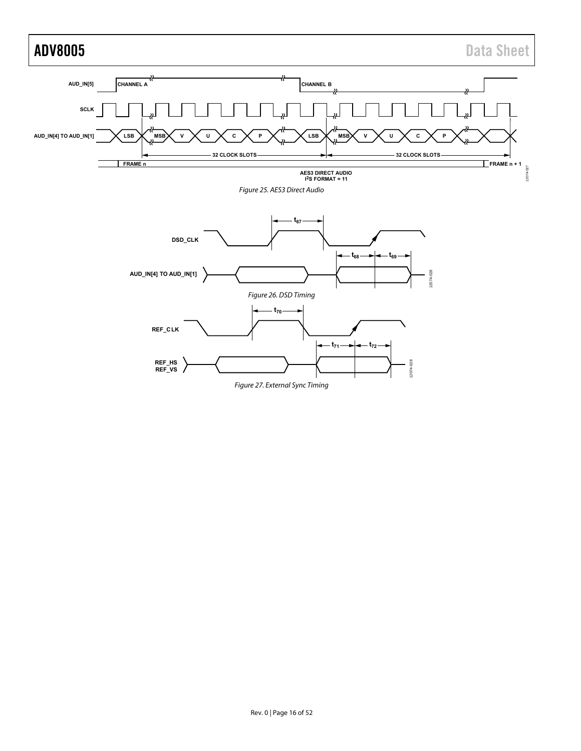Figure 25. AES3 Direct Audio

Figure 26. DSD Timing

Figure 27. External Sync Timing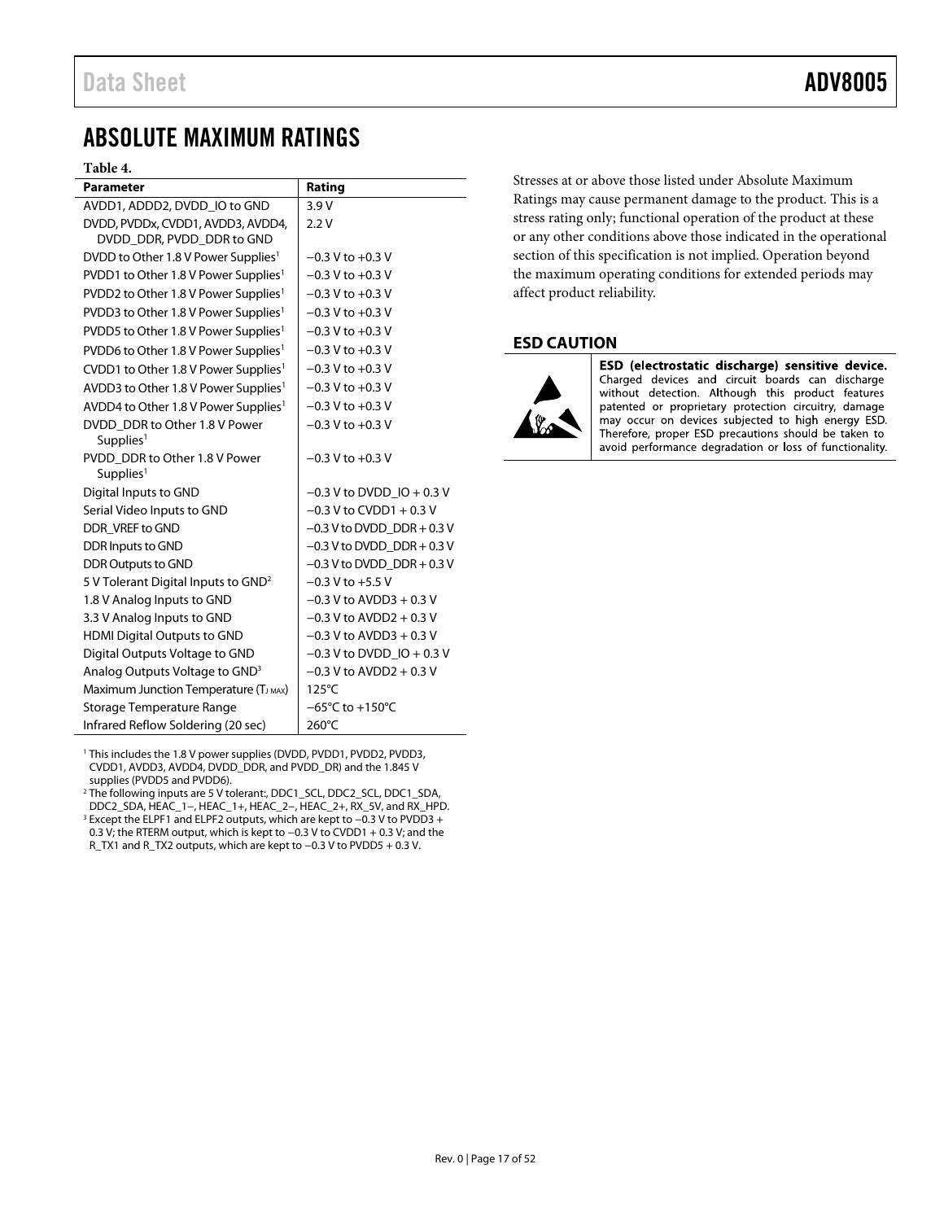# ABSOLUTE MAXIMUM RATINGS

**Table 4.**

| Parameter | Rating |
|---|---|
| AVDD1, ADDD2, DVDD_IO to GND | 3.9 V |
| DVDD, PVDDx, CVDD1, AVDD3, AVDD4, DVDD_DDR, PVDD_DDR to GND | 2.2 V |
| DVDD to Other 1.8 V Power Supplies[1] | −0.3 V to +0.3 V |
| PVDD1 to Other 1.8 V Power Supplies[1] | −0.3 V to +0.3 V |
| PVDD2 to Other 1.8 V Power Supplies[1] | −0.3 V to +0.3 V |
| PVDD3 to Other 1.8 V Power Supplies[1] | −0.3 V to +0.3 V |
| PVDD5 to Other 1.8 V Power Supplies[1] | −0.3 V to +0.3 V |
| PVDD6 to Other 1.8 V Power Supplies[1] | −0.3 V to +0.3 V |
| CVDD1 to Other 1.8 V Power Supplies[1] | −0.3 V to +0.3 V |
| AVDD3 to Other 1.8 V Power Supplies[1] | −0.3 V to +0.3 V |
| AVDD4 to Other 1.8 V Power Supplies[1] | −0.3 V to +0.3 V |
| DVDD_DDR to Other 1.8 V Power Supplies[1] | −0.3 V to +0.3 V |
| PVDD_DDR to Other 1.8 V Power Supplies[1] | −0.3 V to +0.3 V |
| Digital Inputs to GND | −0.3 V to DVDD_IO + 0.3 V |
| Serial Video Inputs to GND | −0.3 V to CVDD1 + 0.3 V |
| DDR_VREF to GND | −0.3 V to DVDD_DDR + 0.3 V |
| DDR Inputs to GND | −0.3 V to DVDD_DDR + 0.3 V |
| DDR Outputs to GND | −0.3 V to DVDD_DDR + 0.3 V |
| 5 V Tolerant Digital Inputs to GND[2] | −0.3 V to +5.5 V |
| 1.8 V Analog Inputs to GND | −0.3 V to AVDD3 + 0.3 V |
| 3.3 V Analog Inputs to GND | −0.3 V to AVDD2 + 0.3 V |
| HDMI Digital Outputs to GND | −0.3 V to AVDD3 + 0.3 V |
| Digital Outputs Voltage to GND | −0.3 V to DVDD_IO + 0.3 V |
| Analog Outputs Voltage to GND[3] | −0.3 V to AVDD2 + 0.3 V |
| Maximum Junction Temperature ($T_{J\ MAX}$) | 125°C |
| Storage Temperature Range | −65°C to +150°C |
| Infrared Reflow Soldering (20 sec) | 260°C |

[1] This includes the 1.8 V power supplies (DVDD, PVDD1, PVDD2, PVDD3, CVDD1, AVDD3, AVDD4, DVDD_DDR, and PVDD_DR) and the 1.845 V supplies (PVDD5 and PVDD6).

[2] The following inputs are 5 V tolerant:, DDC1_SCL, DDC2_SCL, DDC1_SDA, DDC2_SDA, HEAC_1−, HEAC_1+, HEAC_2−, HEAC_2+, RX_5V, and RX_HPD.

[3] Except the ELPF1 and ELPF2 outputs, which are kept to −0.3 V to PVDD3 + 0.3 V; the RTERM output, which is kept to −0.3 V to CVDD1 + 0.3 V; and the R_TX1 and R_TX2 outputs, which are kept to −0.3 V to PVDD5 + 0.3 V.

Stresses at or above those listed under Absolute Maximum Ratings may cause permanent damage to the product. This is a stress rating only; functional operation of the product at these or any other conditions above those indicated in the operational section of this specification is not implied. Operation beyond the maximum operating conditions for extended periods may affect product reliability.

## ESD CAUTION

**ESD (electrostatic discharge) sensitive device.** Charged devices and circuit boards can discharge without detection. Although this product features patented or proprietary protection circuitry, damage may occur on devices subjected to high energy ESD. Therefore, proper ESD precautions should be taken to avoid performance degradation or loss of functionality.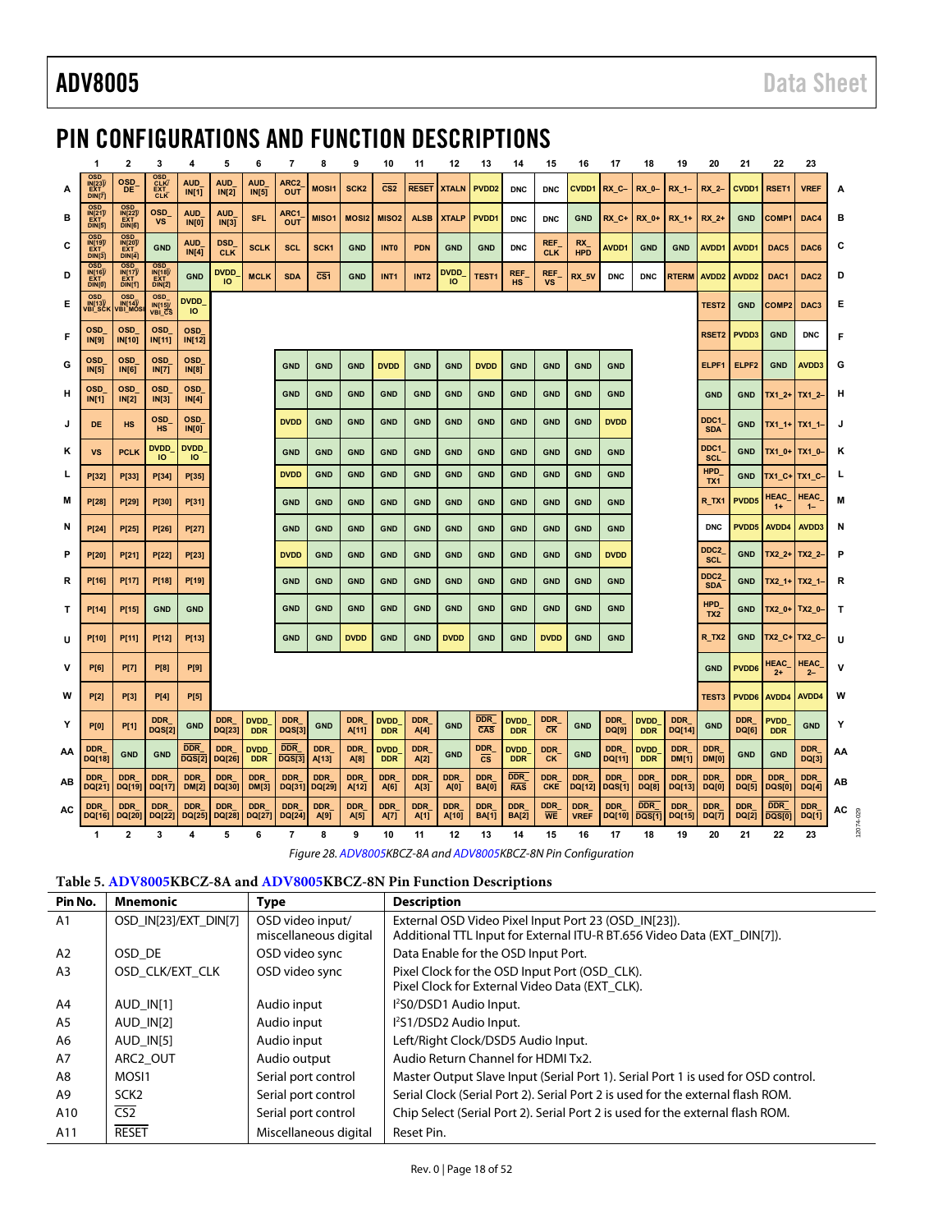# PIN CONFIGURATIONS AND FUNCTION DESCRIPTIONS

| | 1 | 2 | 3 | 4 | 5 | 6 | 7 | 8 | 9 | 10 | 11 | 12 | 13 | 14 | 15 | 16 | 17 | 18 | 19 | 20 | 21 | 22 | 23 |
|---|---|---|---|---|---|---|---|---|---|---|---|---|---|---|---|---|---|---|---|---|---|---|---|
| A | OSD_IN[23]/EXT_DIN[7] | OSD_DE | OSD_CLK/EXT_CLK | AUD_IN[1] | AUD_IN[2] | AUD_IN[5] | ARC2_OUT | MOSI1 | SCK2 | $\overline{\text{CS2}}$ | $\overline{\text{RESET}}$ | XTALN | PVDD2 | DNC | DNC | CVDD1 | RX_C– | RX_0– | RX_1– | RX_2– | CVDD1 | RSET1 | VREF |
| B | OSD_IN[21]/EXT_DIN[5] | OSD_IN[22]/EXT_DIN[6] | OSD_VS | AUD_IN[0] | AUD_IN[3] | SFL | ARC1_OUT | MISO1 | MOSI2 | MISO2 | ALSB | XTALP | PVDD1 | DNC | DNC | GND | RX_C+ | RX_0+ | RX_1+ | RX_2+ | GND | COMP1 | DAC4 |
| C | OSD_IN[19]/EXT_DIN[3] | OSD_IN[20]/EXT_DIN[4] | GND | AUD_IN[4] | DSD_CLK | SCLK | SCL | SCK1 | GND | INT0 | PDN | GND | GND | DNC | REF_CLK | RX_HPD | AVDD1 | GND | GND | AVDD1 | AVDD1 | DAC5 | DAC6 |
| D | OSD_IN[16]/EXT_DIN[0] | OSD_IN[17]/EXT_DIN[1] | OSD_IN[18]/EXT_DIN[2] | GND | DVDD_IO | MCLK | SDA | $\overline{\text{CS1}}$ | GND | INT1 | INT2 | DVDD_IO | TEST1 | REF_HS | REF_VS | RX_5V | DNC | DNC | RTERM | AVDD2 | AVDD2 | DAC1 | DAC2 |
| E | OSD_IN[13]/VBI_SCK | OSD_IN[14]/VBI_MOSI | OSD_IN[15]/VBI_$\overline{\text{CS}}$ | DVDD_IO | | | | | | | | | | | | | | | | TEST2 | GND | COMP2 | DAC3 |
| F | OSD_IN[9] | OSD_IN[10] | OSD_IN[11] | OSD_IN[12] | | | | | | | | | | | | | | | | RSET2 | PVDD3 | GND | DNC |
| G | OSD_IN[5] | OSD_IN[6] | OSD_IN[7] | OSD_IN[8] | | | GND | GND | GND | DVDD | GND | GND | DVDD | GND | GND | GND | GND | | | ELPF1 | ELPF2 | GND | AVDD3 |
| H | OSD_IN[1] | OSD_IN[2] | OSD_IN[3] | OSD_IN[4] | | | GND | GND | GND | GND | GND | GND | GND | GND | GND | GND | GND | | | GND | GND | TX1_2+ | TX1_2– |
| J | DE | HS | OSD_HS | OSD_IN[0] | | | DVDD | GND | GND | GND | GND | GND | GND | GND | GND | GND | DVDD | | | DDC1_SDA | GND | TX1_1+ | TX1_1– |
| K | VS | PCLK | DVDD_IO | DVDD_IO | | | GND | GND | GND | GND | GND | GND | GND | GND | GND | GND | GND | | | DDC1_SCL | GND | TX1_0+ | TX1_0– |
| L | P[32] | P[33] | P[34] | P[35] | | | DVDD | GND | GND | GND | GND | GND | GND | GND | GND | GND | GND | | | HPD_TX1 | GND | TX1_C+ | TX1_C– |
| M | P[28] | P[29] | P[30] | P[31] | | | GND | GND | GND | GND | GND | GND | GND | GND | GND | GND | GND | | | R_TX1 | PVDD5 | HEAC_1+ | HEAC_1– |
| N | P[24] | P[25] | P[26] | P[27] | | | GND | GND | GND | GND | GND | GND | GND | GND | GND | GND | GND | | | DNC | PVDD5 | AVDD4 | AVDD3 |
| P | P[20] | P[21] | P[22] | P[23] | | | DVDD | GND | GND | GND | GND | GND | GND | GND | GND | GND | DVDD | | | DDC2_SCL | GND | TX2_2+ | TX2_2– |
| R | P[16] | P[17] | P[18] | P[19] | | | GND | GND | GND | GND | GND | GND | GND | GND | GND | GND | GND | | | DDC2_SDA | GND | TX2_1+ | TX2_1– |
| T | P[14] | P[15] | GND | GND | | | GND | GND | GND | GND | GND | GND | GND | GND | GND | GND | GND | | | HPD_TX2 | GND | TX2_0+ | TX2_0– |
| U | P[10] | P[11] | P[12] | P[13] | | | GND | GND | DVDD | GND | GND | DVDD | GND | GND | DVDD | GND | GND | | | R_TX2 | GND | TX2_C+ | TX2_C– |
| V | P[6] | P[7] | P[8] | P[9] | | | | | | | | | | | | | | | | GND | PVDD6 | HEAC_2+ | HEAC_2– |
| W | P[2] | P[3] | P[4] | P[5] | | | | | | | | | | | | | | | | TEST3 | PVDD6 | AVDD4 | AVDD4 |
| Y | P[0] | P[1] | DDR_DQS[2] | GND | DDR_DQ[23] | DVDD_DDR | DDR_DQS[3] | GND | DDR_A[11] | DVDD_DDR | DDR_A[4] | GND | DDR_$\overline{\text{CAS}}$ | DVDD_DDR | DDR_$\overline{\text{CK}}$ | GND | DDR_DQ[9] | DVDD_DDR | DDR_DQ[14] | GND | DDR_DQ[6] | PVDD_DDR | GND |
| AA | DDR_DQ[18] | GND | GND | DDR_$\overline{\text{DQS[2]}}$ | DDR_DQ[26] | DVDD_DDR | DDR_$\overline{\text{DQS[3]}}$ | DDR_A[13] | DDR_A[8] | DVDD_DDR | DDR_A[2] | GND | DDR_$\overline{\text{CS}}$ | DVDD_DDR | DDR_CK | GND | DDR_DQ[11] | DVDD_DDR | DDR_DM[1] | DDR_DM[0] | GND | GND | DDR_DQ[3] |
| AB | DDR_DQ[21] | DDR_DQ[19] | DDR_DQ[17] | DDR_DM[2] | DDR_DQ[30] | DDR_DM[3] | DDR_DQ[31] | DDR_DQ[29] | DDR_A[12] | DDR_A[6] | DDR_A[3] | DDR_A[0] | DDR_BA[0] | DDR_$\overline{\text{RAS}}$ | DDR_CKE | DDR_DQ[12] | DDR_DQS[1] | DDR_DQ[8] | DDR_DQ[13] | DDR_DQ[0] | DDR_DQ[5] | DDR_DQS[0] | DDR_DQ[4] |
| AC | DDR_DQ[16] | DDR_DQ[20] | DDR_DQ[22] | DDR_DQ[25] | DDR_DQ[28] | DDR_DQ[27] | DDR_DQ[24] | DDR_A[9] | DDR_A[5] | DDR_A[7] | DDR_A[1] | DDR_A[10] | DDR_BA[1] | DDR_BA[2] | DDR_$\overline{\text{WE}}$ | DDR_VREF | DDR_DQ[10] | DDR_$\overline{\text{DQS[1]}}$ | DDR_DQ[15] | DDR_DQ[7] | DDR_DQ[2] | DDR_$\overline{\text{DQS[0]}}$ | DDR_DQ[1] |

*Figure 28. ADV8005KBCZ-8A and ADV8005KBCZ-8N Pin Configuration*

**Table 5. ADV8005KBCZ-8A and ADV8005KBCZ-8N Pin Function Descriptions**

| Pin No. | Mnemonic | Type | Description |
|---|---|---|---|
| A1 | OSD_IN[23]/EXT_DIN[7] | OSD video input/ miscellaneous digital | External OSD Video Pixel Input Port 23 (OSD_IN[23]). Additional TTL Input for External ITU-R BT.656 Video Data (EXT_DIN[7]). |
| A2 | OSD_DE | OSD video sync | Data Enable for the OSD Input Port. |
| A3 | OSD_CLK/EXT_CLK | OSD video sync | Pixel Clock for the OSD Input Port (OSD_CLK). Pixel Clock for External Video Data (EXT_CLK). |
| A4 | AUD_IN[1] | Audio input | I²S0/DSD1 Audio Input. |
| A5 | AUD_IN[2] | Audio input | I²S1/DSD2 Audio Input. |
| A6 | AUD_IN[5] | Audio input | Left/Right Clock/DSD5 Audio Input. |
| A7 | ARC2_OUT | Audio output | Audio Return Channel for HDMI Tx2. |
| A8 | MOSI1 | Serial port control | Master Output Slave Input (Serial Port 1). Serial Port 1 is used for OSD control. |
| A9 | SCK2 | Serial port control | Serial Clock (Serial Port 2). Serial Port 2 is used for the external flash ROM. |
| A10 | $\overline{\text{CS2}}$ | Serial port control | Chip Select (Serial Port 2). Serial Port 2 is used for the external flash ROM. |
| A11 | $\overline{\text{RESET}}$ | Miscellaneous digital | Reset Pin. |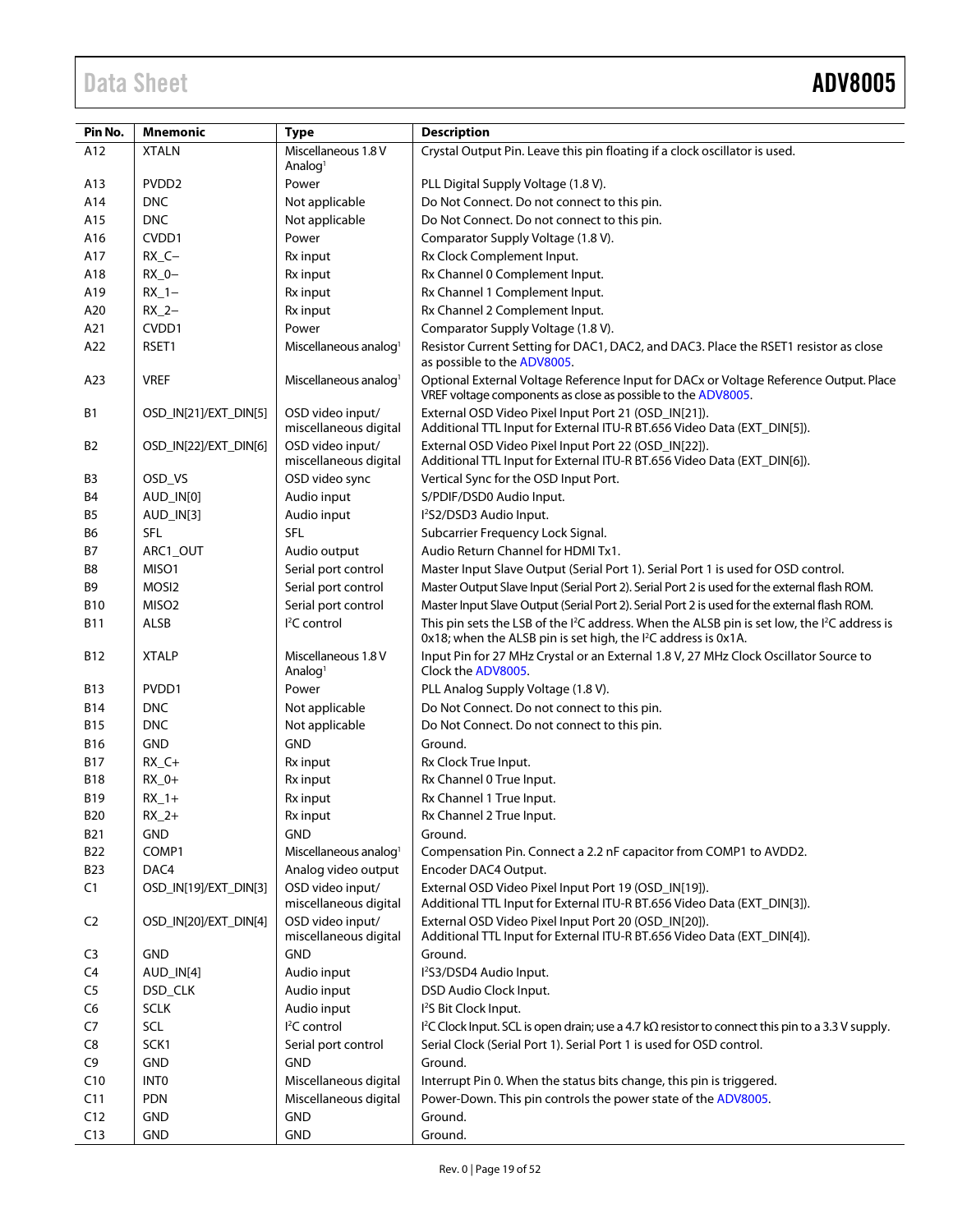| Pin No. | Mnemonic | Type | Description |
|---|---|---|---|
| A12 | XTALN | Miscellaneous 1.8 V Analog[1] | Crystal Output Pin. Leave this pin floating if a clock oscillator is used. |
| A13 | PVDD2 | Power | PLL Digital Supply Voltage (1.8 V). |
| A14 | DNC | Not applicable | Do Not Connect. Do not connect to this pin. |
| A15 | DNC | Not applicable | Do Not Connect. Do not connect to this pin. |
| A16 | CVDD1 | Power | Comparator Supply Voltage (1.8 V). |
| A17 | RX_C− | Rx input | Rx Clock Complement Input. |
| A18 | RX_0− | Rx input | Rx Channel 0 Complement Input. |
| A19 | RX_1− | Rx input | Rx Channel 1 Complement Input. |
| A20 | RX_2− | Rx input | Rx Channel 2 Complement Input. |
| A21 | CVDD1 | Power | Comparator Supply Voltage (1.8 V). |
| A22 | RSET1 | Miscellaneous analog[1] | Resistor Current Setting for DAC1, DAC2, and DAC3. Place the RSET1 resistor as close as possible to the ADV8005. |
| A23 | VREF | Miscellaneous analog[1] | Optional External Voltage Reference Input for DACx or Voltage Reference Output. Place VREF voltage components as close as possible to the ADV8005. |
| B1 | OSD_IN[21]/EXT_DIN[5] | OSD video input/ miscellaneous digital | External OSD Video Pixel Input Port 21 (OSD_IN[21]). Additional TTL Input for External ITU-R BT.656 Video Data (EXT_DIN[5]). |
| B2 | OSD_IN[22]/EXT_DIN[6] | OSD video input/ miscellaneous digital | External OSD Video Pixel Input Port 22 (OSD_IN[22]). Additional TTL Input for External ITU-R BT.656 Video Data (EXT_DIN[6]). |
| B3 | OSD_VS | OSD video sync | Vertical Sync for the OSD Input Port. |
| B4 | AUD_IN[0] | Audio input | S/PDIF/DSD0 Audio Input. |
| B5 | AUD_IN[3] | Audio input | I²S2/DSD3 Audio Input. |
| B6 | SFL | SFL | Subcarrier Frequency Lock Signal. |
| B7 | ARC1_OUT | Audio output | Audio Return Channel for HDMI Tx1. |
| B8 | MISO1 | Serial port control | Master Input Slave Output (Serial Port 1). Serial Port 1 is used for OSD control. |
| B9 | MOSI2 | Serial port control | Master Output Slave Input (Serial Port 2). Serial Port 2 is used for the external flash ROM. |
| B10 | MISO2 | Serial port control | Master Input Slave Output (Serial Port 2). Serial Port 2 is used for the external flash ROM. |
| B11 | ALSB | I²C control | This pin sets the LSB of the I²C address. When the ALSB pin is set low, the I²C address is 0x18; when the ALSB pin is set high, the I²C address is 0x1A. |
| B12 | XTALP | Miscellaneous 1.8 V Analog[1] | Input Pin for 27 MHz Crystal or an External 1.8 V, 27 MHz Clock Oscillator Source to Clock the ADV8005. |
| B13 | PVDD1 | Power | PLL Analog Supply Voltage (1.8 V). |
| B14 | DNC | Not applicable | Do Not Connect. Do not connect to this pin. |
| B15 | DNC | Not applicable | Do Not Connect. Do not connect to this pin. |
| B16 | GND | GND | Ground. |
| B17 | RX_C+ | Rx input | Rx Clock True Input. |
| B18 | RX_0+ | Rx input | Rx Channel 0 True Input. |
| B19 | RX_1+ | Rx input | Rx Channel 1 True Input. |
| B20 | RX_2+ | Rx input | Rx Channel 2 True Input. |
| B21 | GND | GND | Ground. |
| B22 | COMP1 | Miscellaneous analog[1] | Compensation Pin. Connect a 2.2 nF capacitor from COMP1 to AVDD2. |
| B23 | DAC4 | Analog video output | Encoder DAC4 Output. |
| C1 | OSD_IN[19]/EXT_DIN[3] | OSD video input/ miscellaneous digital | External OSD Video Pixel Input Port 19 (OSD_IN[19]). Additional TTL Input for External ITU-R BT.656 Video Data (EXT_DIN[3]). |
| C2 | OSD_IN[20]/EXT_DIN[4] | OSD video input/ miscellaneous digital | External OSD Video Pixel Input Port 20 (OSD_IN[20]). Additional TTL Input for External ITU-R BT.656 Video Data (EXT_DIN[4]). |
| C3 | GND | GND | Ground. |
| C4 | AUD_IN[4] | Audio input | I²S3/DSD4 Audio Input. |
| C5 | DSD_CLK | Audio input | DSD Audio Clock Input. |
| C6 | SCLK | Audio input | I²S Bit Clock Input. |
| C7 | SCL | I²C control | I²C Clock Input. SCL is open drain; use a 4.7 kΩ resistor to connect this pin to a 3.3 V supply. |
| C8 | SCK1 | Serial port control | Serial Clock (Serial Port 1). Serial Port 1 is used for OSD control. |
| C9 | GND | GND | Ground. |
| C10 | INT0 | Miscellaneous digital | Interrupt Pin 0. When the status bits change, this pin is triggered. |
| C11 | PDN | Miscellaneous digital | Power-Down. This pin controls the power state of the ADV8005. |
| C12 | GND | GND | Ground. |
| C13 | GND | GND | Ground. |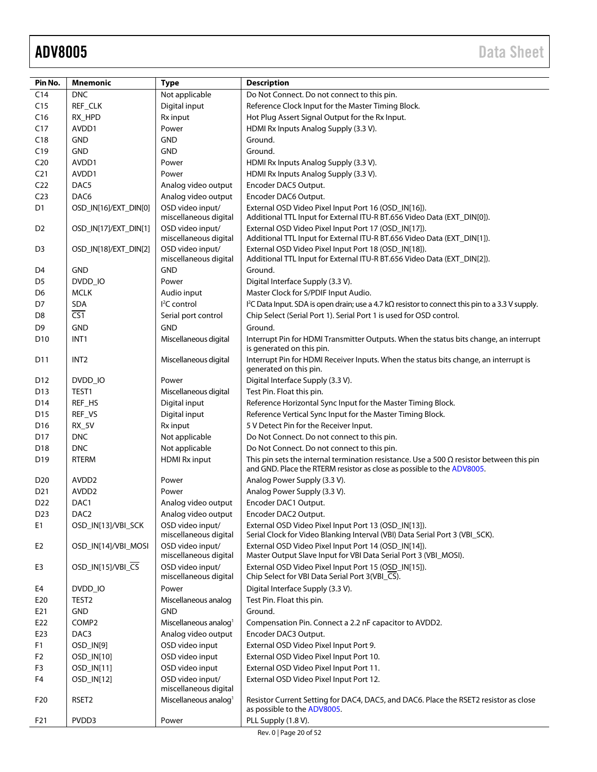| Pin No. | Mnemonic | Type | Description |
|---|---|---|---|
| C14 | DNC | Not applicable | Do Not Connect. Do not connect to this pin. |
| C15 | REF_CLK | Digital input | Reference Clock Input for the Master Timing Block. |
| C16 | RX_HPD | Rx input | Hot Plug Assert Signal Output for the Rx Input. |
| C17 | AVDD1 | Power | HDMI Rx Inputs Analog Supply (3.3 V). |
| C18 | GND | GND | Ground. |
| C19 | GND | GND | Ground. |
| C20 | AVDD1 | Power | HDMI Rx Inputs Analog Supply (3.3 V). |
| C21 | AVDD1 | Power | HDMI Rx Inputs Analog Supply (3.3 V). |
| C22 | DAC5 | Analog video output | Encoder DAC5 Output. |
| C23 | DAC6 | Analog video output | Encoder DAC6 Output. |
| D1 | OSD_IN[16]/EXT_DIN[0] | OSD video input/ miscellaneous digital | External OSD Video Pixel Input Port 16 (OSD_IN[16]). Additional TTL Input for External ITU-R BT.656 Video Data (EXT_DIN[0]). |
| D2 | OSD_IN[17]/EXT_DIN[1] | OSD video input/ miscellaneous digital | External OSD Video Pixel Input Port 17 (OSD_IN[17]). Additional TTL Input for External ITU-R BT.656 Video Data (EXT_DIN[1]). |
| D3 | OSD_IN[18]/EXT_DIN[2] | OSD video input/ miscellaneous digital | External OSD Video Pixel Input Port 18 (OSD_IN[18]). Additional TTL Input for External ITU-R BT.656 Video Data (EXT_DIN[2]). |
| D4 | GND | GND | Ground. |
| D5 | DVDD_IO | Power | Digital Interface Supply (3.3 V). |
| D6 | MCLK | Audio input | Master Clock for S/PDIF Input Audio. |
| D7 | SDA | I²C control | I²C Data Input. SDA is open drain; use a 4.7 kΩ resistor to connect this pin to a 3.3 V supply. |
| D8 | $\overline{\text{CS1}}$ | Serial port control | Chip Select (Serial Port 1). Serial Port 1 is used for OSD control. |
| D9 | GND | GND | Ground. |
| D10 | INT1 | Miscellaneous digital | Interrupt Pin for HDMI Transmitter Outputs. When the status bits change, an interrupt is generated on this pin. |
| D11 | INT2 | Miscellaneous digital | Interrupt Pin for HDMI Receiver Inputs. When the status bits change, an interrupt is generated on this pin. |
| D12 | DVDD_IO | Power | Digital Interface Supply (3.3 V). |
| D13 | TEST1 | Miscellaneous digital | Test Pin. Float this pin. |
| D14 | REF_HS | Digital input | Reference Horizontal Sync Input for the Master Timing Block. |
| D15 | REF_VS | Digital input | Reference Vertical Sync Input for the Master Timing Block. |
| D16 | RX_5V | Rx input | 5 V Detect Pin for the Receiver Input. |
| D17 | DNC | Not applicable | Do Not Connect. Do not connect to this pin. |
| D18 | DNC | Not applicable | Do Not Connect. Do not connect to this pin. |
| D19 | RTERM | HDMI Rx input | This pin sets the internal termination resistance. Use a 500 Ω resistor between this pin and GND. Place the RTERM resistor as close as possible to the ADV8005. |
| D20 | AVDD2 | Power | Analog Power Supply (3.3 V). |
| D21 | AVDD2 | Power | Analog Power Supply (3.3 V). |
| D22 | DAC1 | Analog video output | Encoder DAC1 Output. |
| D23 | DAC2 | Analog video output | Encoder DAC2 Output. |
| E1 | OSD_IN[13]/VBI_SCK | OSD video input/ miscellaneous digital | External OSD Video Pixel Input Port 13 (OSD_IN[13]). Serial Clock for Video Blanking Interval (VBI) Data Serial Port 3 (VBI_SCK). |
| E2 | OSD_IN[14]/VBI_MOSI | OSD video input/ miscellaneous digital | External OSD Video Pixel Input Port 14 (OSD_IN[14]). Master Output Slave Input for VBI Data Serial Port 3 (VBI_MOSI). |
| E3 | OSD_IN[15]/VBI_$\overline{\text{CS}}$ | OSD video input/ miscellaneous digital | External OSD Video Pixel Input Port 15 (OSD_IN[15]). Chip Select for VBI Data Serial Port 3(VBI_$\overline{\text{CS}}$). |
| E4 | DVDD_IO | Power | Digital Interface Supply (3.3 V). |
| E20 | TEST2 | Miscellaneous analog | Test Pin. Float this pin. |
| E21 | GND | GND | Ground. |
| E22 | COMP2 | Miscellaneous analog[1] | Compensation Pin. Connect a 2.2 nF capacitor to AVDD2. |
| E23 | DAC3 | Analog video output | Encoder DAC3 Output. |
| F1 | OSD_IN[9] | OSD video input | External OSD Video Pixel Input Port 9. |
| F2 | OSD_IN[10] | OSD video input | External OSD Video Pixel Input Port 10. |
| F3 | OSD_IN[11] | OSD video input | External OSD Video Pixel Input Port 11. |
| F4 | OSD_IN[12] | OSD video input/ miscellaneous digital | External OSD Video Pixel Input Port 12. |
| F20 | RSET2 | Miscellaneous analog[1] | Resistor Current Setting for DAC4, DAC5, and DAC6. Place the RSET2 resistor as close as possible to the ADV8005. |
| F21 | PVDD3 | Power | PLL Supply (1.8 V). |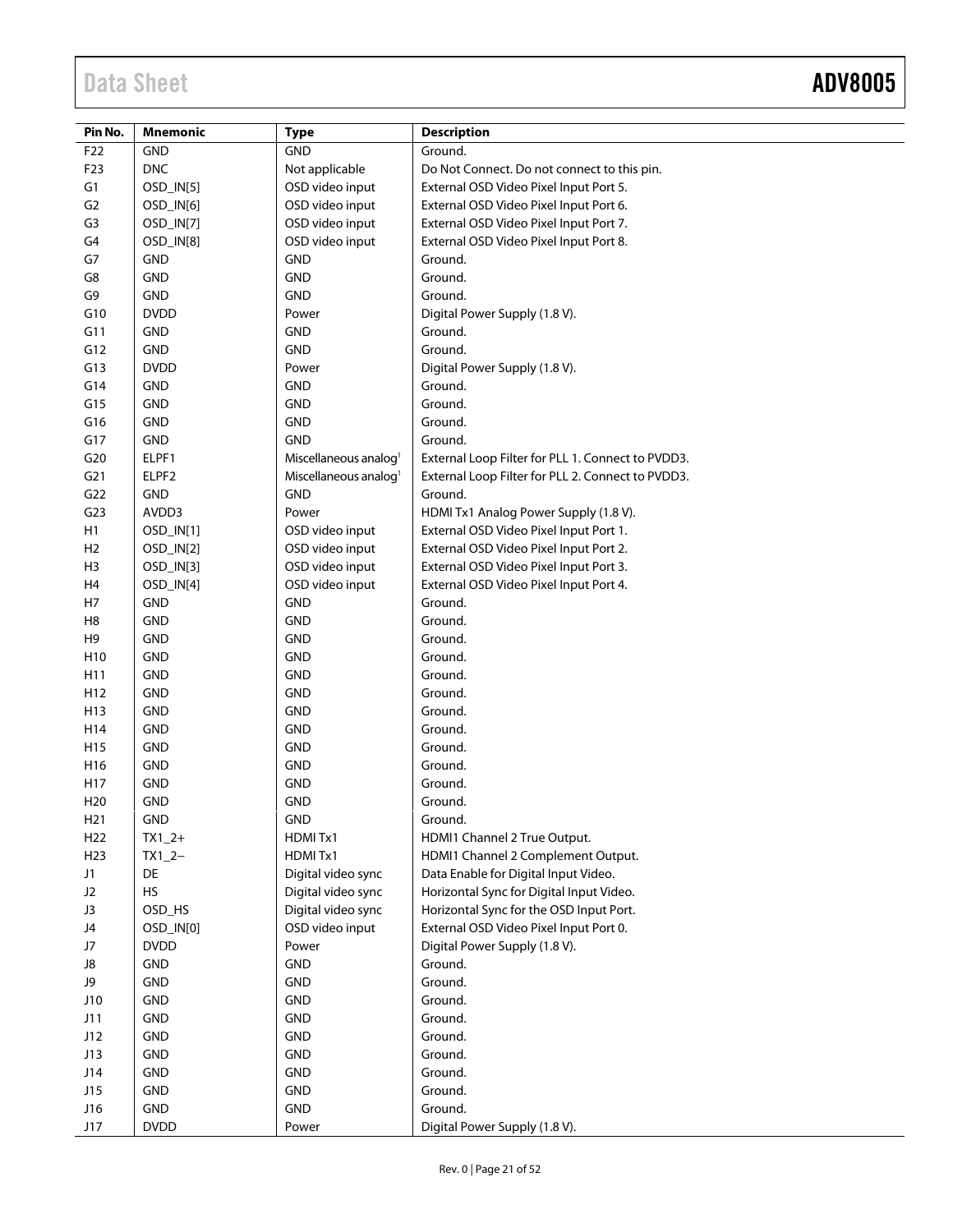| Pin No. | Mnemonic | Type | Description |
|---|---|---|---|
| F22 | GND | GND | Ground. |
| F23 | DNC | Not applicable | Do Not Connect. Do not connect to this pin. |
| G1 | OSD_IN[5] | OSD video input | External OSD Video Pixel Input Port 5. |
| G2 | OSD_IN[6] | OSD video input | External OSD Video Pixel Input Port 6. |
| G3 | OSD_IN[7] | OSD video input | External OSD Video Pixel Input Port 7. |
| G4 | OSD_IN[8] | OSD video input | External OSD Video Pixel Input Port 8. |
| G7 | GND | GND | Ground. |
| G8 | GND | GND | Ground. |
| G9 | GND | GND | Ground. |
| G10 | DVDD | Power | Digital Power Supply (1.8 V). |
| G11 | GND | GND | Ground. |
| G12 | GND | GND | Ground. |
| G13 | DVDD | Power | Digital Power Supply (1.8 V). |
| G14 | GND | GND | Ground. |
| G15 | GND | GND | Ground. |
| G16 | GND | GND | Ground. |
| G17 | GND | GND | Ground. |
| G20 | ELPF1 | Miscellaneous analog[1] | External Loop Filter for PLL 1. Connect to PVDD3. |
| G21 | ELPF2 | Miscellaneous analog[1] | External Loop Filter for PLL 2. Connect to PVDD3. |
| G22 | GND | GND | Ground. |
| G23 | AVDD3 | Power | HDMI Tx1 Analog Power Supply (1.8 V). |
| H1 | OSD_IN[1] | OSD video input | External OSD Video Pixel Input Port 1. |
| H2 | OSD_IN[2] | OSD video input | External OSD Video Pixel Input Port 2. |
| H3 | OSD_IN[3] | OSD video input | External OSD Video Pixel Input Port 3. |
| H4 | OSD_IN[4] | OSD video input | External OSD Video Pixel Input Port 4. |
| H7 | GND | GND | Ground. |
| H8 | GND | GND | Ground. |
| H9 | GND | GND | Ground. |
| H10 | GND | GND | Ground. |
| H11 | GND | GND | Ground. |
| H12 | GND | GND | Ground. |
| H13 | GND | GND | Ground. |
| H14 | GND | GND | Ground. |
| H15 | GND | GND | Ground. |
| H16 | GND | GND | Ground. |
| H17 | GND | GND | Ground. |
| H20 | GND | GND | Ground. |
| H21 | GND | GND | Ground. |
| H22 | TX1_2+ | HDMI Tx1 | HDMI1 Channel 2 True Output. |
| H23 | TX1_2− | HDMI Tx1 | HDMI1 Channel 2 Complement Output. |
| J1 | DE | Digital video sync | Data Enable for Digital Input Video. |
| J2 | HS | Digital video sync | Horizontal Sync for Digital Input Video. |
| J3 | OSD_HS | Digital video sync | Horizontal Sync for the OSD Input Port. |
| J4 | OSD_IN[0] | OSD video input | External OSD Video Pixel Input Port 0. |
| J7 | DVDD | Power | Digital Power Supply (1.8 V). |
| J8 | GND | GND | Ground. |
| J9 | GND | GND | Ground. |
| J10 | GND | GND | Ground. |
| J11 | GND | GND | Ground. |
| J12 | GND | GND | Ground. |
| J13 | GND | GND | Ground. |
| J14 | GND | GND | Ground. |
| J15 | GND | GND | Ground. |
| J16 | GND | GND | Ground. |
| J17 | DVDD | Power | Digital Power Supply (1.8 V). |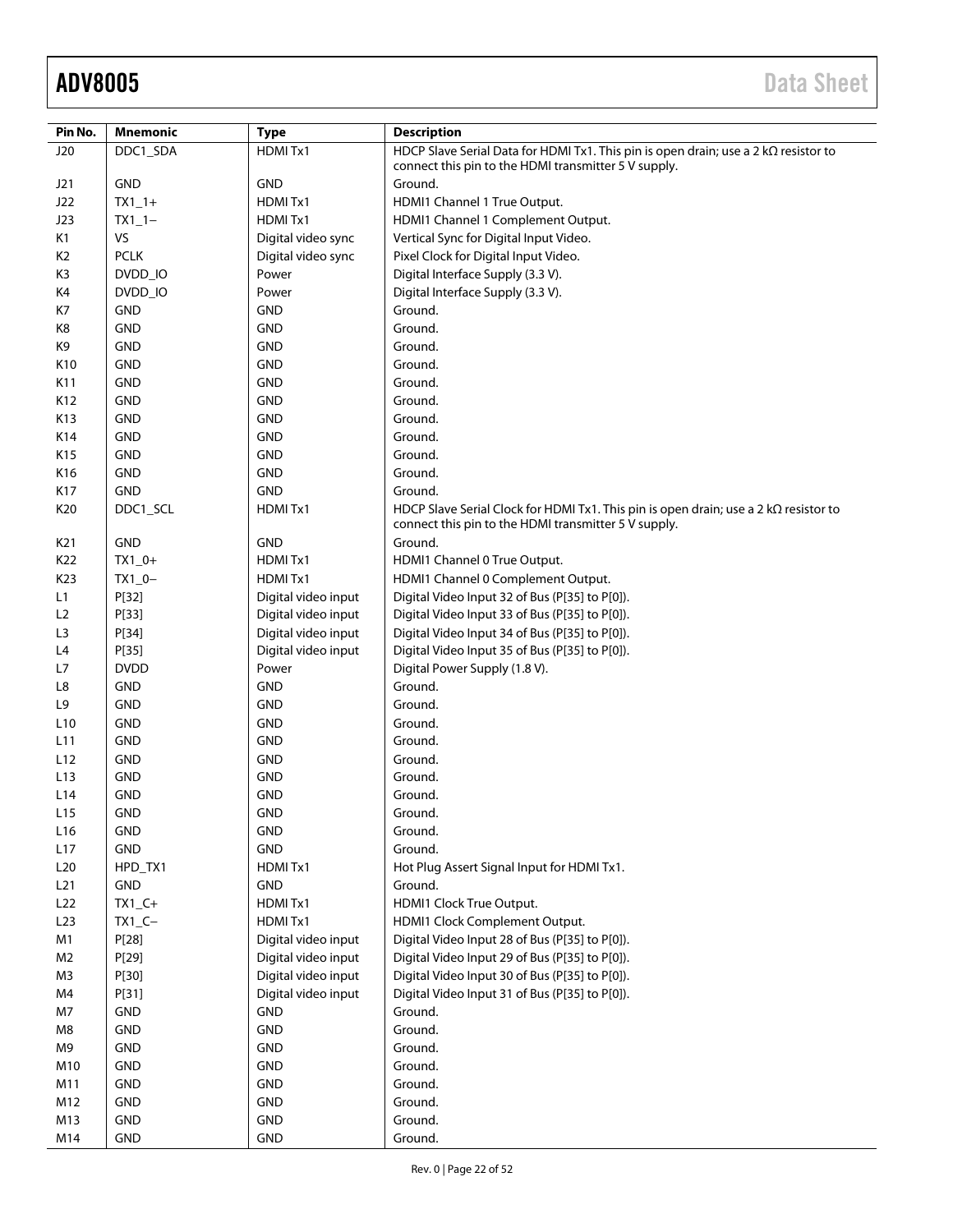| Pin No. | Mnemonic | Type | Description |
|---|---|---|---|
| J20 | DDC1_SDA | HDMI Tx1 | HDCP Slave Serial Data for HDMI Tx1. This pin is open drain; use a 2 kΩ resistor to connect this pin to the HDMI transmitter 5 V supply. |
| J21 | GND | GND | Ground. |
| J22 | TX1_1+ | HDMI Tx1 | HDMI1 Channel 1 True Output. |
| J23 | TX1_1− | HDMI Tx1 | HDMI1 Channel 1 Complement Output. |
| K1 | VS | Digital video sync | Vertical Sync for Digital Input Video. |
| K2 | PCLK | Digital video sync | Pixel Clock for Digital Input Video. |
| K3 | DVDD_IO | Power | Digital Interface Supply (3.3 V). |
| K4 | DVDD_IO | Power | Digital Interface Supply (3.3 V). |
| K7 | GND | GND | Ground. |
| K8 | GND | GND | Ground. |
| K9 | GND | GND | Ground. |
| K10 | GND | GND | Ground. |
| K11 | GND | GND | Ground. |
| K12 | GND | GND | Ground. |
| K13 | GND | GND | Ground. |
| K14 | GND | GND | Ground. |
| K15 | GND | GND | Ground. |
| K16 | GND | GND | Ground. |
| K17 | GND | GND | Ground. |
| K20 | DDC1_SCL | HDMI Tx1 | HDCP Slave Serial Clock for HDMI Tx1. This pin is open drain; use a 2 kΩ resistor to connect this pin to the HDMI transmitter 5 V supply. |
| K21 | GND | GND | Ground. |
| K22 | TX1_0+ | HDMI Tx1 | HDMI1 Channel 0 True Output. |
| K23 | TX1_0− | HDMI Tx1 | HDMI1 Channel 0 Complement Output. |
| L1 | P[32] | Digital video input | Digital Video Input 32 of Bus (P[35] to P[0]). |
| L2 | P[33] | Digital video input | Digital Video Input 33 of Bus (P[35] to P[0]). |
| L3 | P[34] | Digital video input | Digital Video Input 34 of Bus (P[35] to P[0]). |
| L4 | P[35] | Digital video input | Digital Video Input 35 of Bus (P[35] to P[0]). |
| L7 | DVDD | Power | Digital Power Supply (1.8 V). |
| L8 | GND | GND | Ground. |
| L9 | GND | GND | Ground. |
| L10 | GND | GND | Ground. |
| L11 | GND | GND | Ground. |
| L12 | GND | GND | Ground. |
| L13 | GND | GND | Ground. |
| L14 | GND | GND | Ground. |
| L15 | GND | GND | Ground. |
| L16 | GND | GND | Ground. |
| L17 | GND | GND | Ground. |
| L20 | HPD_TX1 | HDMI Tx1 | Hot Plug Assert Signal Input for HDMI Tx1. |
| L21 | GND | GND | Ground. |
| L22 | TX1_C+ | HDMI Tx1 | HDMI1 Clock True Output. |
| L23 | TX1_C− | HDMI Tx1 | HDMI1 Clock Complement Output. |
| M1 | P[28] | Digital video input | Digital Video Input 28 of Bus (P[35] to P[0]). |
| M2 | P[29] | Digital video input | Digital Video Input 29 of Bus (P[35] to P[0]). |
| M3 | P[30] | Digital video input | Digital Video Input 30 of Bus (P[35] to P[0]). |
| M4 | P[31] | Digital video input | Digital Video Input 31 of Bus (P[35] to P[0]). |
| M7 | GND | GND | Ground. |
| M8 | GND | GND | Ground. |
| M9 | GND | GND | Ground. |
| M10 | GND | GND | Ground. |
| M11 | GND | GND | Ground. |
| M12 | GND | GND | Ground. |
| M13 | GND | GND | Ground. |
| M14 | GND | GND | Ground. |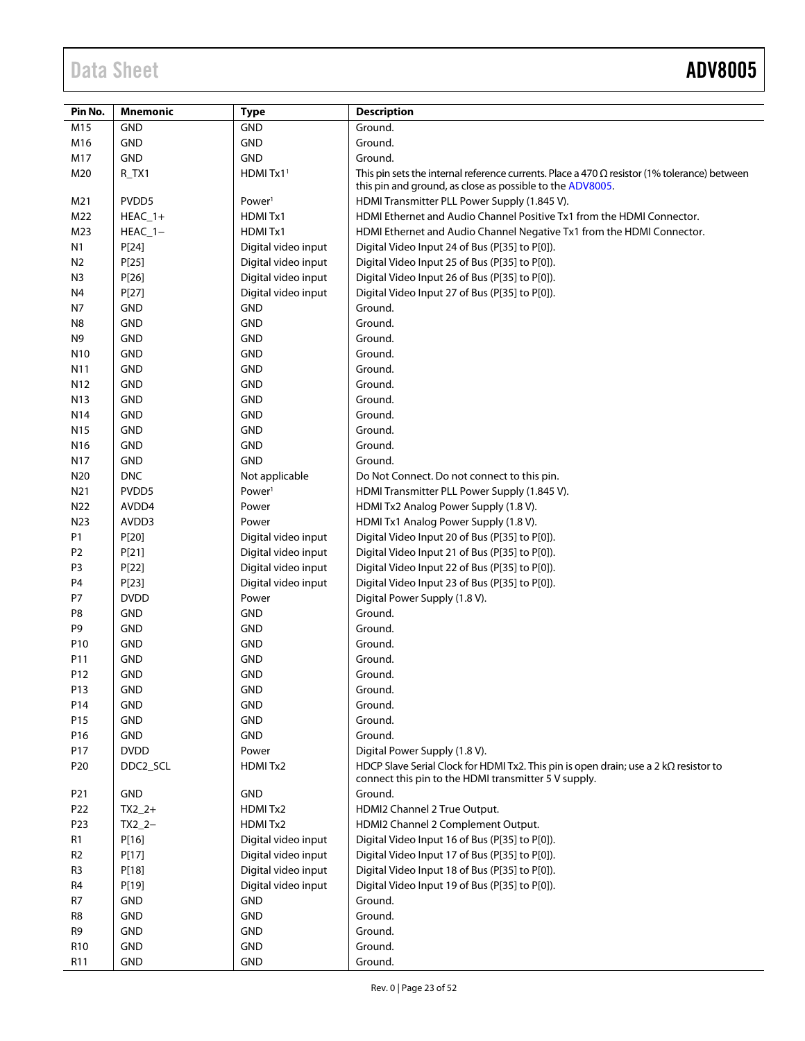| Pin No. | Mnemonic | Type | Description |
|---|---|---|---|
| M15 | GND | GND | Ground. |
| M16 | GND | GND | Ground. |
| M17 | GND | GND | Ground. |
| M20 | R_TX1 | HDMI Tx1[1] | This pin sets the internal reference currents. Place a 470 Ω resistor (1% tolerance) between this pin and ground, as close as possible to the ADV8005. |
| M21 | PVDD5 | Power[1] | HDMI Transmitter PLL Power Supply (1.845 V). |
| M22 | HEAC_1+ | HDMI Tx1 | HDMI Ethernet and Audio Channel Positive Tx1 from the HDMI Connector. |
| M23 | HEAC_1− | HDMI Tx1 | HDMI Ethernet and Audio Channel Negative Tx1 from the HDMI Connector. |
| N1 | P[24] | Digital video input | Digital Video Input 24 of Bus (P[35] to P[0]). |
| N2 | P[25] | Digital video input | Digital Video Input 25 of Bus (P[35] to P[0]). |
| N3 | P[26] | Digital video input | Digital Video Input 26 of Bus (P[35] to P[0]). |
| N4 | P[27] | Digital video input | Digital Video Input 27 of Bus (P[35] to P[0]). |
| N7 | GND | GND | Ground. |
| N8 | GND | GND | Ground. |
| N9 | GND | GND | Ground. |
| N10 | GND | GND | Ground. |
| N11 | GND | GND | Ground. |
| N12 | GND | GND | Ground. |
| N13 | GND | GND | Ground. |
| N14 | GND | GND | Ground. |
| N15 | GND | GND | Ground. |
| N16 | GND | GND | Ground. |
| N17 | GND | GND | Ground. |
| N20 | DNC | Not applicable | Do Not Connect. Do not connect to this pin. |
| N21 | PVDD5 | Power[1] | HDMI Transmitter PLL Power Supply (1.845 V). |
| N22 | AVDD4 | Power | HDMI Tx2 Analog Power Supply (1.8 V). |
| N23 | AVDD3 | Power | HDMI Tx1 Analog Power Supply (1.8 V). |
| P1 | P[20] | Digital video input | Digital Video Input 20 of Bus (P[35] to P[0]). |
| P2 | P[21] | Digital video input | Digital Video Input 21 of Bus (P[35] to P[0]). |
| P3 | P[22] | Digital video input | Digital Video Input 22 of Bus (P[35] to P[0]). |
| P4 | P[23] | Digital video input | Digital Video Input 23 of Bus (P[35] to P[0]). |
| P7 | DVDD | Power | Digital Power Supply (1.8 V). |
| P8 | GND | GND | Ground. |
| P9 | GND | GND | Ground. |
| P10 | GND | GND | Ground. |
| P11 | GND | GND | Ground. |
| P12 | GND | GND | Ground. |
| P13 | GND | GND | Ground. |
| P14 | GND | GND | Ground. |
| P15 | GND | GND | Ground. |
| P16 | GND | GND | Ground. |
| P17 | DVDD | Power | Digital Power Supply (1.8 V). |
| P20 | DDC2_SCL | HDMI Tx2 | HDCP Slave Serial Clock for HDMI Tx2. This pin is open drain; use a 2 kΩ resistor to connect this pin to the HDMI transmitter 5 V supply. |
| P21 | GND | GND | Ground. |
| P22 | TX2_2+ | HDMI Tx2 | HDMI2 Channel 2 True Output. |
| P23 | TX2_2− | HDMI Tx2 | HDMI2 Channel 2 Complement Output. |
| R1 | P[16] | Digital video input | Digital Video Input 16 of Bus (P[35] to P[0]). |
| R2 | P[17] | Digital video input | Digital Video Input 17 of Bus (P[35] to P[0]). |
| R3 | P[18] | Digital video input | Digital Video Input 18 of Bus (P[35] to P[0]). |
| R4 | P[19] | Digital video input | Digital Video Input 19 of Bus (P[35] to P[0]). |
| R7 | GND | GND | Ground. |
| R8 | GND | GND | Ground. |
| R9 | GND | GND | Ground. |
| R10 | GND | GND | Ground. |
| R11 | GND | GND | Ground. |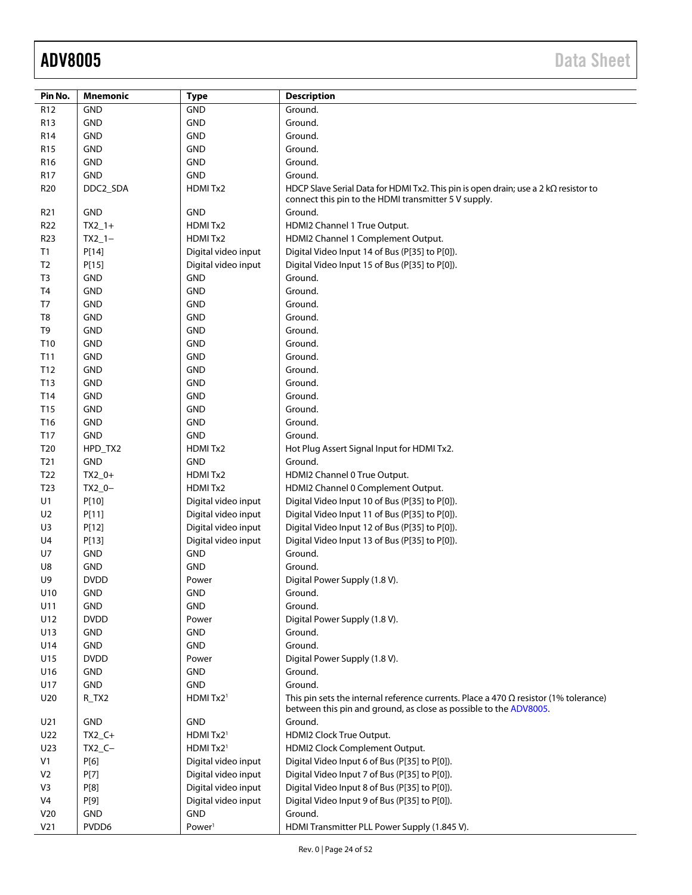| Pin No. | Mnemonic | Type | Description |
|---|---|---|---|
| R12 | GND | GND | Ground. |
| R13 | GND | GND | Ground. |
| R14 | GND | GND | Ground. |
| R15 | GND | GND | Ground. |
| R16 | GND | GND | Ground. |
| R17 | GND | GND | Ground. |
| R20 | DDC2_SDA | HDMI Tx2 | HDCP Slave Serial Data for HDMI Tx2. This pin is open drain; use a 2 kΩ resistor to connect this pin to the HDMI transmitter 5 V supply. |
| R21 | GND | GND | Ground. |
| R22 | TX2_1+ | HDMI Tx2 | HDMI2 Channel 1 True Output. |
| R23 | TX2_1− | HDMI Tx2 | HDMI2 Channel 1 Complement Output. |
| T1 | P[14] | Digital video input | Digital Video Input 14 of Bus (P[35] to P[0]). |
| T2 | P[15] | Digital video input | Digital Video Input 15 of Bus (P[35] to P[0]). |
| T3 | GND | GND | Ground. |
| T4 | GND | GND | Ground. |
| T7 | GND | GND | Ground. |
| T8 | GND | GND | Ground. |
| T9 | GND | GND | Ground. |
| T10 | GND | GND | Ground. |
| T11 | GND | GND | Ground. |
| T12 | GND | GND | Ground. |
| T13 | GND | GND | Ground. |
| T14 | GND | GND | Ground. |
| T15 | GND | GND | Ground. |
| T16 | GND | GND | Ground. |
| T17 | GND | GND | Ground. |
| T20 | HPD_TX2 | HDMI Tx2 | Hot Plug Assert Signal Input for HDMI Tx2. |
| T21 | GND | GND | Ground. |
| T22 | TX2_0+ | HDMI Tx2 | HDMI2 Channel 0 True Output. |
| T23 | TX2_0− | HDMI Tx2 | HDMI2 Channel 0 Complement Output. |
| U1 | P[10] | Digital video input | Digital Video Input 10 of Bus (P[35] to P[0]). |
| U2 | P[11] | Digital video input | Digital Video Input 11 of Bus (P[35] to P[0]). |
| U3 | P[12] | Digital video input | Digital Video Input 12 of Bus (P[35] to P[0]). |
| U4 | P[13] | Digital video input | Digital Video Input 13 of Bus (P[35] to P[0]). |
| U7 | GND | GND | Ground. |
| U8 | GND | GND | Ground. |
| U9 | DVDD | Power | Digital Power Supply (1.8 V). |
| U10 | GND | GND | Ground. |
| U11 | GND | GND | Ground. |
| U12 | DVDD | Power | Digital Power Supply (1.8 V). |
| U13 | GND | GND | Ground. |
| U14 | GND | GND | Ground. |
| U15 | DVDD | Power | Digital Power Supply (1.8 V). |
| U16 | GND | GND | Ground. |
| U17 | GND | GND | Ground. |
| U20 | R_TX2 | HDMI Tx2[1] | This pin sets the internal reference currents. Place a 470 Ω resistor (1% tolerance) between this pin and ground, as close as possible to the ADV8005. |
| U21 | GND | GND | Ground. |
| U22 | TX2_C+ | HDMI Tx2[1] | HDMI2 Clock True Output. |
| U23 | TX2_C− | HDMI Tx2[1] | HDMI2 Clock Complement Output. |
| V1 | P[6] | Digital video input | Digital Video Input 6 of Bus (P[35] to P[0]). |
| V2 | P[7] | Digital video input | Digital Video Input 7 of Bus (P[35] to P[0]). |
| V3 | P[8] | Digital video input | Digital Video Input 8 of Bus (P[35] to P[0]). |
| V4 | P[9] | Digital video input | Digital Video Input 9 of Bus (P[35] to P[0]). |
| V20 | GND | GND | Ground. |
| V21 | PVDD6 | Power[1] | HDMI Transmitter PLL Power Supply (1.845 V). |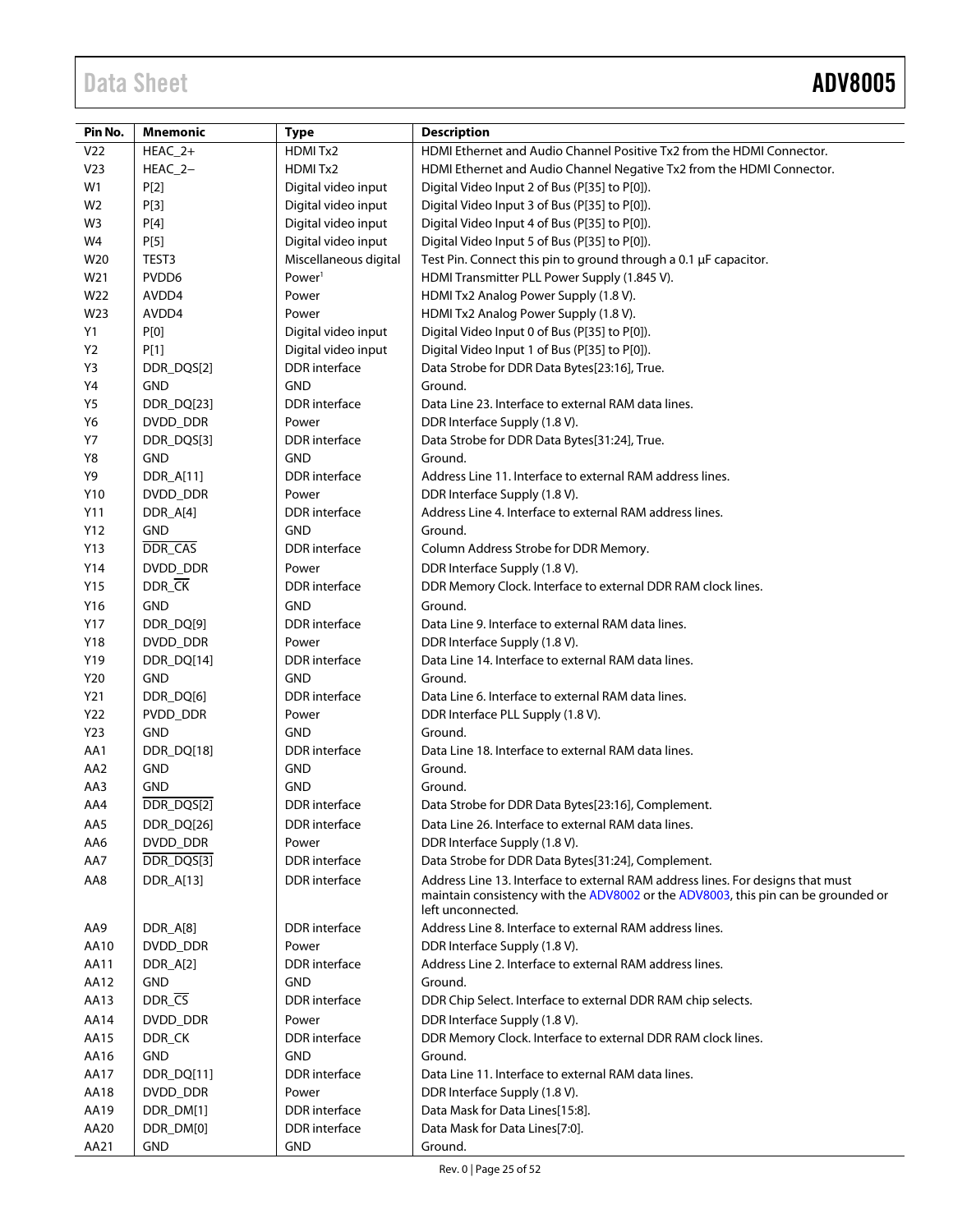| Pin No. | Mnemonic | Type | Description |
|---|---|---|---|
| V22 | HEAC_2+ | HDMI Tx2 | HDMI Ethernet and Audio Channel Positive Tx2 from the HDMI Connector. |
| V23 | HEAC_2− | HDMI Tx2 | HDMI Ethernet and Audio Channel Negative Tx2 from the HDMI Connector. |
| W1 | P[2] | Digital video input | Digital Video Input 2 of Bus (P[35] to P[0]). |
| W2 | P[3] | Digital video input | Digital Video Input 3 of Bus (P[35] to P[0]). |
| W3 | P[4] | Digital video input | Digital Video Input 4 of Bus (P[35] to P[0]). |
| W4 | P[5] | Digital video input | Digital Video Input 5 of Bus (P[35] to P[0]). |
| W20 | TEST3 | Miscellaneous digital | Test Pin. Connect this pin to ground through a 0.1 μF capacitor. |
| W21 | PVDD6 | Power[1] | HDMI Transmitter PLL Power Supply (1.845 V). |
| W22 | AVDD4 | Power | HDMI Tx2 Analog Power Supply (1.8 V). |
| W23 | AVDD4 | Power | HDMI Tx2 Analog Power Supply (1.8 V). |
| Y1 | P[0] | Digital video input | Digital Video Input 0 of Bus (P[35] to P[0]). |
| Y2 | P[1] | Digital video input | Digital Video Input 1 of Bus (P[35] to P[0]). |
| Y3 | DDR_DQS[2] | DDR interface | Data Strobe for DDR Data Bytes[23:16], True. |
| Y4 | GND | GND | Ground. |
| Y5 | DDR_DQ[23] | DDR interface | Data Line 23. Interface to external RAM data lines. |
| Y6 | DVDD_DDR | Power | DDR Interface Supply (1.8 V). |
| Y7 | DDR_DQS[3] | DDR interface | Data Strobe for DDR Data Bytes[31:24], True. |
| Y8 | GND | GND | Ground. |
| Y9 | DDR_A[11] | DDR interface | Address Line 11. Interface to external RAM address lines. |
| Y10 | DVDD_DDR | Power | DDR Interface Supply (1.8 V). |
| Y11 | DDR_A[4] | DDR interface | Address Line 4. Interface to external RAM address lines. |
| Y12 | GND | GND | Ground. |
| Y13 | $\overline{\text{DDR\_CAS}}$ | DDR interface | Column Address Strobe for DDR Memory. |
| Y14 | DVDD_DDR | Power | DDR Interface Supply (1.8 V). |
| Y15 | DDR_$\overline{\text{CK}}$ | DDR interface | DDR Memory Clock. Interface to external DDR RAM clock lines. |
| Y16 | GND | GND | Ground. |
| Y17 | DDR_DQ[9] | DDR interface | Data Line 9. Interface to external RAM data lines. |
| Y18 | DVDD_DDR | Power | DDR Interface Supply (1.8 V). |
| Y19 | DDR_DQ[14] | DDR interface | Data Line 14. Interface to external RAM data lines. |
| Y20 | GND | GND | Ground. |
| Y21 | DDR_DQ[6] | DDR interface | Data Line 6. Interface to external RAM data lines. |
| Y22 | PVDD_DDR | Power | DDR Interface PLL Supply (1.8 V). |
| Y23 | GND | GND | Ground. |
| AA1 | DDR_DQ[18] | DDR interface | Data Line 18. Interface to external RAM data lines. |
| AA2 | GND | GND | Ground. |
| AA3 | GND | GND | Ground. |
| AA4 | $\overline{\text{DDR\_DQS[2]}}$ | DDR interface | Data Strobe for DDR Data Bytes[23:16], Complement. |
| AA5 | DDR_DQ[26] | DDR interface | Data Line 26. Interface to external RAM data lines. |
| AA6 | DVDD_DDR | Power | DDR Interface Supply (1.8 V). |
| AA7 | $\overline{\text{DDR\_DQS[3]}}$ | DDR interface | Data Strobe for DDR Data Bytes[31:24], Complement. |
| AA8 | DDR_A[13] | DDR interface | Address Line 13. Interface to external RAM address lines. For designs that must maintain consistency with the ADV8002 or the ADV8003, this pin can be grounded or left unconnected. |
| AA9 | DDR_A[8] | DDR interface | Address Line 8. Interface to external RAM address lines. |
| AA10 | DVDD_DDR | Power | DDR Interface Supply (1.8 V). |
| AA11 | DDR_A[2] | DDR interface | Address Line 2. Interface to external RAM address lines. |
| AA12 | GND | GND | Ground. |
| AA13 | DDR_$\overline{\text{CS}}$ | DDR interface | DDR Chip Select. Interface to external DDR RAM chip selects. |
| AA14 | DVDD_DDR | Power | DDR Interface Supply (1.8 V). |
| AA15 | DDR_CK | DDR interface | DDR Memory Clock. Interface to external DDR RAM clock lines. |
| AA16 | GND | GND | Ground. |
| AA17 | DDR_DQ[11] | DDR interface | Data Line 11. Interface to external RAM data lines. |
| AA18 | DVDD_DDR | Power | DDR Interface Supply (1.8 V). |
| AA19 | DDR_DM[1] | DDR interface | Data Mask for Data Lines[15:8]. |
| AA20 | DDR_DM[0] | DDR interface | Data Mask for Data Lines[7:0]. |
| AA21 | GND | GND | Ground. |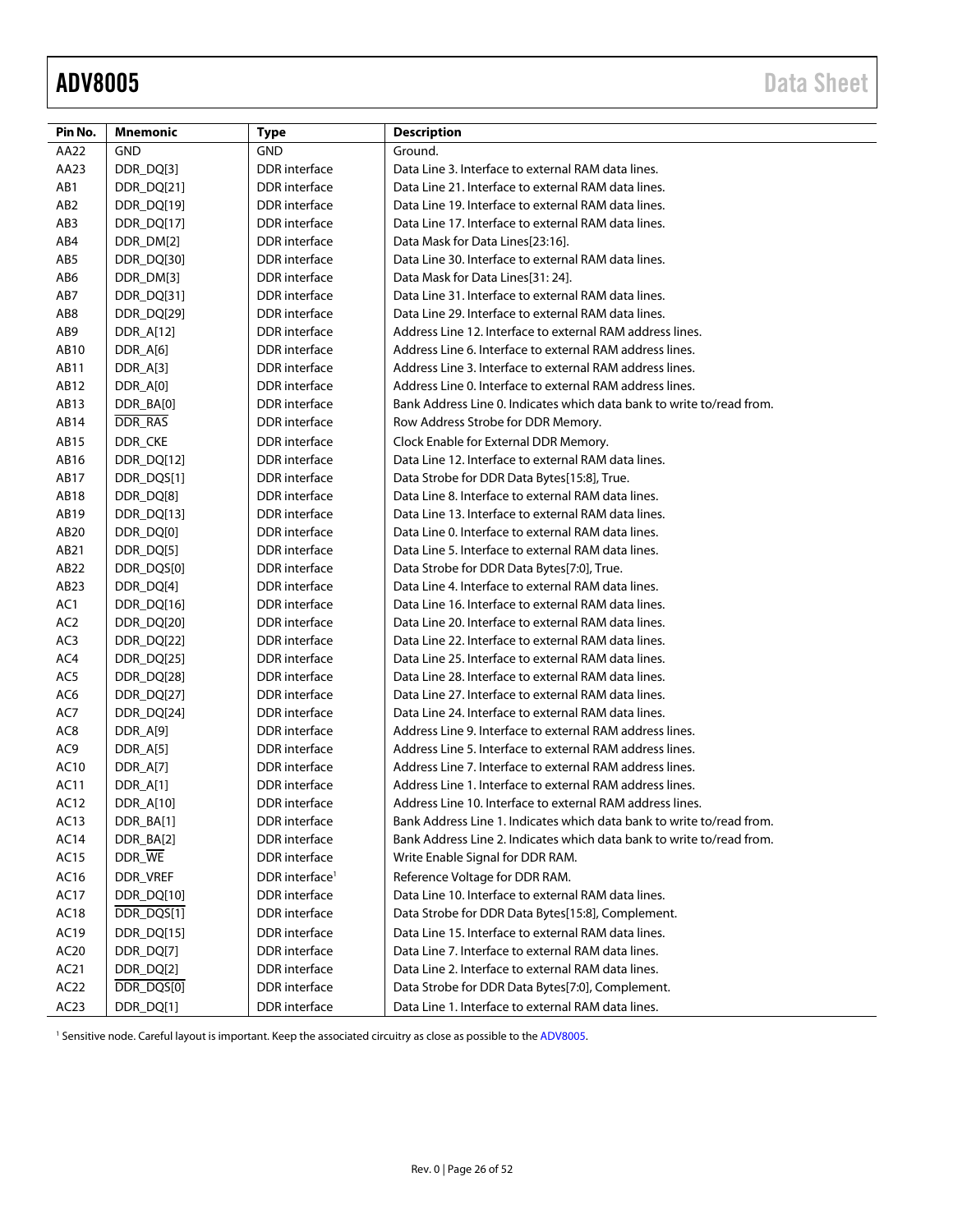| Pin No. | Mnemonic | Type | Description |
|---|---|---|---|
| AA22 | GND | GND | Ground. |
| AA23 | DDR_DQ[3] | DDR interface | Data Line 3. Interface to external RAM data lines. |
| AB1 | DDR_DQ[21] | DDR interface | Data Line 21. Interface to external RAM data lines. |
| AB2 | DDR_DQ[19] | DDR interface | Data Line 19. Interface to external RAM data lines. |
| AB3 | DDR_DQ[17] | DDR interface | Data Line 17. Interface to external RAM data lines. |
| AB4 | DDR_DM[2] | DDR interface | Data Mask for Data Lines[23:16]. |
| AB5 | DDR_DQ[30] | DDR interface | Data Line 30. Interface to external RAM data lines. |
| AB6 | DDR_DM[3] | DDR interface | Data Mask for Data Lines[31: 24]. |
| AB7 | DDR_DQ[31] | DDR interface | Data Line 31. Interface to external RAM data lines. |
| AB8 | DDR_DQ[29] | DDR interface | Data Line 29. Interface to external RAM data lines. |
| AB9 | DDR_A[12] | DDR interface | Address Line 12. Interface to external RAM address lines. |
| AB10 | DDR_A[6] | DDR interface | Address Line 6. Interface to external RAM address lines. |
| AB11 | DDR_A[3] | DDR interface | Address Line 3. Interface to external RAM address lines. |
| AB12 | DDR_A[0] | DDR interface | Address Line 0. Interface to external RAM address lines. |
| AB13 | DDR_BA[0] | DDR interface | Bank Address Line 0. Indicates which data bank to write to/read from. |
| AB14 | $\overline{\text{DDR\_RAS}}$ | DDR interface | Row Address Strobe for DDR Memory. |
| AB15 | DDR_CKE | DDR interface | Clock Enable for External DDR Memory. |
| AB16 | DDR_DQ[12] | DDR interface | Data Line 12. Interface to external RAM data lines. |
| AB17 | DDR_DQS[1] | DDR interface | Data Strobe for DDR Data Bytes[15:8], True. |
| AB18 | DDR_DQ[8] | DDR interface | Data Line 8. Interface to external RAM data lines. |
| AB19 | DDR_DQ[13] | DDR interface | Data Line 13. Interface to external RAM data lines. |
| AB20 | DDR_DQ[0] | DDR interface | Data Line 0. Interface to external RAM data lines. |
| AB21 | DDR_DQ[5] | DDR interface | Data Line 5. Interface to external RAM data lines. |
| AB22 | DDR_DQS[0] | DDR interface | Data Strobe for DDR Data Bytes[7:0], True. |
| AB23 | DDR_DQ[4] | DDR interface | Data Line 4. Interface to external RAM data lines. |
| AC1 | DDR_DQ[16] | DDR interface | Data Line 16. Interface to external RAM data lines. |
| AC2 | DDR_DQ[20] | DDR interface | Data Line 20. Interface to external RAM data lines. |
| AC3 | DDR_DQ[22] | DDR interface | Data Line 22. Interface to external RAM data lines. |
| AC4 | DDR_DQ[25] | DDR interface | Data Line 25. Interface to external RAM data lines. |
| AC5 | DDR_DQ[28] | DDR interface | Data Line 28. Interface to external RAM data lines. |
| AC6 | DDR_DQ[27] | DDR interface | Data Line 27. Interface to external RAM data lines. |
| AC7 | DDR_DQ[24] | DDR interface | Data Line 24. Interface to external RAM data lines. |
| AC8 | DDR_A[9] | DDR interface | Address Line 9. Interface to external RAM address lines. |
| AC9 | DDR_A[5] | DDR interface | Address Line 5. Interface to external RAM address lines. |
| AC10 | DDR_A[7] | DDR interface | Address Line 7. Interface to external RAM address lines. |
| AC11 | DDR_A[1] | DDR interface | Address Line 1. Interface to external RAM address lines. |
| AC12 | DDR_A[10] | DDR interface | Address Line 10. Interface to external RAM address lines. |
| AC13 | DDR_BA[1] | DDR interface | Bank Address Line 1. Indicates which data bank to write to/read from. |
| AC14 | DDR_BA[2] | DDR interface | Bank Address Line 2. Indicates which data bank to write to/read from. |
| AC15 | DDR_$\overline{\text{WE}}$ | DDR interface | Write Enable Signal for DDR RAM. |
| AC16 | DDR_VREF | DDR interface[1] | Reference Voltage for DDR RAM. |
| AC17 | DDR_DQ[10] | DDR interface | Data Line 10. Interface to external RAM data lines. |
| AC18 | $\overline{\text{DDR\_DQS[1]}}$ | DDR interface | Data Strobe for DDR Data Bytes[15:8], Complement. |
| AC19 | DDR_DQ[15] | DDR interface | Data Line 15. Interface to external RAM data lines. |
| AC20 | DDR_DQ[7] | DDR interface | Data Line 7. Interface to external RAM data lines. |
| AC21 | DDR_DQ[2] | DDR interface | Data Line 2. Interface to external RAM data lines. |
| AC22 | $\overline{\text{DDR\_DQS[0]}}$ | DDR interface | Data Strobe for DDR Data Bytes[7:0], Complement. |
| AC23 | DDR_DQ[1] | DDR interface | Data Line 1. Interface to external RAM data lines. |

[1] Sensitive node. Careful layout is important. Keep the associated circuitry as close as possible to the ADV8005.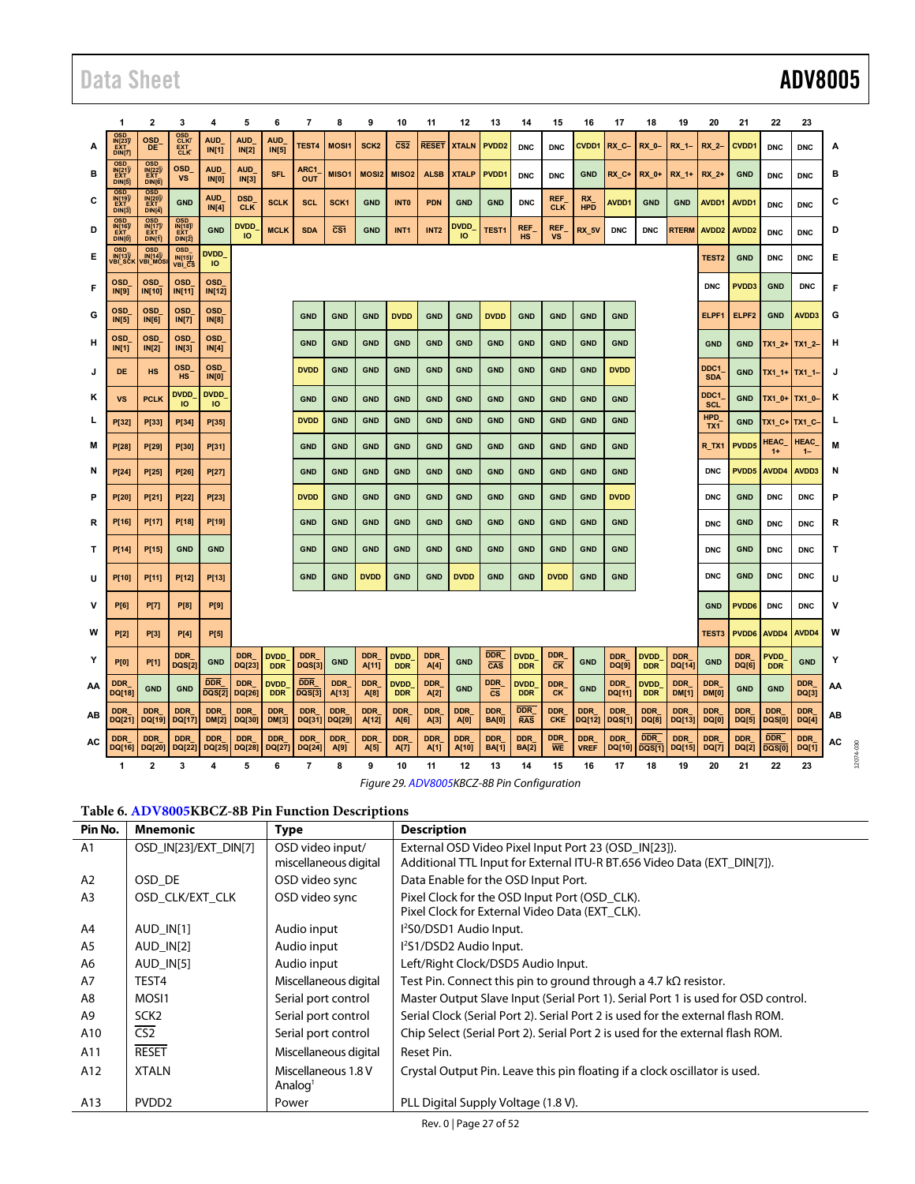Figure 29. ADV8005KBCZ-8B Pin Configuration

**Table 6. ADV8005KBCZ-8B Pin Function Descriptions**

| Pin No. | Mnemonic | Type | Description |
|---|---|---|---|
| A1 | OSD_IN[23]/EXT_DIN[7] | OSD video input/ miscellaneous digital | External OSD Video Pixel Input Port 23 (OSD_IN[23]). Additional TTL Input for External ITU-R BT.656 Video Data (EXT_DIN[7]). |
| A2 | OSD_DE | OSD video sync | Data Enable for the OSD Input Port. |
| A3 | OSD_CLK/EXT_CLK | OSD video sync | Pixel Clock for the OSD Input Port (OSD_CLK). Pixel Clock for External Video Data (EXT_CLK). |
| A4 | AUD_IN[1] | Audio input | I²S0/DSD1 Audio Input. |
| A5 | AUD_IN[2] | Audio input | I²S1/DSD2 Audio Input. |
| A6 | AUD_IN[5] | Audio input | Left/Right Clock/DSD5 Audio Input. |
| A7 | TEST4 | Miscellaneous digital | Test Pin. Connect this pin to ground through a 4.7 kΩ resistor. |
| A8 | MOSI1 | Serial port control | Master Output Slave Input (Serial Port 1). Serial Port 1 is used for OSD control. |
| A9 | SCK2 | Serial port control | Serial Clock (Serial Port 2). Serial Port 2 is used for the external flash ROM. |
| A10 | CS2 | Serial port control | Chip Select (Serial Port 2). Serial Port 2 is used for the external flash ROM. |
| A11 | RESET | Miscellaneous digital | Reset Pin. |
| A12 | XTALN | Miscellaneous 1.8 V Analog[1] | Crystal Output Pin. Leave this pin floating if a clock oscillator is used. |
| A13 | PVDD2 | Power | PLL Digital Supply Voltage (1.8 V). |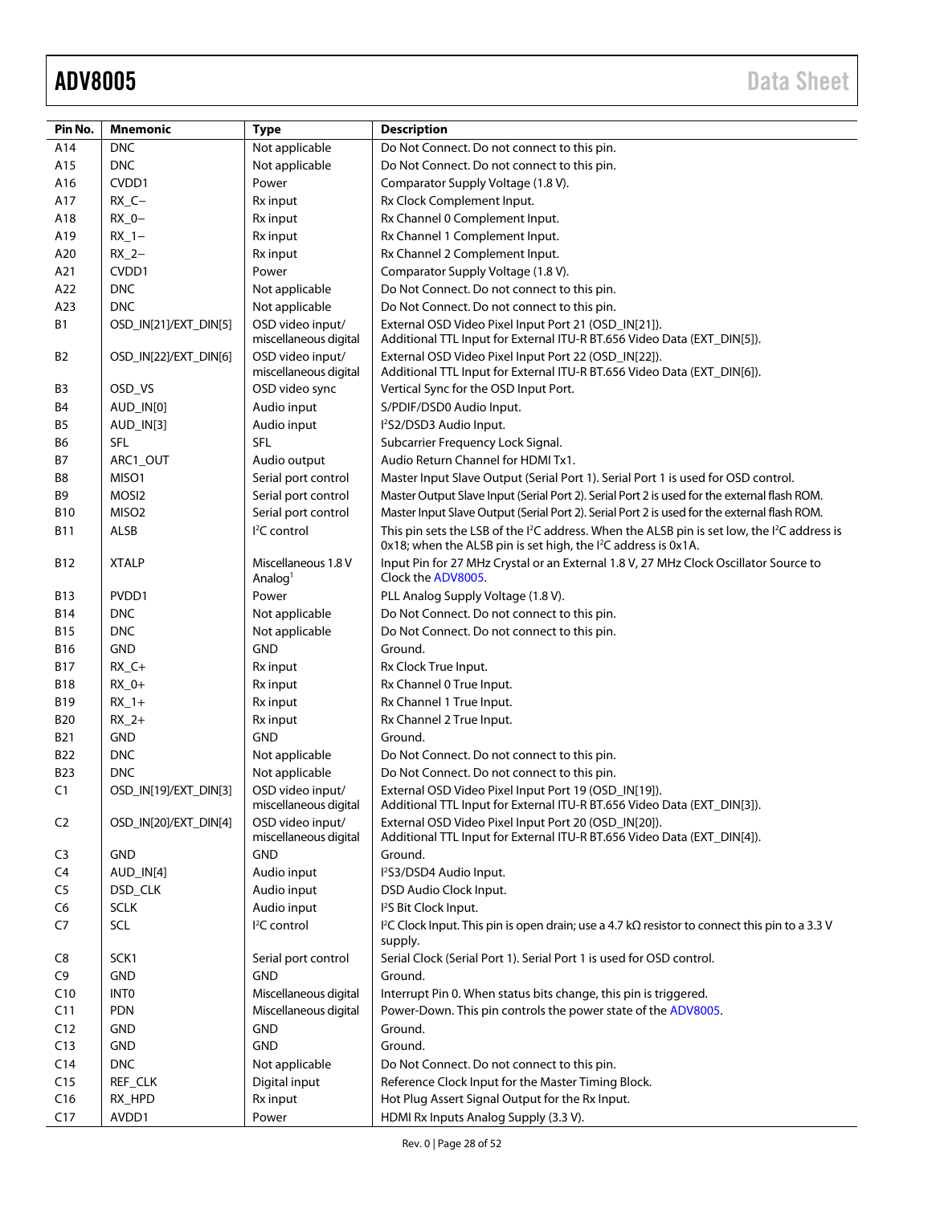| Pin No. | Mnemonic | Type | Description |
|---|---|---|---|
| A14 | DNC | Not applicable | Do Not Connect. Do not connect to this pin. |
| A15 | DNC | Not applicable | Do Not Connect. Do not connect to this pin. |
| A16 | CVDD1 | Power | Comparator Supply Voltage (1.8 V). |
| A17 | RX_C− | Rx input | Rx Clock Complement Input. |
| A18 | RX_0− | Rx input | Rx Channel 0 Complement Input. |
| A19 | RX_1− | Rx input | Rx Channel 1 Complement Input. |
| A20 | RX_2− | Rx input | Rx Channel 2 Complement Input. |
| A21 | CVDD1 | Power | Comparator Supply Voltage (1.8 V). |
| A22 | DNC | Not applicable | Do Not Connect. Do not connect to this pin. |
| A23 | DNC | Not applicable | Do Not Connect. Do not connect to this pin. |
| B1 | OSD_IN[21]/EXT_DIN[5] | OSD video input/ miscellaneous digital | External OSD Video Pixel Input Port 21 (OSD_IN[21]). Additional TTL Input for External ITU-R BT.656 Video Data (EXT_DIN[5]). |
| B2 | OSD_IN[22]/EXT_DIN[6] | OSD video input/ miscellaneous digital | External OSD Video Pixel Input Port 22 (OSD_IN[22]). Additional TTL Input for External ITU-R BT.656 Video Data (EXT_DIN[6]). |
| B3 | OSD_VS | OSD video sync | Vertical Sync for the OSD Input Port. |
| B4 | AUD_IN[0] | Audio input | S/PDIF/DSD0 Audio Input. |
| B5 | AUD_IN[3] | Audio input | I²S2/DSD3 Audio Input. |
| B6 | SFL | SFL | Subcarrier Frequency Lock Signal. |
| B7 | ARC1_OUT | Audio output | Audio Return Channel for HDMI Tx1. |
| B8 | MISO1 | Serial port control | Master Input Slave Output (Serial Port 1). Serial Port 1 is used for OSD control. |
| B9 | MOSI2 | Serial port control | Master Output Slave Input (Serial Port 2). Serial Port 2 is used for the external flash ROM. |
| B10 | MISO2 | Serial port control | Master Input Slave Output (Serial Port 2). Serial Port 2 is used for the external flash ROM. |
| B11 | ALSB | I²C control | This pin sets the LSB of the I²C address. When the ALSB pin is set low, the I²C address is 0x18; when the ALSB pin is set high, the I²C address is 0x1A. |
| B12 | XTALP | Miscellaneous 1.8 V Analog[1] | Input Pin for 27 MHz Crystal or an External 1.8 V, 27 MHz Clock Oscillator Source to Clock the ADV8005. |
| B13 | PVDD1 | Power | PLL Analog Supply Voltage (1.8 V). |
| B14 | DNC | Not applicable | Do Not Connect. Do not connect to this pin. |
| B15 | DNC | Not applicable | Do Not Connect. Do not connect to this pin. |
| B16 | GND | GND | Ground. |
| B17 | RX_C+ | Rx input | Rx Clock True Input. |
| B18 | RX_0+ | Rx input | Rx Channel 0 True Input. |
| B19 | RX_1+ | Rx input | Rx Channel 1 True Input. |
| B20 | RX_2+ | Rx input | Rx Channel 2 True Input. |
| B21 | GND | GND | Ground. |
| B22 | DNC | Not applicable | Do Not Connect. Do not connect to this pin. |
| B23 | DNC | Not applicable | Do Not Connect. Do not connect to this pin. |
| C1 | OSD_IN[19]/EXT_DIN[3] | OSD video input/ miscellaneous digital | External OSD Video Pixel Input Port 19 (OSD_IN[19]). Additional TTL Input for External ITU-R BT.656 Video Data (EXT_DIN[3]). |
| C2 | OSD_IN[20]/EXT_DIN[4] | OSD video input/ miscellaneous digital | External OSD Video Pixel Input Port 20 (OSD_IN[20]). Additional TTL Input for External ITU-R BT.656 Video Data (EXT_DIN[4]). |
| C3 | GND | GND | Ground. |
| C4 | AUD_IN[4] | Audio input | I²S3/DSD4 Audio Input. |
| C5 | DSD_CLK | Audio input | DSD Audio Clock Input. |
| C6 | SCLK | Audio input | I²S Bit Clock Input. |
| C7 | SCL | I²C control | I²C Clock Input. This pin is open drain; use a 4.7 kΩ resistor to connect this pin to a 3.3 V supply. |
| C8 | SCK1 | Serial port control | Serial Clock (Serial Port 1). Serial Port 1 is used for OSD control. |
| C9 | GND | GND | Ground. |
| C10 | INT0 | Miscellaneous digital | Interrupt Pin 0. When status bits change, this pin is triggered. |
| C11 | PDN | Miscellaneous digital | Power-Down. This pin controls the power state of the ADV8005. |
| C12 | GND | GND | Ground. |
| C13 | GND | GND | Ground. |
| C14 | DNC | Not applicable | Do Not Connect. Do not connect to this pin. |
| C15 | REF_CLK | Digital input | Reference Clock Input for the Master Timing Block. |
| C16 | RX_HPD | Rx input | Hot Plug Assert Signal Output for the Rx Input. |
| C17 | AVDD1 | Power | HDMI Rx Inputs Analog Supply (3.3 V). |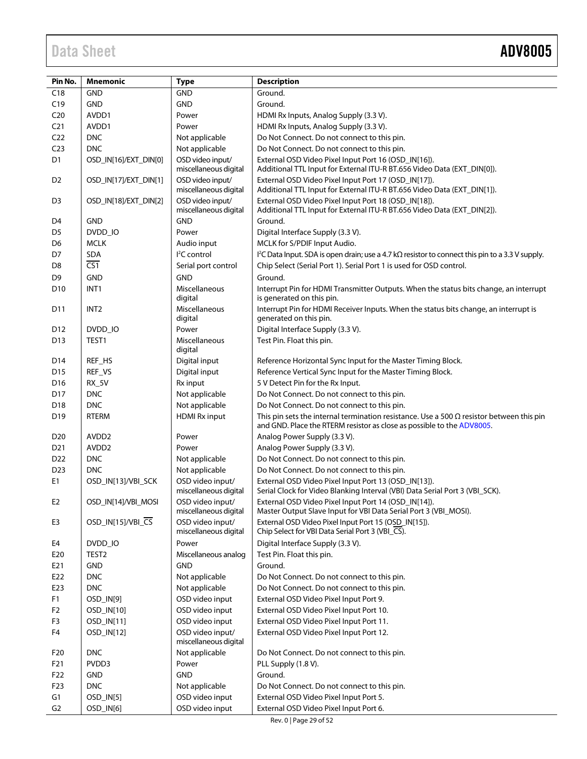| Pin No. | Mnemonic | Type | Description |
|---|---|---|---|
| C18 | GND | GND | Ground. |
| C19 | GND | GND | Ground. |
| C20 | AVDD1 | Power | HDMI Rx Inputs, Analog Supply (3.3 V). |
| C21 | AVDD1 | Power | HDMI Rx Inputs, Analog Supply (3.3 V). |
| C22 | DNC | Not applicable | Do Not Connect. Do not connect to this pin. |
| C23 | DNC | Not applicable | Do Not Connect. Do not connect to this pin. |
| D1 | OSD_IN[16]/EXT_DIN[0] | OSD video input/ miscellaneous digital | External OSD Video Pixel Input Port 16 (OSD_IN[16]). Additional TTL Input for External ITU-R BT.656 Video Data (EXT_DIN[0]). |
| D2 | OSD_IN[17]/EXT_DIN[1] | OSD video input/ miscellaneous digital | External OSD Video Pixel Input Port 17 (OSD_IN[17]). Additional TTL Input for External ITU-R BT.656 Video Data (EXT_DIN[1]). |
| D3 | OSD_IN[18]/EXT_DIN[2] | OSD video input/ miscellaneous digital | External OSD Video Pixel Input Port 18 (OSD_IN[18]). Additional TTL Input for External ITU-R BT.656 Video Data (EXT_DIN[2]). |
| D4 | GND | GND | Ground. |
| D5 | DVDD_IO | Power | Digital Interface Supply (3.3 V). |
| D6 | MCLK | Audio input | MCLK for S/PDIF Input Audio. |
| D7 | SDA | I²C control | I²C Data Input. SDA is open drain; use a 4.7 kΩ resistor to connect this pin to a 3.3 V supply. |
| D8 | $\overline{\text{CS1}}$ | Serial port control | Chip Select (Serial Port 1). Serial Port 1 is used for OSD control. |
| D9 | GND | GND | Ground. |
| D10 | INT1 | Miscellaneous digital | Interrupt Pin for HDMI Transmitter Outputs. When the status bits change, an interrupt is generated on this pin. |
| D11 | INT2 | Miscellaneous digital | Interrupt Pin for HDMI Receiver Inputs. When the status bits change, an interrupt is generated on this pin. |
| D12 | DVDD_IO | Power | Digital Interface Supply (3.3 V). |
| D13 | TEST1 | Miscellaneous digital | Test Pin. Float this pin. |
| D14 | REF_HS | Digital input | Reference Horizontal Sync Input for the Master Timing Block. |
| D15 | REF_VS | Digital input | Reference Vertical Sync Input for the Master Timing Block. |
| D16 | RX_5V | Rx input | 5 V Detect Pin for the Rx Input. |
| D17 | DNC | Not applicable | Do Not Connect. Do not connect to this pin. |
| D18 | DNC | Not applicable | Do Not Connect. Do not connect to this pin. |
| D19 | RTERM | HDMI Rx input | This pin sets the internal termination resistance. Use a 500 Ω resistor between this pin and GND. Place the RTERM resistor as close as possible to the ADV8005. |
| D20 | AVDD2 | Power | Analog Power Supply (3.3 V). |
| D21 | AVDD2 | Power | Analog Power Supply (3.3 V). |
| D22 | DNC | Not applicable | Do Not Connect. Do not connect to this pin. |
| D23 | DNC | Not applicable | Do Not Connect. Do not connect to this pin. |
| E1 | OSD_IN[13]/VBI_SCK | OSD video input/ miscellaneous digital | External OSD Video Pixel Input Port 13 (OSD_IN[13]). Serial Clock for Video Blanking Interval (VBI) Data Serial Port 3 (VBI_SCK). |
| E2 | OSD_IN[14]/VBI_MOSI | OSD video input/ miscellaneous digital | External OSD Video Pixel Input Port 14 (OSD_IN[14]). Master Output Slave Input for VBI Data Serial Port 3 (VBI_MOSI). |
| E3 | OSD_IN[15]/VBI_$\overline{\text{CS}}$ | OSD video input/ miscellaneous digital | External OSD Video Pixel Input Port 15 (OSD_IN[15]). Chip Select for VBI Data Serial Port 3 (VBI_$\overline{\text{CS}}$). |
| E4 | DVDD_IO | Power | Digital Interface Supply (3.3 V). |
| E20 | TEST2 | Miscellaneous analog | Test Pin. Float this pin. |
| E21 | GND | GND | Ground. |
| E22 | DNC | Not applicable | Do Not Connect. Do not connect to this pin. |
| E23 | DNC | Not applicable | Do Not Connect. Do not connect to this pin. |
| F1 | OSD_IN[9] | OSD video input | External OSD Video Pixel Input Port 9. |
| F2 | OSD_IN[10] | OSD video input | External OSD Video Pixel Input Port 10. |
| F3 | OSD_IN[11] | OSD video input | External OSD Video Pixel Input Port 11. |
| F4 | OSD_IN[12] | OSD video input/ miscellaneous digital | External OSD Video Pixel Input Port 12. |
| F20 | DNC | Not applicable | Do Not Connect. Do not connect to this pin. |
| F21 | PVDD3 | Power | PLL Supply (1.8 V). |
| F22 | GND | GND | Ground. |
| F23 | DNC | Not applicable | Do Not Connect. Do not connect to this pin. |
| G1 | OSD_IN[5] | OSD video input | External OSD Video Pixel Input Port 5. |
| G2 | OSD_IN[6] | OSD video input | External OSD Video Pixel Input Port 6. |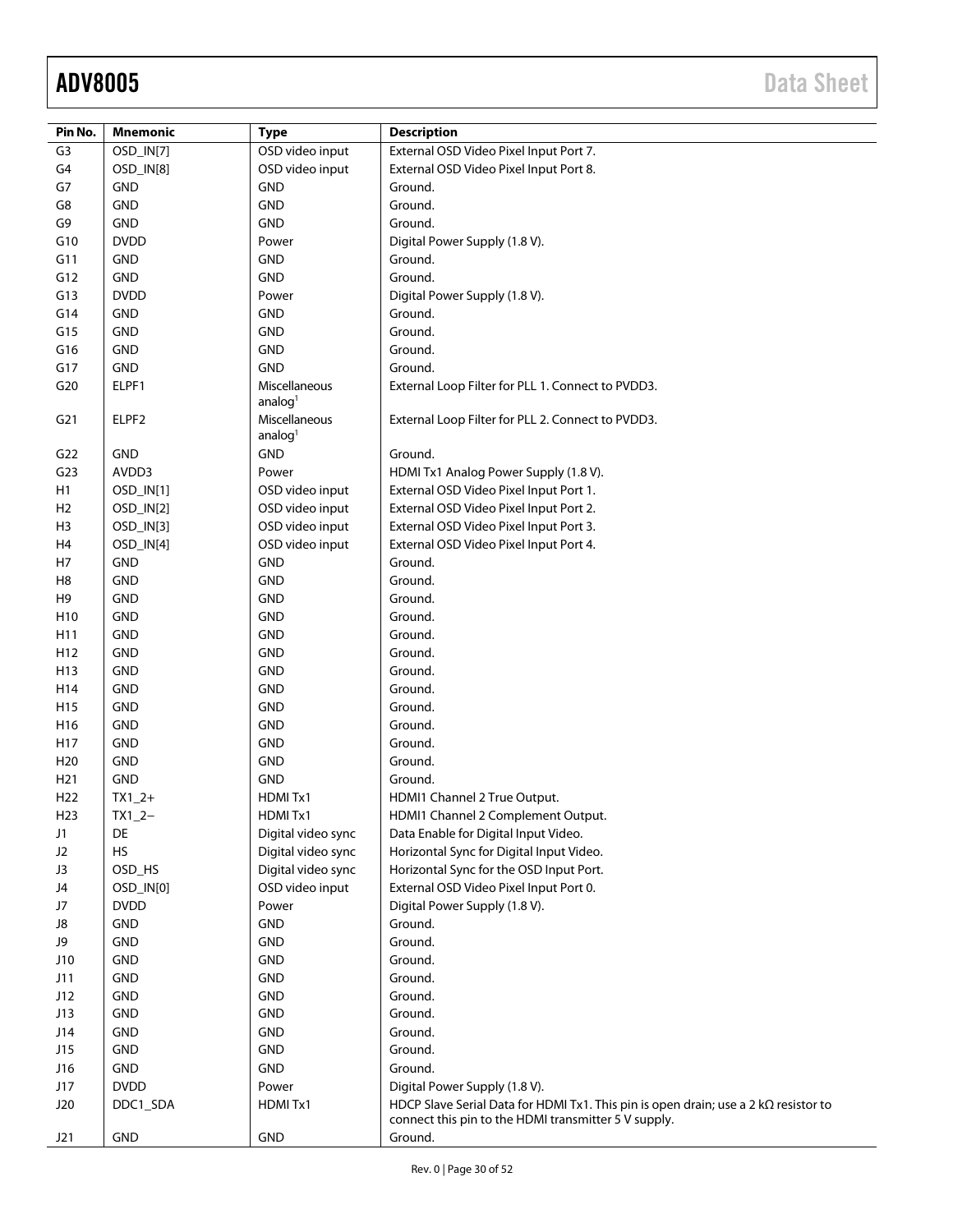| Pin No. | Mnemonic | Type | Description |
|---|---|---|---|
| G3 | OSD_IN[7] | OSD video input | External OSD Video Pixel Input Port 7. |
| G4 | OSD_IN[8] | OSD video input | External OSD Video Pixel Input Port 8. |
| G7 | GND | GND | Ground. |
| G8 | GND | GND | Ground. |
| G9 | GND | GND | Ground. |
| G10 | DVDD | Power | Digital Power Supply (1.8 V). |
| G11 | GND | GND | Ground. |
| G12 | GND | GND | Ground. |
| G13 | DVDD | Power | Digital Power Supply (1.8 V). |
| G14 | GND | GND | Ground. |
| G15 | GND | GND | Ground. |
| G16 | GND | GND | Ground. |
| G17 | GND | GND | Ground. |
| G20 | ELPF1 | Miscellaneous analog[1] | External Loop Filter for PLL 1. Connect to PVDD3. |
| G21 | ELPF2 | Miscellaneous analog[1] | External Loop Filter for PLL 2. Connect to PVDD3. |
| G22 | GND | GND | Ground. |
| G23 | AVDD3 | Power | HDMI Tx1 Analog Power Supply (1.8 V). |
| H1 | OSD_IN[1] | OSD video input | External OSD Video Pixel Input Port 1. |
| H2 | OSD_IN[2] | OSD video input | External OSD Video Pixel Input Port 2. |
| H3 | OSD_IN[3] | OSD video input | External OSD Video Pixel Input Port 3. |
| H4 | OSD_IN[4] | OSD video input | External OSD Video Pixel Input Port 4. |
| H7 | GND | GND | Ground. |
| H8 | GND | GND | Ground. |
| H9 | GND | GND | Ground. |
| H10 | GND | GND | Ground. |
| H11 | GND | GND | Ground. |
| H12 | GND | GND | Ground. |
| H13 | GND | GND | Ground. |
| H14 | GND | GND | Ground. |
| H15 | GND | GND | Ground. |
| H16 | GND | GND | Ground. |
| H17 | GND | GND | Ground. |
| H20 | GND | GND | Ground. |
| H21 | GND | GND | Ground. |
| H22 | TX1_2+ | HDMI Tx1 | HDMI1 Channel 2 True Output. |
| H23 | TX1_2− | HDMI Tx1 | HDMI1 Channel 2 Complement Output. |
| J1 | DE | Digital video sync | Data Enable for Digital Input Video. |
| J2 | HS | Digital video sync | Horizontal Sync for Digital Input Video. |
| J3 | OSD_HS | Digital video sync | Horizontal Sync for the OSD Input Port. |
| J4 | OSD_IN[0] | OSD video input | External OSD Video Pixel Input Port 0. |
| J7 | DVDD | Power | Digital Power Supply (1.8 V). |
| J8 | GND | GND | Ground. |
| J9 | GND | GND | Ground. |
| J10 | GND | GND | Ground. |
| J11 | GND | GND | Ground. |
| J12 | GND | GND | Ground. |
| J13 | GND | GND | Ground. |
| J14 | GND | GND | Ground. |
| J15 | GND | GND | Ground. |
| J16 | GND | GND | Ground. |
| J17 | DVDD | Power | Digital Power Supply (1.8 V). |
| J20 | DDC1_SDA | HDMI Tx1 | HDCP Slave Serial Data for HDMI Tx1. This pin is open drain; use a 2 kΩ resistor to connect this pin to the HDMI transmitter 5 V supply. |
| J21 | GND | GND | Ground. |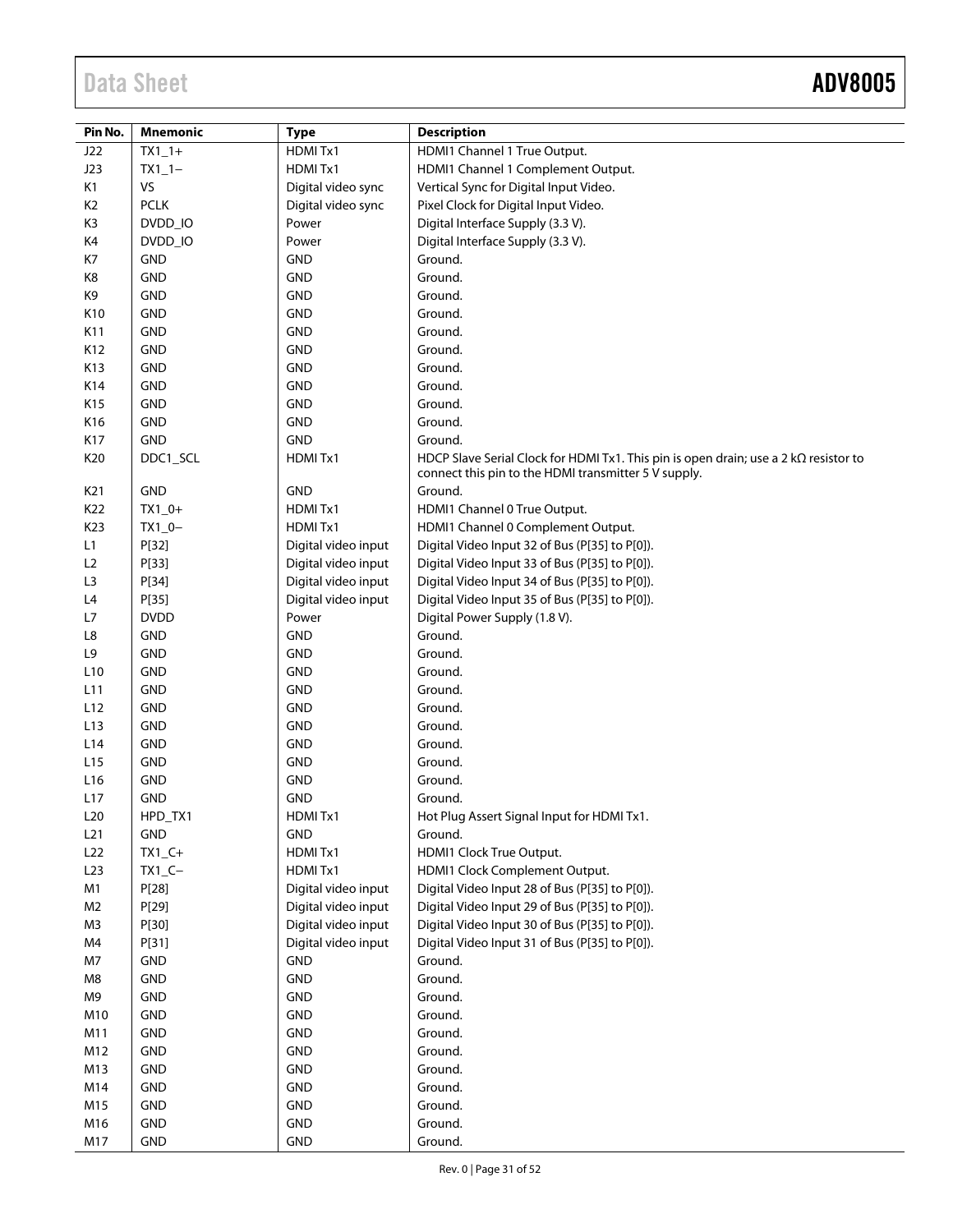| Pin No. | Mnemonic | Type | Description |
|---|---|---|---|
| J22 | TX1_1+ | HDMI Tx1 | HDMI1 Channel 1 True Output. |
| J23 | TX1_1− | HDMI Tx1 | HDMI1 Channel 1 Complement Output. |
| K1 | VS | Digital video sync | Vertical Sync for Digital Input Video. |
| K2 | PCLK | Digital video sync | Pixel Clock for Digital Input Video. |
| K3 | DVDD_IO | Power | Digital Interface Supply (3.3 V). |
| K4 | DVDD_IO | Power | Digital Interface Supply (3.3 V). |
| K7 | GND | GND | Ground. |
| K8 | GND | GND | Ground. |
| K9 | GND | GND | Ground. |
| K10 | GND | GND | Ground. |
| K11 | GND | GND | Ground. |
| K12 | GND | GND | Ground. |
| K13 | GND | GND | Ground. |
| K14 | GND | GND | Ground. |
| K15 | GND | GND | Ground. |
| K16 | GND | GND | Ground. |
| K17 | GND | GND | Ground. |
| K20 | DDC1_SCL | HDMI Tx1 | HDCP Slave Serial Clock for HDMI Tx1. This pin is open drain; use a 2 kΩ resistor to connect this pin to the HDMI transmitter 5 V supply. |
| K21 | GND | GND | Ground. |
| K22 | TX1_0+ | HDMI Tx1 | HDMI1 Channel 0 True Output. |
| K23 | TX1_0− | HDMI Tx1 | HDMI1 Channel 0 Complement Output. |
| L1 | P[32] | Digital video input | Digital Video Input 32 of Bus (P[35] to P[0]). |
| L2 | P[33] | Digital video input | Digital Video Input 33 of Bus (P[35] to P[0]). |
| L3 | P[34] | Digital video input | Digital Video Input 34 of Bus (P[35] to P[0]). |
| L4 | P[35] | Digital video input | Digital Video Input 35 of Bus (P[35] to P[0]). |
| L7 | DVDD | Power | Digital Power Supply (1.8 V). |
| L8 | GND | GND | Ground. |
| L9 | GND | GND | Ground. |
| L10 | GND | GND | Ground. |
| L11 | GND | GND | Ground. |
| L12 | GND | GND | Ground. |
| L13 | GND | GND | Ground. |
| L14 | GND | GND | Ground. |
| L15 | GND | GND | Ground. |
| L16 | GND | GND | Ground. |
| L17 | GND | GND | Ground. |
| L20 | HPD_TX1 | HDMI Tx1 | Hot Plug Assert Signal Input for HDMI Tx1. |
| L21 | GND | GND | Ground. |
| L22 | TX1_C+ | HDMI Tx1 | HDMI1 Clock True Output. |
| L23 | TX1_C− | HDMI Tx1 | HDMI1 Clock Complement Output. |
| M1 | P[28] | Digital video input | Digital Video Input 28 of Bus (P[35] to P[0]). |
| M2 | P[29] | Digital video input | Digital Video Input 29 of Bus (P[35] to P[0]). |
| M3 | P[30] | Digital video input | Digital Video Input 30 of Bus (P[35] to P[0]). |
| M4 | P[31] | Digital video input | Digital Video Input 31 of Bus (P[35] to P[0]). |
| M7 | GND | GND | Ground. |
| M8 | GND | GND | Ground. |
| M9 | GND | GND | Ground. |
| M10 | GND | GND | Ground. |
| M11 | GND | GND | Ground. |
| M12 | GND | GND | Ground. |
| M13 | GND | GND | Ground. |
| M14 | GND | GND | Ground. |
| M15 | GND | GND | Ground. |
| M16 | GND | GND | Ground. |
| M17 | GND | GND | Ground. |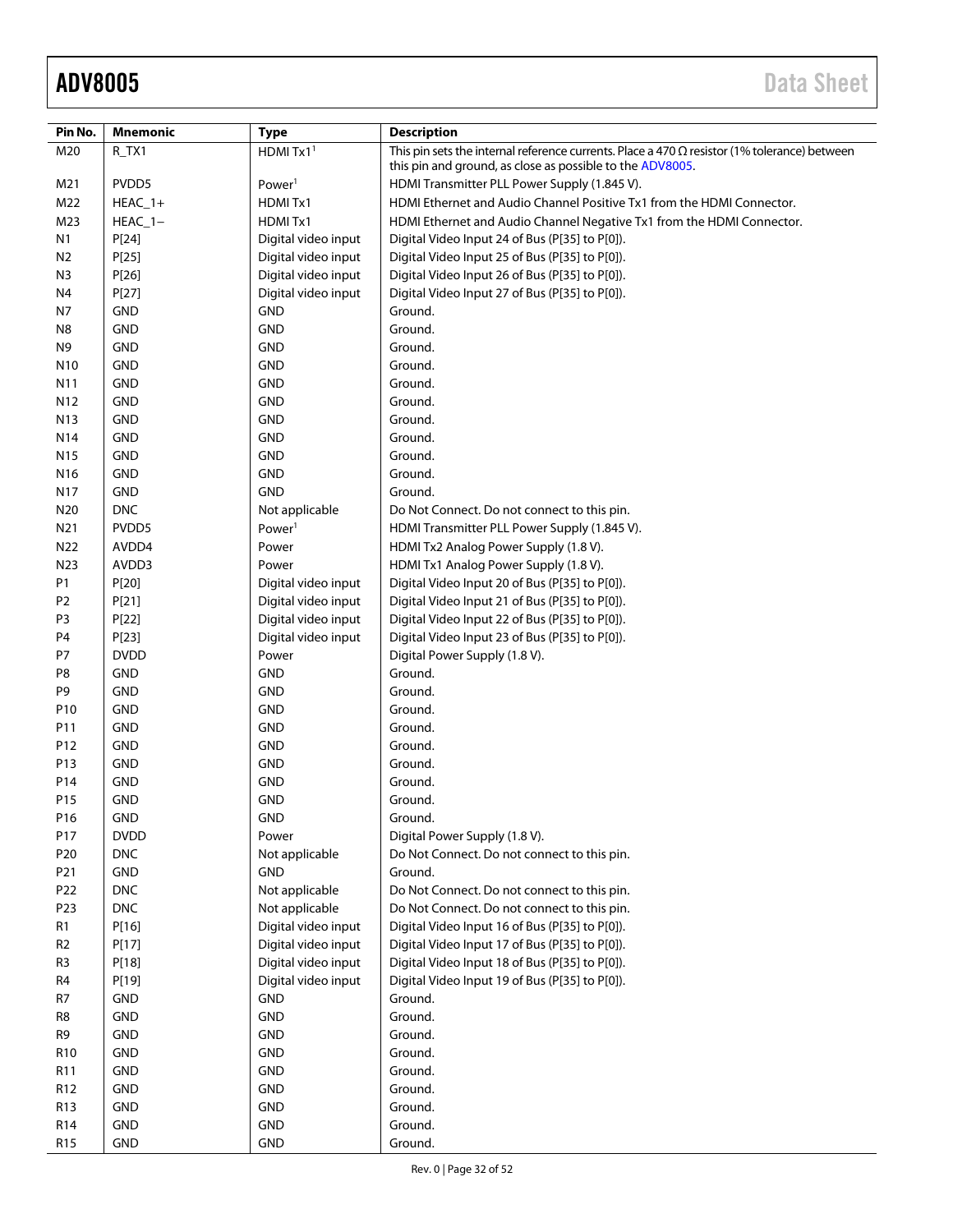| Pin No. | Mnemonic | Type | Description |
|---|---|---|---|
| M20 | R_TX1 | HDMI Tx1[1] | This pin sets the internal reference currents. Place a 470 Ω resistor (1% tolerance) between this pin and ground, as close as possible to the ADV8005. |
| M21 | PVDD5 | Power[1] | HDMI Transmitter PLL Power Supply (1.845 V). |
| M22 | HEAC_1+ | HDMI Tx1 | HDMI Ethernet and Audio Channel Positive Tx1 from the HDMI Connector. |
| M23 | HEAC_1− | HDMI Tx1 | HDMI Ethernet and Audio Channel Negative Tx1 from the HDMI Connector. |
| N1 | P[24] | Digital video input | Digital Video Input 24 of Bus (P[35] to P[0]). |
| N2 | P[25] | Digital video input | Digital Video Input 25 of Bus (P[35] to P[0]). |
| N3 | P[26] | Digital video input | Digital Video Input 26 of Bus (P[35] to P[0]). |
| N4 | P[27] | Digital video input | Digital Video Input 27 of Bus (P[35] to P[0]). |
| N7 | GND | GND | Ground. |
| N8 | GND | GND | Ground. |
| N9 | GND | GND | Ground. |
| N10 | GND | GND | Ground. |
| N11 | GND | GND | Ground. |
| N12 | GND | GND | Ground. |
| N13 | GND | GND | Ground. |
| N14 | GND | GND | Ground. |
| N15 | GND | GND | Ground. |
| N16 | GND | GND | Ground. |
| N17 | GND | GND | Ground. |
| N20 | DNC | Not applicable | Do Not Connect. Do not connect to this pin. |
| N21 | PVDD5 | Power[1] | HDMI Transmitter PLL Power Supply (1.845 V). |
| N22 | AVDD4 | Power | HDMI Tx2 Analog Power Supply (1.8 V). |
| N23 | AVDD3 | Power | HDMI Tx1 Analog Power Supply (1.8 V). |
| P1 | P[20] | Digital video input | Digital Video Input 20 of Bus (P[35] to P[0]). |
| P2 | P[21] | Digital video input | Digital Video Input 21 of Bus (P[35] to P[0]). |
| P3 | P[22] | Digital video input | Digital Video Input 22 of Bus (P[35] to P[0]). |
| P4 | P[23] | Digital video input | Digital Video Input 23 of Bus (P[35] to P[0]). |
| P7 | DVDD | Power | Digital Power Supply (1.8 V). |
| P8 | GND | GND | Ground. |
| P9 | GND | GND | Ground. |
| P10 | GND | GND | Ground. |
| P11 | GND | GND | Ground. |
| P12 | GND | GND | Ground. |
| P13 | GND | GND | Ground. |
| P14 | GND | GND | Ground. |
| P15 | GND | GND | Ground. |
| P16 | GND | GND | Ground. |
| P17 | DVDD | Power | Digital Power Supply (1.8 V). |
| P20 | DNC | Not applicable | Do Not Connect. Do not connect to this pin. |
| P21 | GND | GND | Ground. |
| P22 | DNC | Not applicable | Do Not Connect. Do not connect to this pin. |
| P23 | DNC | Not applicable | Do Not Connect. Do not connect to this pin. |
| R1 | P[16] | Digital video input | Digital Video Input 16 of Bus (P[35] to P[0]). |
| R2 | P[17] | Digital video input | Digital Video Input 17 of Bus (P[35] to P[0]). |
| R3 | P[18] | Digital video input | Digital Video Input 18 of Bus (P[35] to P[0]). |
| R4 | P[19] | Digital video input | Digital Video Input 19 of Bus (P[35] to P[0]). |
| R7 | GND | GND | Ground. |
| R8 | GND | GND | Ground. |
| R9 | GND | GND | Ground. |
| R10 | GND | GND | Ground. |
| R11 | GND | GND | Ground. |
| R12 | GND | GND | Ground. |
| R13 | GND | GND | Ground. |
| R14 | GND | GND | Ground. |
| R15 | GND | GND | Ground. |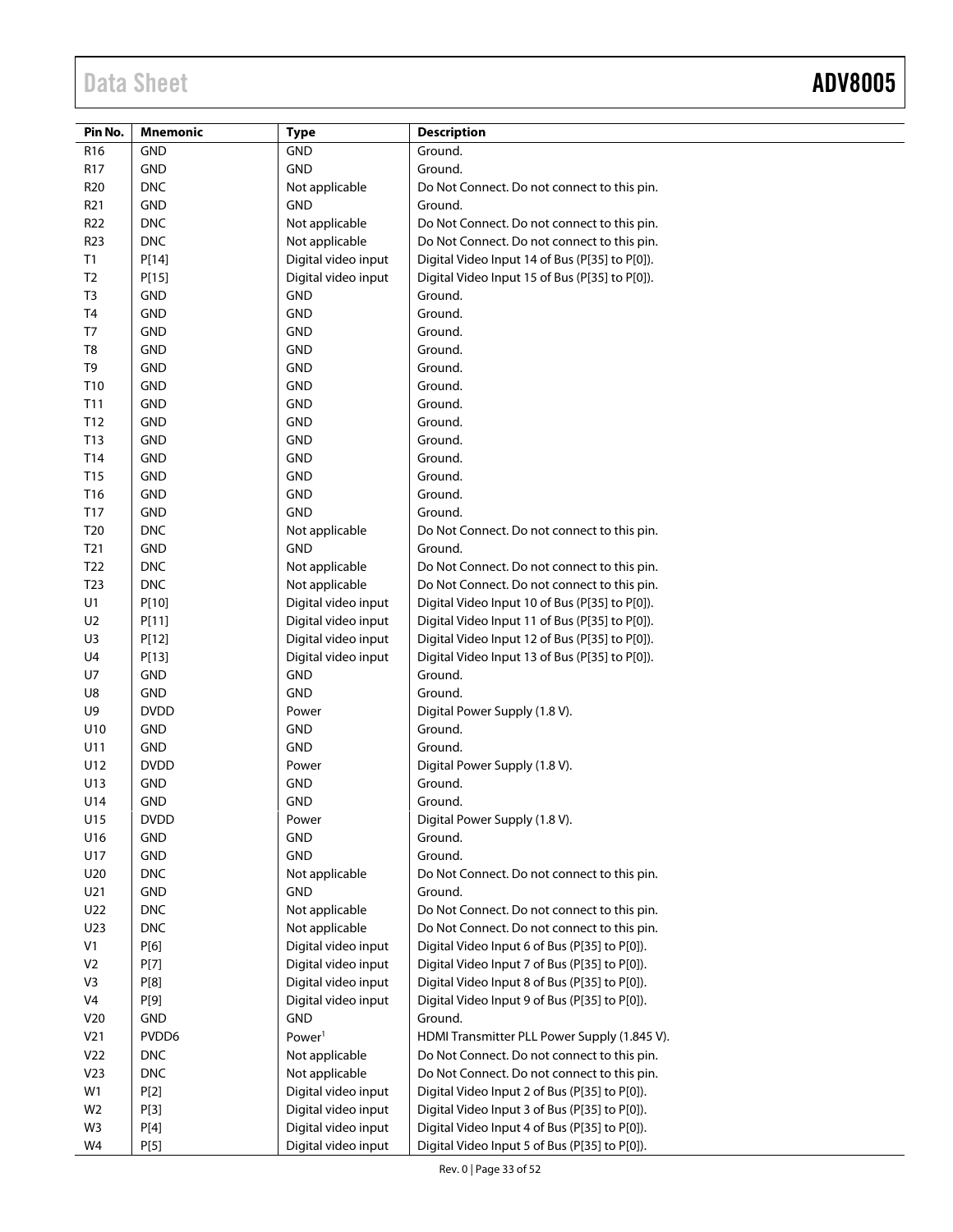| Pin No. | Mnemonic | Type | Description |
|---|---|---|---|
| R16 | GND | GND | Ground. |
| R17 | GND | GND | Ground. |
| R20 | DNC | Not applicable | Do Not Connect. Do not connect to this pin. |
| R21 | GND | GND | Ground. |
| R22 | DNC | Not applicable | Do Not Connect. Do not connect to this pin. |
| R23 | DNC | Not applicable | Do Not Connect. Do not connect to this pin. |
| T1 | P[14] | Digital video input | Digital Video Input 14 of Bus (P[35] to P[0]). |
| T2 | P[15] | Digital video input | Digital Video Input 15 of Bus (P[35] to P[0]). |
| T3 | GND | GND | Ground. |
| T4 | GND | GND | Ground. |
| T7 | GND | GND | Ground. |
| T8 | GND | GND | Ground. |
| T9 | GND | GND | Ground. |
| T10 | GND | GND | Ground. |
| T11 | GND | GND | Ground. |
| T12 | GND | GND | Ground. |
| T13 | GND | GND | Ground. |
| T14 | GND | GND | Ground. |
| T15 | GND | GND | Ground. |
| T16 | GND | GND | Ground. |
| T17 | GND | GND | Ground. |
| T20 | DNC | Not applicable | Do Not Connect. Do not connect to this pin. |
| T21 | GND | GND | Ground. |
| T22 | DNC | Not applicable | Do Not Connect. Do not connect to this pin. |
| T23 | DNC | Not applicable | Do Not Connect. Do not connect to this pin. |
| U1 | P[10] | Digital video input | Digital Video Input 10 of Bus (P[35] to P[0]). |
| U2 | P[11] | Digital video input | Digital Video Input 11 of Bus (P[35] to P[0]). |
| U3 | P[12] | Digital video input | Digital Video Input 12 of Bus (P[35] to P[0]). |
| U4 | P[13] | Digital video input | Digital Video Input 13 of Bus (P[35] to P[0]). |
| U7 | GND | GND | Ground. |
| U8 | GND | GND | Ground. |
| U9 | DVDD | Power | Digital Power Supply (1.8 V). |
| U10 | GND | GND | Ground. |
| U11 | GND | GND | Ground. |
| U12 | DVDD | Power | Digital Power Supply (1.8 V). |
| U13 | GND | GND | Ground. |
| U14 | GND | GND | Ground. |
| U15 | DVDD | Power | Digital Power Supply (1.8 V). |
| U16 | GND | GND | Ground. |
| U17 | GND | GND | Ground. |
| U20 | DNC | Not applicable | Do Not Connect. Do not connect to this pin. |
| U21 | GND | GND | Ground. |
| U22 | DNC | Not applicable | Do Not Connect. Do not connect to this pin. |
| U23 | DNC | Not applicable | Do Not Connect. Do not connect to this pin. |
| V1 | P[6] | Digital video input | Digital Video Input 6 of Bus (P[35] to P[0]). |
| V2 | P[7] | Digital video input | Digital Video Input 7 of Bus (P[35] to P[0]). |
| V3 | P[8] | Digital video input | Digital Video Input 8 of Bus (P[35] to P[0]). |
| V4 | P[9] | Digital video input | Digital Video Input 9 of Bus (P[35] to P[0]). |
| V20 | GND | GND | Ground. |
| V21 | PVDD6 | Power[1] | HDMI Transmitter PLL Power Supply (1.845 V). |
| V22 | DNC | Not applicable | Do Not Connect. Do not connect to this pin. |
| V23 | DNC | Not applicable | Do Not Connect. Do not connect to this pin. |
| W1 | P[2] | Digital video input | Digital Video Input 2 of Bus (P[35] to P[0]). |
| W2 | P[3] | Digital video input | Digital Video Input 3 of Bus (P[35] to P[0]). |
| W3 | P[4] | Digital video input | Digital Video Input 4 of Bus (P[35] to P[0]). |
| W4 | P[5] | Digital video input | Digital Video Input 5 of Bus (P[35] to P[0]). |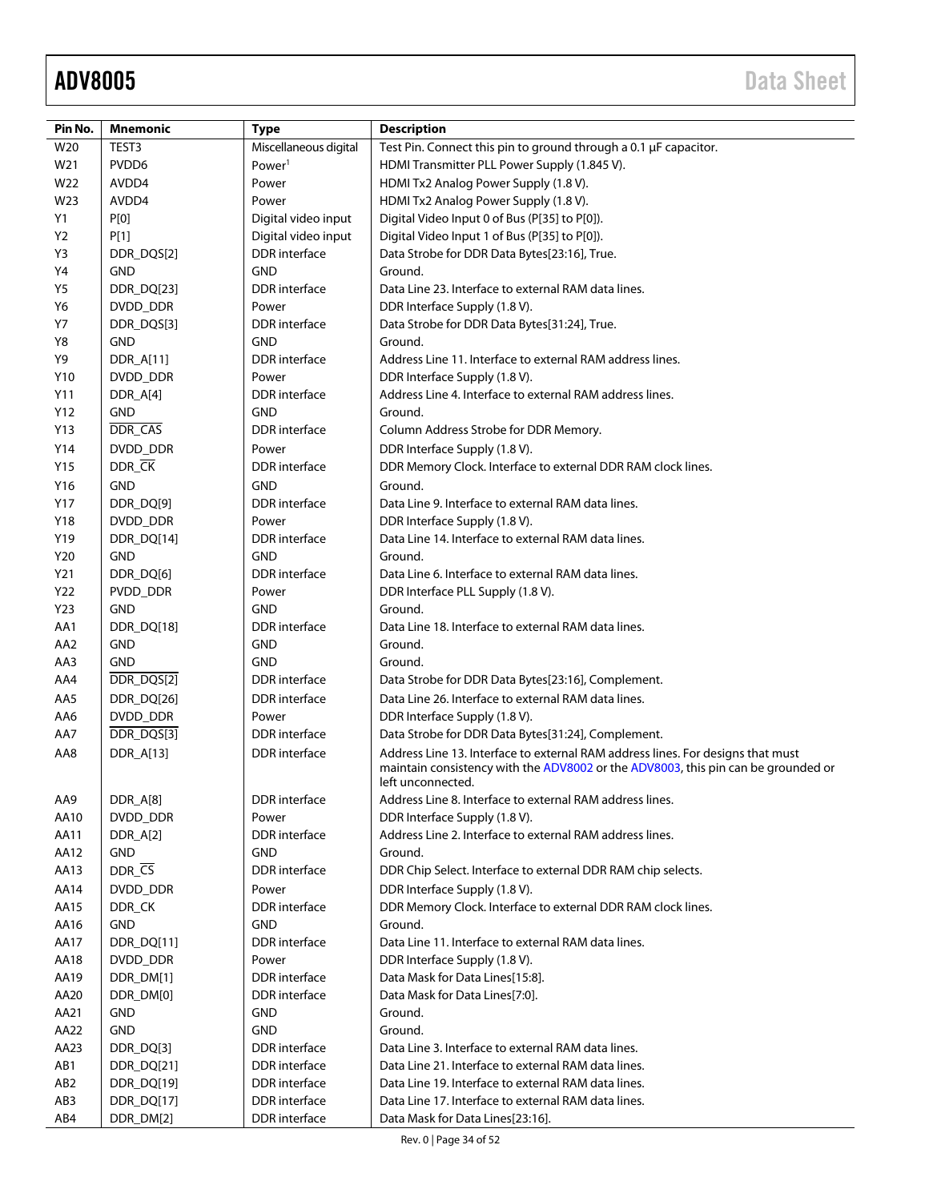| Pin No. | Mnemonic | Type | Description |
|---|---|---|---|
| W20 | TEST3 | Miscellaneous digital | Test Pin. Connect this pin to ground through a 0.1 μF capacitor. |
| W21 | PVDD6 | Power[1] | HDMI Transmitter PLL Power Supply (1.845 V). |
| W22 | AVDD4 | Power | HDMI Tx2 Analog Power Supply (1.8 V). |
| W23 | AVDD4 | Power | HDMI Tx2 Analog Power Supply (1.8 V). |
| Y1 | P[0] | Digital video input | Digital Video Input 0 of Bus (P[35] to P[0]). |
| Y2 | P[1] | Digital video input | Digital Video Input 1 of Bus (P[35] to P[0]). |
| Y3 | DDR_DQS[2] | DDR interface | Data Strobe for DDR Data Bytes[23:16], True. |
| Y4 | GND | GND | Ground. |
| Y5 | DDR_DQ[23] | DDR interface | Data Line 23. Interface to external RAM data lines. |
| Y6 | DVDD_DDR | Power | DDR Interface Supply (1.8 V). |
| Y7 | DDR_DQS[3] | DDR interface | Data Strobe for DDR Data Bytes[31:24], True. |
| Y8 | GND | GND | Ground. |
| Y9 | DDR_A[11] | DDR interface | Address Line 11. Interface to external RAM address lines. |
| Y10 | DVDD_DDR | Power | DDR Interface Supply (1.8 V). |
| Y11 | DDR_A[4] | DDR interface | Address Line 4. Interface to external RAM address lines. |
| Y12 | GND | GND | Ground. |
| Y13 | $\overline{\text{DDR\_CAS}}$ | DDR interface | Column Address Strobe for DDR Memory. |
| Y14 | DVDD_DDR | Power | DDR Interface Supply (1.8 V). |
| Y15 | DDR_$\overline{\text{CK}}$ | DDR interface | DDR Memory Clock. Interface to external DDR RAM clock lines. |
| Y16 | GND | GND | Ground. |
| Y17 | DDR_DQ[9] | DDR interface | Data Line 9. Interface to external RAM data lines. |
| Y18 | DVDD_DDR | Power | DDR Interface Supply (1.8 V). |
| Y19 | DDR_DQ[14] | DDR interface | Data Line 14. Interface to external RAM data lines. |
| Y20 | GND | GND | Ground. |
| Y21 | DDR_DQ[6] | DDR interface | Data Line 6. Interface to external RAM data lines. |
| Y22 | PVDD_DDR | Power | DDR Interface PLL Supply (1.8 V). |
| Y23 | GND | GND | Ground. |
| AA1 | DDR_DQ[18] | DDR interface | Data Line 18. Interface to external RAM data lines. |
| AA2 | GND | GND | Ground. |
| AA3 | GND | GND | Ground. |
| AA4 | $\overline{\text{DDR\_DQS[2]}}$ | DDR interface | Data Strobe for DDR Data Bytes[23:16], Complement. |
| AA5 | DDR_DQ[26] | DDR interface | Data Line 26. Interface to external RAM data lines. |
| AA6 | DVDD_DDR | Power | DDR Interface Supply (1.8 V). |
| AA7 | $\overline{\text{DDR\_DQS[3]}}$ | DDR interface | Data Strobe for DDR Data Bytes[31:24], Complement. |
| AA8 | DDR_A[13] | DDR interface | Address Line 13. Interface to external RAM address lines. For designs that must maintain consistency with the ADV8002 or the ADV8003, this pin can be grounded or left unconnected. |
| AA9 | DDR_A[8] | DDR interface | Address Line 8. Interface to external RAM address lines. |
| AA10 | DVDD_DDR | Power | DDR Interface Supply (1.8 V). |
| AA11 | DDR_A[2] | DDR interface | Address Line 2. Interface to external RAM address lines. |
| AA12 | GND | GND | Ground. |
| AA13 | DDR_$\overline{\text{CS}}$ | DDR interface | DDR Chip Select. Interface to external DDR RAM chip selects. |
| AA14 | DVDD_DDR | Power | DDR Interface Supply (1.8 V). |
| AA15 | DDR_CK | DDR interface | DDR Memory Clock. Interface to external DDR RAM clock lines. |
| AA16 | GND | GND | Ground. |
| AA17 | DDR_DQ[11] | DDR interface | Data Line 11. Interface to external RAM data lines. |
| AA18 | DVDD_DDR | Power | DDR Interface Supply (1.8 V). |
| AA19 | DDR_DM[1] | DDR interface | Data Mask for Data Lines[15:8]. |
| AA20 | DDR_DM[0] | DDR interface | Data Mask for Data Lines[7:0]. |
| AA21 | GND | GND | Ground. |
| AA22 | GND | GND | Ground. |
| AA23 | DDR_DQ[3] | DDR interface | Data Line 3. Interface to external RAM data lines. |
| AB1 | DDR_DQ[21] | DDR interface | Data Line 21. Interface to external RAM data lines. |
| AB2 | DDR_DQ[19] | DDR interface | Data Line 19. Interface to external RAM data lines. |
| AB3 | DDR_DQ[17] | DDR interface | Data Line 17. Interface to external RAM data lines. |
| AB4 | DDR_DM[2] | DDR interface | Data Mask for Data Lines[23:16]. |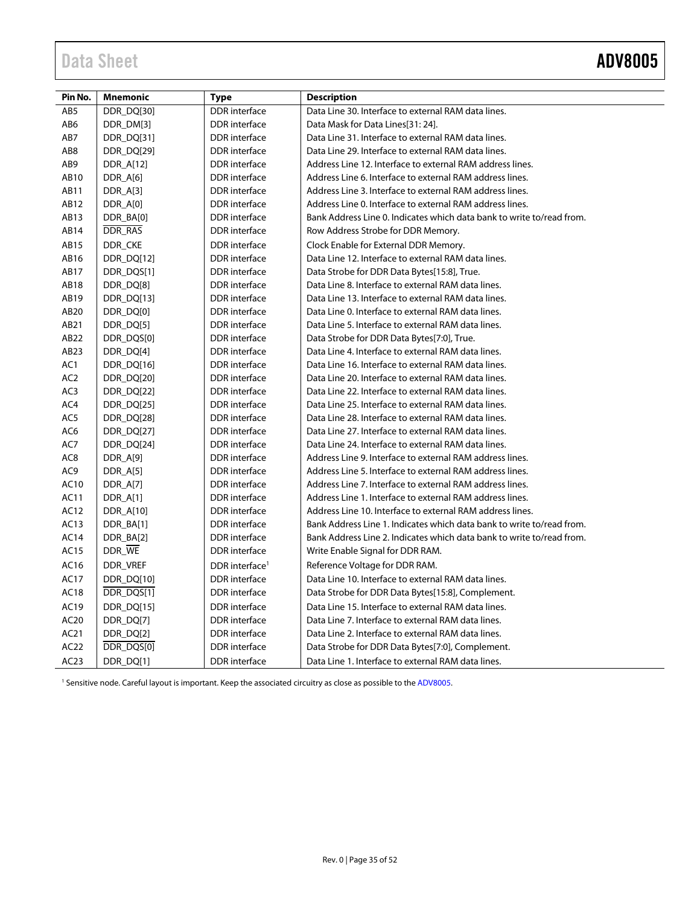| Pin No. | Mnemonic | Type | Description |
|---|---|---|---|
| AB5 | DDR_DQ[30] | DDR interface | Data Line 30. Interface to external RAM data lines. |
| AB6 | DDR_DM[3] | DDR interface | Data Mask for Data Lines[31: 24]. |
| AB7 | DDR_DQ[31] | DDR interface | Data Line 31. Interface to external RAM data lines. |
| AB8 | DDR_DQ[29] | DDR interface | Data Line 29. Interface to external RAM data lines. |
| AB9 | DDR_A[12] | DDR interface | Address Line 12. Interface to external RAM address lines. |
| AB10 | DDR_A[6] | DDR interface | Address Line 6. Interface to external RAM address lines. |
| AB11 | DDR_A[3] | DDR interface | Address Line 3. Interface to external RAM address lines. |
| AB12 | DDR_A[0] | DDR interface | Address Line 0. Interface to external RAM address lines. |
| AB13 | DDR_BA[0] | DDR interface | Bank Address Line 0. Indicates which data bank to write to/read from. |
| AB14 | $\overline{\text{DDR\_RAS}}$ | DDR interface | Row Address Strobe for DDR Memory. |
| AB15 | DDR_CKE | DDR interface | Clock Enable for External DDR Memory. |
| AB16 | DDR_DQ[12] | DDR interface | Data Line 12. Interface to external RAM data lines. |
| AB17 | DDR_DQS[1] | DDR interface | Data Strobe for DDR Data Bytes[15:8], True. |
| AB18 | DDR_DQ[8] | DDR interface | Data Line 8. Interface to external RAM data lines. |
| AB19 | DDR_DQ[13] | DDR interface | Data Line 13. Interface to external RAM data lines. |
| AB20 | DDR_DQ[0] | DDR interface | Data Line 0. Interface to external RAM data lines. |
| AB21 | DDR_DQ[5] | DDR interface | Data Line 5. Interface to external RAM data lines. |
| AB22 | DDR_DQS[0] | DDR interface | Data Strobe for DDR Data Bytes[7:0], True. |
| AB23 | DDR_DQ[4] | DDR interface | Data Line 4. Interface to external RAM data lines. |
| AC1 | DDR_DQ[16] | DDR interface | Data Line 16. Interface to external RAM data lines. |
| AC2 | DDR_DQ[20] | DDR interface | Data Line 20. Interface to external RAM data lines. |
| AC3 | DDR_DQ[22] | DDR interface | Data Line 22. Interface to external RAM data lines. |
| AC4 | DDR_DQ[25] | DDR interface | Data Line 25. Interface to external RAM data lines. |
| AC5 | DDR_DQ[28] | DDR interface | Data Line 28. Interface to external RAM data lines. |
| AC6 | DDR_DQ[27] | DDR interface | Data Line 27. Interface to external RAM data lines. |
| AC7 | DDR_DQ[24] | DDR interface | Data Line 24. Interface to external RAM data lines. |
| AC8 | DDR_A[9] | DDR interface | Address Line 9. Interface to external RAM address lines. |
| AC9 | DDR_A[5] | DDR interface | Address Line 5. Interface to external RAM address lines. |
| AC10 | DDR_A[7] | DDR interface | Address Line 7. Interface to external RAM address lines. |
| AC11 | DDR_A[1] | DDR interface | Address Line 1. Interface to external RAM address lines. |
| AC12 | DDR_A[10] | DDR interface | Address Line 10. Interface to external RAM address lines. |
| AC13 | DDR_BA[1] | DDR interface | Bank Address Line 1. Indicates which data bank to write to/read from. |
| AC14 | DDR_BA[2] | DDR interface | Bank Address Line 2. Indicates which data bank to write to/read from. |
| AC15 | DDR_$\overline{\text{WE}}$ | DDR interface | Write Enable Signal for DDR RAM. |
| AC16 | DDR_VREF | DDR interface[1] | Reference Voltage for DDR RAM. |
| AC17 | DDR_DQ[10] | DDR interface | Data Line 10. Interface to external RAM data lines. |
| AC18 | $\overline{\text{DDR\_DQS[1]}}$ | DDR interface | Data Strobe for DDR Data Bytes[15:8], Complement. |
| AC19 | DDR_DQ[15] | DDR interface | Data Line 15. Interface to external RAM data lines. |
| AC20 | DDR_DQ[7] | DDR interface | Data Line 7. Interface to external RAM data lines. |
| AC21 | DDR_DQ[2] | DDR interface | Data Line 2. Interface to external RAM data lines. |
| AC22 | $\overline{\text{DDR\_DQS[0]}}$ | DDR interface | Data Strobe for DDR Data Bytes[7:0], Complement. |
| AC23 | DDR_DQ[1] | DDR interface | Data Line 1. Interface to external RAM data lines. |

[1] Sensitive node. Careful layout is important. Keep the associated circuitry as close as possible to the ADV8005.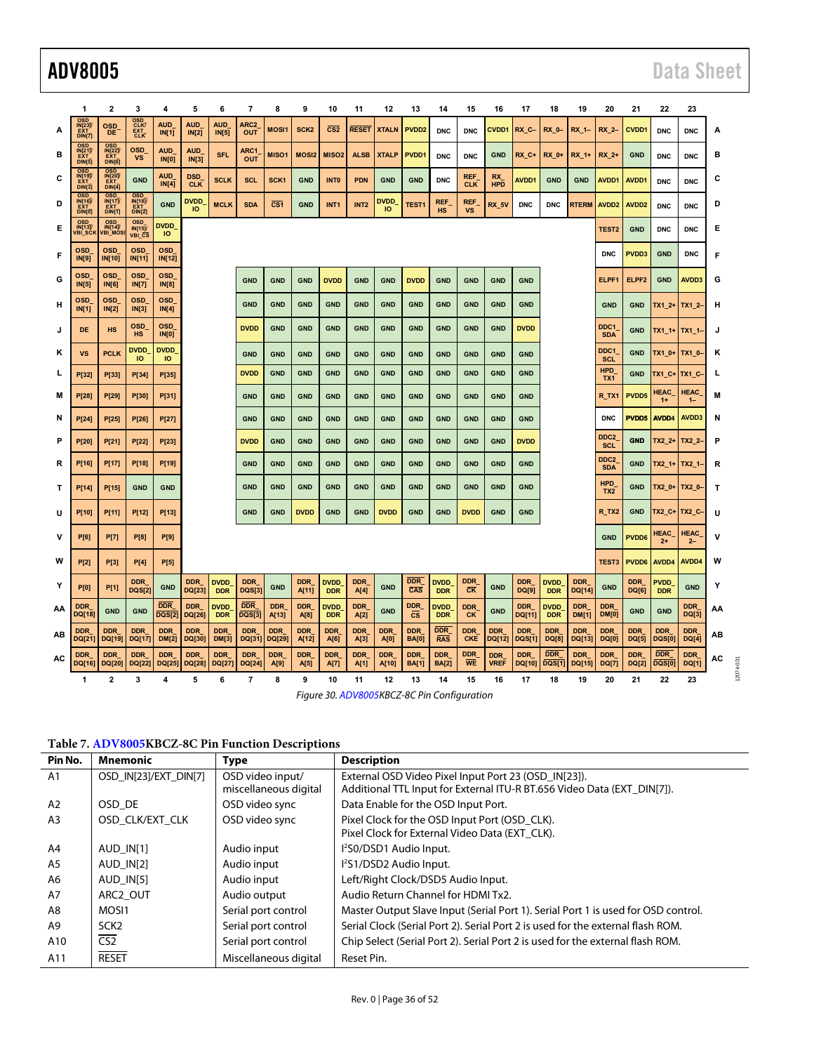| | 1 | 2 | 3 | 4 | 5 | 6 | 7 | 8 | 9 | 10 | 11 | 12 | 13 | 14 | 15 | 16 | 17 | 18 | 19 | 20 | 21 | 22 | 23 | |
|---|---|---|---|---|---|---|---|---|---|---|---|---|---|---|---|---|---|---|---|---|---|---|---|---|
| A | OSD_IN[23]/EXT_DIN[7] | OSD_DE | OSD_CLK/EXT_CLK | AUD_IN[1] | AUD_IN[2] | AUD_IN[5] | ARC2_OUT | MOSI1 | SCK2 | $\overline{\text{CS2}}$ | $\overline{\text{RESET}}$ | XTALN | PVDD2 | DNC | DNC | CVDD1 | RX_C– | RX_0– | RX_1– | RX_2– | CVDD1 | DNC | DNC | A |
| B | OSD_IN[21]/EXT_DIN[5] | OSD_IN[22]/EXT_DIN[6] | OSD_VS | AUD_IN[0] | AUD_IN[3] | SFL | ARC1_OUT | MISO1 | MOSI2 | MISO2 | ALSB | XTALP | PVDD1 | DNC | DNC | GND | RX_C+ | RX_0+ | RX_1+ | RX_2+ | GND | DNC | DNC | B |
| C | OSD_IN[19]/EXT_DIN[3] | OSD_IN[20]/EXT_DIN[4] | GND | AUD_IN[4] | DSD_CLK | SCLK | SCL | SCK1 | GND | INT0 | PDN | GND | GND | DNC | REF_CLK | RX_HPD | AVDD1 | GND | GND | AVDD1 | AVDD1 | DNC | DNC | C |
| D | OSD_IN[16]/EXT_DIN[0] | OSD_IN[17]/EXT_DIN[1] | OSD_IN[18]/EXT_DIN[2] | GND | DVDD_IO | MCLK | SDA | $\overline{\text{CS1}}$ | GND | INT1 | INT2 | DVDD_IO | TEST1 | REF_HS | REF_VS | RX_5V | DNC | DNC | RTERM | AVDD2 | AVDD2 | DNC | DNC | D |
| E | OSD_IN[13]/VBI_SCK | OSD_IN[14]/VBI_MOSI | OSD_IN[15]/$\overline{\text{VBI\_CS}}$ | DVDD_IO | | | | | | | | | | | | | | | | TEST2 | GND | DNC | DNC | E |
| F | OSD_IN[9] | OSD_IN[10] | OSD_IN[11] | OSD_IN[12] | | | | | | | | | | | | | | | | DNC | PVDD3 | GND | DNC | F |
| G | OSD_IN[5] | OSD_IN[6] | OSD_IN[7] | OSD_IN[8] | | | GND | GND | GND | DVDD | GND | GND | DVDD | GND | GND | GND | GND | | | ELPF1 | ELPF2 | GND | AVDD3 | G |
| H | OSD_IN[1] | OSD_IN[2] | OSD_IN[3] | OSD_IN[4] | | | GND | GND | GND | GND | GND | GND | GND | GND | GND | GND | GND | | | GND | GND | TX1_2+ | TX1_2– | H |
| J | DE | HS | OSD_HS | OSD_IN[0] | | | DVDD | GND | GND | GND | GND | GND | GND | GND | GND | GND | DVDD | | | DDC1_SDA | GND | TX1_1+ | TX1_1– | J |
| K | VS | PCLK | DVDD_IO | DVDD_IO | | | GND | GND | GND | GND | GND | GND | GND | GND | GND | GND | GND | | | DDC1_SCL | GND | TX1_0+ | TX1_0– | K |
| L | P[32] | P[33] | P[34] | P[35] | | | DVDD | GND | GND | GND | GND | GND | GND | GND | GND | GND | GND | | | HPD_TX1 | GND | TX1_C+ | TX1_C– | L |
| M | P[28] | P[29] | P[30] | P[31] | | | GND | GND | GND | GND | GND | GND | GND | GND | GND | GND | GND | | | R_TX1 | PVDD5 | HEAC_1+ | HEAC_1– | M |
| N | P[24] | P[25] | P[26] | P[27] | | | GND | GND | GND | GND | GND | GND | GND | GND | GND | GND | GND | | | DNC | PVDD5 | AVDD4 | AVDD3 | N |
| P | P[20] | P[21] | P[22] | P[23] | | | DVDD | GND | GND | GND | GND | GND | GND | GND | GND | GND | DVDD | | | DDC2_SCL | GND | TX2_2+ | TX2_2– | P |
| R | P[16] | P[17] | P[18] | P[19] | | | GND | GND | GND | GND | GND | GND | GND | GND | GND | GND | GND | | | DDC2_SDA | GND | TX2_1+ | TX2_1– | R |
| T | P[14] | P[15] | GND | GND | | | GND | GND | GND | GND | GND | GND | GND | GND | GND | GND | GND | | | HPD_TX2 | GND | TX2_0+ | TX2_0– | T |
| U | P[10] | P[11] | P[12] | P[13] | | | GND | GND | DVDD | GND | GND | DVDD | GND | GND | DVDD | GND | GND | | | R_TX2 | GND | TX2_C+ | TX2_C– | U |
| V | P[6] | P[7] | P[8] | P[9] | | | | | | | | | | | | | | | | GND | PVDD6 | HEAC_2+ | HEAC_2– | V |
| W | P[2] | P[3] | P[4] | P[5] | | | | | | | | | | | | | | | | TEST3 | PVDD6 | AVDD4 | AVDD4 | W |
| Y | P[0] | P[1] | DDR_DQS[2] | GND | DDR_DQ[23] | DVDD_DDR | DDR_DQS[3] | GND | DDR_A[11] | DVDD_DDR | DDR_A[4] | GND | $\overline{\text{DDR\_CAS}}$ | DVDD_DDR | $\overline{\text{DDR\_CK}}$ | GND | DDR_DQ[9] | DVDD_DDR | DDR_DQ[14] | GND | DDR_DQ[6] | PVDD_DDR | GND | Y |
| AA | DDR_DQ[18] | GND | GND | $\overline{\text{DDR\_DQS[2]}}$ | DDR_DQ[26] | DVDD_DDR | $\overline{\text{DDR\_DQS[3]}}$ | DDR_A[13] | DDR_A[8] | DVDD_DDR | DDR_A[2] | GND | $\overline{\text{DDR\_CS}}$ | DVDD_DDR | DDR_CK | GND | DDR_DQ[11] | DVDD_DDR | DDR_DM[1] | DDR_DM[0] | GND | GND | DDR_DQ[3] | AA |
| AB | DDR_DQ[21] | DDR_DQ[19] | DDR_DQ[17] | DDR_DM[2] | DDR_DQ[30] | DDR_DM[3] | DDR_DQ[31] | DDR_DQ[29] | DDR_A[12] | DDR_A[6] | DDR_A[3] | DDR_A[0] | DDR_BA[0] | $\overline{\text{DDR\_RAS}}$ | DDR_CKE | DDR_DQ[12] | DDR_DQS[1] | DDR_DQ[8] | DDR_DQ[13] | DDR_DQ[0] | DDR_DQ[5] | DDR_DQS[0] | DDR_DQ[4] | AB |
| AC | DDR_DQ[16] | DDR_DQ[20] | DDR_DQ[22] | DDR_DQ[25] | DDR_DQ[28] | DDR_DQ[27] | DDR_DQ[24] | DDR_A[9] | DDR_A[5] | DDR_A[7] | DDR_A[1] | DDR_A[10] | DDR_BA[1] | DDR_BA[2] | $\overline{\text{DDR\_WE}}$ | DDR_VREF | DDR_DQ[10] | $\overline{\text{DDR\_DQS[1]}}$ | DDR_DQ[15] | DDR_DQ[7] | DDR_DQ[2] | $\overline{\text{DDR\_DQS[0]}}$ | DDR_DQ[1] | AC |
| | 1 | 2 | 3 | 4 | 5 | 6 | 7 | 8 | 9 | 10 | 11 | 12 | 13 | 14 | 15 | 16 | 17 | 18 | 19 | 20 | 21 | 22 | 23 | |

*Figure 30. ADV8005KBCZ-8C Pin Configuration*

**Table 7. ADV8005KBCZ-8C Pin Function Descriptions**

| Pin No. | Mnemonic | Type | Description |
|---|---|---|---|
| A1 | OSD_IN[23]/EXT_DIN[7] | OSD video input/ miscellaneous digital | External OSD Video Pixel Input Port 23 (OSD_IN[23]). Additional TTL Input for External ITU-R BT.656 Video Data (EXT_DIN[7]). |
| A2 | OSD_DE | OSD video sync | Data Enable for the OSD Input Port. |
| A3 | OSD_CLK/EXT_CLK | OSD video sync | Pixel Clock for the OSD Input Port (OSD_CLK). Pixel Clock for External Video Data (EXT_CLK). |
| A4 | AUD_IN[1] | Audio input | I²S0/DSD1 Audio Input. |
| A5 | AUD_IN[2] | Audio input | I²S1/DSD2 Audio Input. |
| A6 | AUD_IN[5] | Audio input | Left/Right Clock/DSD5 Audio Input. |
| A7 | ARC2_OUT | Audio output | Audio Return Channel for HDMI Tx2. |
| A8 | MOSI1 | Serial port control | Master Output Slave Input (Serial Port 1). Serial Port 1 is used for OSD control. |
| A9 | SCK2 | Serial port control | Serial Clock (Serial Port 2). Serial Port 2 is used for the external flash ROM. |
| A10 | $\overline{\text{CS2}}$ | Serial port control | Chip Select (Serial Port 2). Serial Port 2 is used for the external flash ROM. |
| A11 | $\overline{\text{RESET}}$ | Miscellaneous digital | Reset Pin. |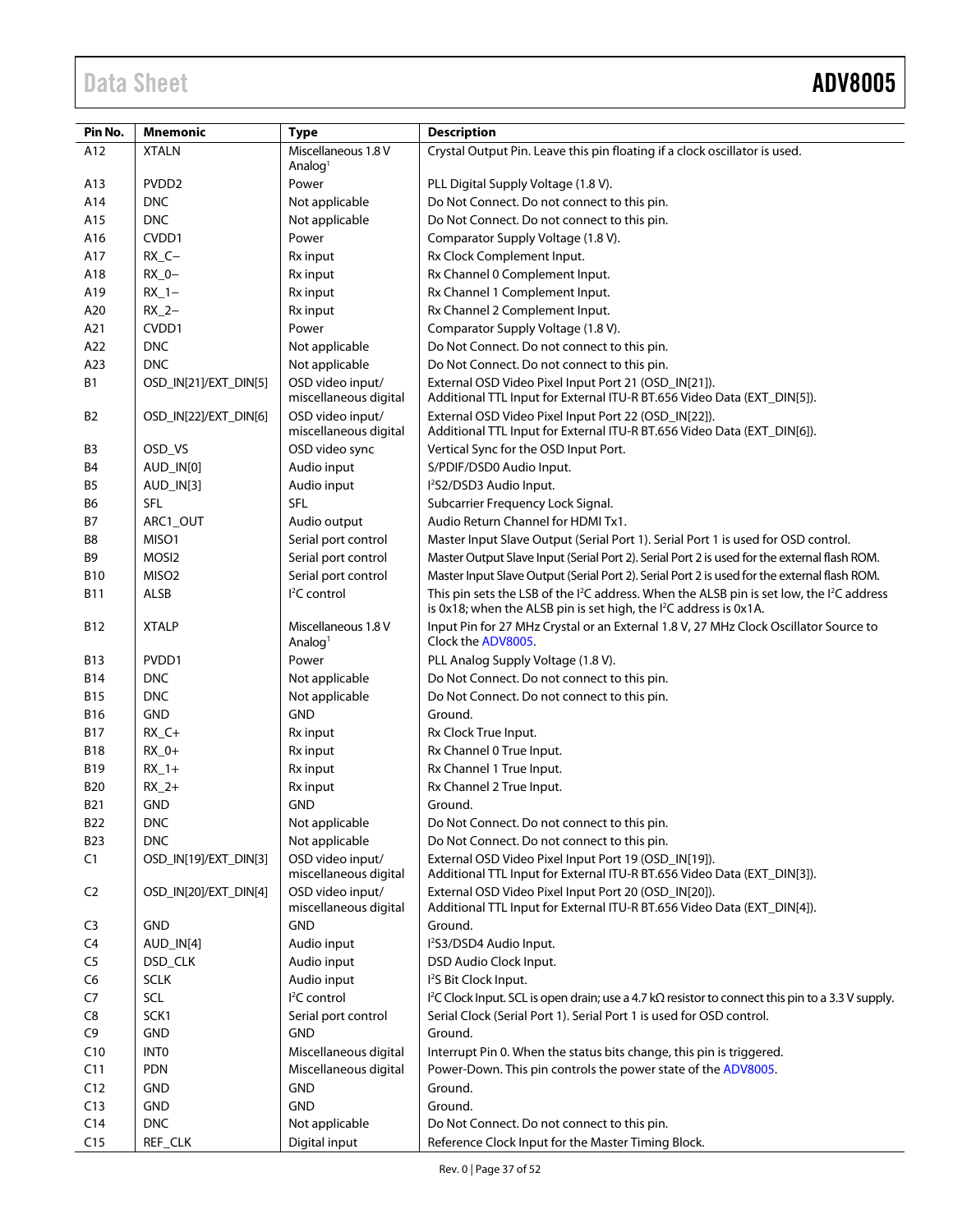| Pin No. | Mnemonic | Type | Description |
|---|---|---|---|
| A12 | XTALN | Miscellaneous 1.8 V Analog[1] | Crystal Output Pin. Leave this pin floating if a clock oscillator is used. |
| A13 | PVDD2 | Power | PLL Digital Supply Voltage (1.8 V). |
| A14 | DNC | Not applicable | Do Not Connect. Do not connect to this pin. |
| A15 | DNC | Not applicable | Do Not Connect. Do not connect to this pin. |
| A16 | CVDD1 | Power | Comparator Supply Voltage (1.8 V). |
| A17 | RX_C− | Rx input | Rx Clock Complement Input. |
| A18 | RX_0− | Rx input | Rx Channel 0 Complement Input. |
| A19 | RX_1− | Rx input | Rx Channel 1 Complement Input. |
| A20 | RX_2− | Rx input | Rx Channel 2 Complement Input. |
| A21 | CVDD1 | Power | Comparator Supply Voltage (1.8 V). |
| A22 | DNC | Not applicable | Do Not Connect. Do not connect to this pin. |
| A23 | DNC | Not applicable | Do Not Connect. Do not connect to this pin. |
| B1 | OSD_IN[21]/EXT_DIN[5] | OSD video input/ miscellaneous digital | External OSD Video Pixel Input Port 21 (OSD_IN[21]). Additional TTL Input for External ITU-R BT.656 Video Data (EXT_DIN[5]). |
| B2 | OSD_IN[22]/EXT_DIN[6] | OSD video input/ miscellaneous digital | External OSD Video Pixel Input Port 22 (OSD_IN[22]). Additional TTL Input for External ITU-R BT.656 Video Data (EXT_DIN[6]). |
| B3 | OSD_VS | OSD video sync | Vertical Sync for the OSD Input Port. |
| B4 | AUD_IN[0] | Audio input | S/PDIF/DSD0 Audio Input. |
| B5 | AUD_IN[3] | Audio input | I²S2/DSD3 Audio Input. |
| B6 | SFL | SFL | Subcarrier Frequency Lock Signal. |
| B7 | ARC1_OUT | Audio output | Audio Return Channel for HDMI Tx1. |
| B8 | MISO1 | Serial port control | Master Input Slave Output (Serial Port 1). Serial Port 1 is used for OSD control. |
| B9 | MOSI2 | Serial port control | Master Output Slave Input (Serial Port 2). Serial Port 2 is used for the external flash ROM. |
| B10 | MISO2 | Serial port control | Master Input Slave Output (Serial Port 2). Serial Port 2 is used for the external flash ROM. |
| B11 | ALSB | I²C control | This pin sets the LSB of the I²C address. When the ALSB pin is set low, the I²C address is 0x18; when the ALSB pin is set high, the I²C address is 0x1A. |
| B12 | XTALP | Miscellaneous 1.8 V Analog[1] | Input Pin for 27 MHz Crystal or an External 1.8 V, 27 MHz Clock Oscillator Source to Clock the ADV8005. |
| B13 | PVDD1 | Power | PLL Analog Supply Voltage (1.8 V). |
| B14 | DNC | Not applicable | Do Not Connect. Do not connect to this pin. |
| B15 | DNC | Not applicable | Do Not Connect. Do not connect to this pin. |
| B16 | GND | GND | Ground. |
| B17 | RX_C+ | Rx input | Rx Clock True Input. |
| B18 | RX_0+ | Rx input | Rx Channel 0 True Input. |
| B19 | RX_1+ | Rx input | Rx Channel 1 True Input. |
| B20 | RX_2+ | Rx input | Rx Channel 2 True Input. |
| B21 | GND | GND | Ground. |
| B22 | DNC | Not applicable | Do Not Connect. Do not connect to this pin. |
| B23 | DNC | Not applicable | Do Not Connect. Do not connect to this pin. |
| C1 | OSD_IN[19]/EXT_DIN[3] | OSD video input/ miscellaneous digital | External OSD Video Pixel Input Port 19 (OSD_IN[19]). Additional TTL Input for External ITU-R BT.656 Video Data (EXT_DIN[3]). |
| C2 | OSD_IN[20]/EXT_DIN[4] | OSD video input/ miscellaneous digital | External OSD Video Pixel Input Port 20 (OSD_IN[20]). Additional TTL Input for External ITU-R BT.656 Video Data (EXT_DIN[4]). |
| C3 | GND | GND | Ground. |
| C4 | AUD_IN[4] | Audio input | I²S3/DSD4 Audio Input. |
| C5 | DSD_CLK | Audio input | DSD Audio Clock Input. |
| C6 | SCLK | Audio input | I²S Bit Clock Input. |
| C7 | SCL | I²C control | I²C Clock Input. SCL is open drain; use a 4.7 kΩ resistor to connect this pin to a 3.3 V supply. |
| C8 | SCK1 | Serial port control | Serial Clock (Serial Port 1). Serial Port 1 is used for OSD control. |
| C9 | GND | GND | Ground. |
| C10 | INT0 | Miscellaneous digital | Interrupt Pin 0. When the status bits change, this pin is triggered. |
| C11 | PDN | Miscellaneous digital | Power-Down. This pin controls the power state of the ADV8005. |
| C12 | GND | GND | Ground. |
| C13 | GND | GND | Ground. |
| C14 | DNC | Not applicable | Do Not Connect. Do not connect to this pin. |
| C15 | REF_CLK | Digital input | Reference Clock Input for the Master Timing Block. |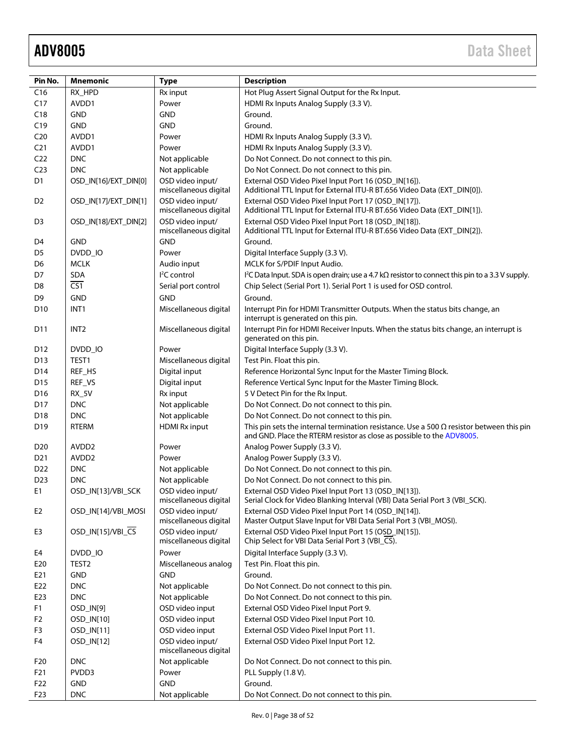| Pin No. | Mnemonic | Type | Description |
|---|---|---|---|
| C16 | RX_HPD | Rx input | Hot Plug Assert Signal Output for the Rx Input. |
| C17 | AVDD1 | Power | HDMI Rx Inputs Analog Supply (3.3 V). |
| C18 | GND | GND | Ground. |
| C19 | GND | GND | Ground. |
| C20 | AVDD1 | Power | HDMI Rx Inputs Analog Supply (3.3 V). |
| C21 | AVDD1 | Power | HDMI Rx Inputs Analog Supply (3.3 V). |
| C22 | DNC | Not applicable | Do Not Connect. Do not connect to this pin. |
| C23 | DNC | Not applicable | Do Not Connect. Do not connect to this pin. |
| D1 | OSD_IN[16]/EXT_DIN[0] | OSD video input/ miscellaneous digital | External OSD Video Pixel Input Port 16 (OSD_IN[16]). Additional TTL Input for External ITU-R BT.656 Video Data (EXT_DIN[0]). |
| D2 | OSD_IN[17]/EXT_DIN[1] | OSD video input/ miscellaneous digital | External OSD Video Pixel Input Port 17 (OSD_IN[17]). Additional TTL Input for External ITU-R BT.656 Video Data (EXT_DIN[1]). |
| D3 | OSD_IN[18]/EXT_DIN[2] | OSD video input/ miscellaneous digital | External OSD Video Pixel Input Port 18 (OSD_IN[18]). Additional TTL Input for External ITU-R BT.656 Video Data (EXT_DIN[2]). |
| D4 | GND | GND | Ground. |
| D5 | DVDD_IO | Power | Digital Interface Supply (3.3 V). |
| D6 | MCLK | Audio input | MCLK for S/PDIF Input Audio. |
| D7 | SDA | I²C control | I²C Data Input. SDA is open drain; use a 4.7 kΩ resistor to connect this pin to a 3.3 V supply. |
| D8 | $\overline{\text{CS1}}$ | Serial port control | Chip Select (Serial Port 1). Serial Port 1 is used for OSD control. |
| D9 | GND | GND | Ground. |
| D10 | INT1 | Miscellaneous digital | Interrupt Pin for HDMI Transmitter Outputs. When the status bits change, an interrupt is generated on this pin. |
| D11 | INT2 | Miscellaneous digital | Interrupt Pin for HDMI Receiver Inputs. When the status bits change, an interrupt is generated on this pin. |
| D12 | DVDD_IO | Power | Digital Interface Supply (3.3 V). |
| D13 | TEST1 | Miscellaneous digital | Test Pin. Float this pin. |
| D14 | REF_HS | Digital input | Reference Horizontal Sync Input for the Master Timing Block. |
| D15 | REF_VS | Digital input | Reference Vertical Sync Input for the Master Timing Block. |
| D16 | RX_5V | Rx input | 5 V Detect Pin for the Rx Input. |
| D17 | DNC | Not applicable | Do Not Connect. Do not connect to this pin. |
| D18 | DNC | Not applicable | Do Not Connect. Do not connect to this pin. |
| D19 | RTERM | HDMI Rx input | This pin sets the internal termination resistance. Use a 500 Ω resistor between this pin and GND. Place the RTERM resistor as close as possible to the ADV8005. |
| D20 | AVDD2 | Power | Analog Power Supply (3.3 V). |
| D21 | AVDD2 | Power | Analog Power Supply (3.3 V). |
| D22 | DNC | Not applicable | Do Not Connect. Do not connect to this pin. |
| D23 | DNC | Not applicable | Do Not Connect. Do not connect to this pin. |
| E1 | OSD_IN[13]/VBI_SCK | OSD video input/ miscellaneous digital | External OSD Video Pixel Input Port 13 (OSD_IN[13]). Serial Clock for Video Blanking Interval (VBI) Data Serial Port 3 (VBI_SCK). |
| E2 | OSD_IN[14]/VBI_MOSI | OSD video input/ miscellaneous digital | External OSD Video Pixel Input Port 14 (OSD_IN[14]). Master Output Slave Input for VBI Data Serial Port 3 (VBI_MOSI). |
| E3 | OSD_IN[15]/VBI_$\overline{\text{CS}}$ | OSD video input/ miscellaneous digital | External OSD Video Pixel Input Port 15 (OSD_IN[15]). Chip Select for VBI Data Serial Port 3 (VBI_$\overline{\text{CS}}$). |
| E4 | DVDD_IO | Power | Digital Interface Supply (3.3 V). |
| E20 | TEST2 | Miscellaneous analog | Test Pin. Float this pin. |
| E21 | GND | GND | Ground. |
| E22 | DNC | Not applicable | Do Not Connect. Do not connect to this pin. |
| E23 | DNC | Not applicable | Do Not Connect. Do not connect to this pin. |
| F1 | OSD_IN[9] | OSD video input | External OSD Video Pixel Input Port 9. |
| F2 | OSD_IN[10] | OSD video input | External OSD Video Pixel Input Port 10. |
| F3 | OSD_IN[11] | OSD video input | External OSD Video Pixel Input Port 11. |
| F4 | OSD_IN[12] | OSD video input/ miscellaneous digital | External OSD Video Pixel Input Port 12. |
| F20 | DNC | Not applicable | Do Not Connect. Do not connect to this pin. |
| F21 | PVDD3 | Power | PLL Supply (1.8 V). |
| F22 | GND | GND | Ground. |
| F23 | DNC | Not applicable | Do Not Connect. Do not connect to this pin. |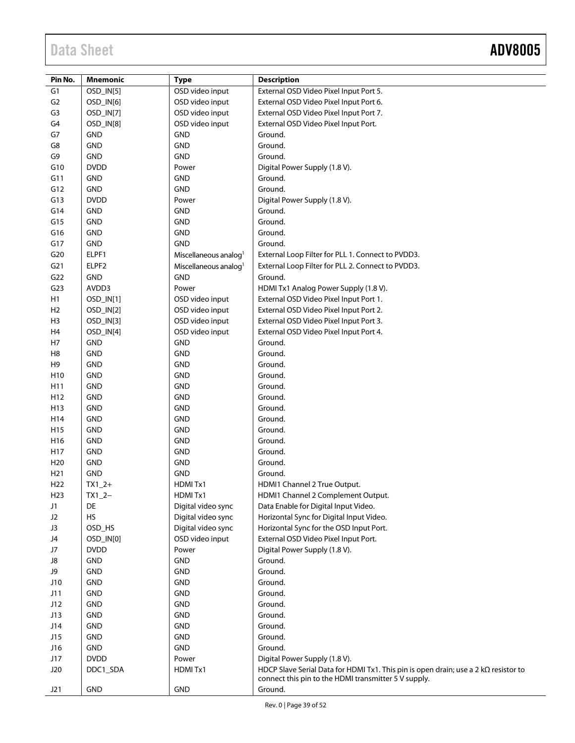| Pin No. | Mnemonic | Type | Description |
|---|---|---|---|
| G1 | OSD_IN[5] | OSD video input | External OSD Video Pixel Input Port 5. |
| G2 | OSD_IN[6] | OSD video input | External OSD Video Pixel Input Port 6. |
| G3 | OSD_IN[7] | OSD video input | External OSD Video Pixel Input Port 7. |
| G4 | OSD_IN[8] | OSD video input | External OSD Video Pixel Input Port. |
| G7 | GND | GND | Ground. |
| G8 | GND | GND | Ground. |
| G9 | GND | GND | Ground. |
| G10 | DVDD | Power | Digital Power Supply (1.8 V). |
| G11 | GND | GND | Ground. |
| G12 | GND | GND | Ground. |
| G13 | DVDD | Power | Digital Power Supply (1.8 V). |
| G14 | GND | GND | Ground. |
| G15 | GND | GND | Ground. |
| G16 | GND | GND | Ground. |
| G17 | GND | GND | Ground. |
| G20 | ELPF1 | Miscellaneous analog[1] | External Loop Filter for PLL 1. Connect to PVDD3. |
| G21 | ELPF2 | Miscellaneous analog[1] | External Loop Filter for PLL 2. Connect to PVDD3. |
| G22 | GND | GND | Ground. |
| G23 | AVDD3 | Power | HDMI Tx1 Analog Power Supply (1.8 V). |
| H1 | OSD_IN[1] | OSD video input | External OSD Video Pixel Input Port 1. |
| H2 | OSD_IN[2] | OSD video input | External OSD Video Pixel Input Port 2. |
| H3 | OSD_IN[3] | OSD video input | External OSD Video Pixel Input Port 3. |
| H4 | OSD_IN[4] | OSD video input | External OSD Video Pixel Input Port 4. |
| H7 | GND | GND | Ground. |
| H8 | GND | GND | Ground. |
| H9 | GND | GND | Ground. |
| H10 | GND | GND | Ground. |
| H11 | GND | GND | Ground. |
| H12 | GND | GND | Ground. |
| H13 | GND | GND | Ground. |
| H14 | GND | GND | Ground. |
| H15 | GND | GND | Ground. |
| H16 | GND | GND | Ground. |
| H17 | GND | GND | Ground. |
| H20 | GND | GND | Ground. |
| H21 | GND | GND | Ground. |
| H22 | TX1_2+ | HDMI Tx1 | HDMI1 Channel 2 True Output. |
| H23 | TX1_2− | HDMI Tx1 | HDMI1 Channel 2 Complement Output. |
| J1 | DE | Digital video sync | Data Enable for Digital Input Video. |
| J2 | HS | Digital video sync | Horizontal Sync for Digital Input Video. |
| J3 | OSD_HS | Digital video sync | Horizontal Sync for the OSD Input Port. |
| J4 | OSD_IN[0] | OSD video input | External OSD Video Pixel Input Port. |
| J7 | DVDD | Power | Digital Power Supply (1.8 V). |
| J8 | GND | GND | Ground. |
| J9 | GND | GND | Ground. |
| J10 | GND | GND | Ground. |
| J11 | GND | GND | Ground. |
| J12 | GND | GND | Ground. |
| J13 | GND | GND | Ground. |
| J14 | GND | GND | Ground. |
| J15 | GND | GND | Ground. |
| J16 | GND | GND | Ground. |
| J17 | DVDD | Power | Digital Power Supply (1.8 V). |
| J20 | DDC1_SDA | HDMI Tx1 | HDCP Slave Serial Data for HDMI Tx1. This pin is open drain; use a 2 kΩ resistor to connect this pin to the HDMI transmitter 5 V supply. |
| J21 | GND | GND | Ground. |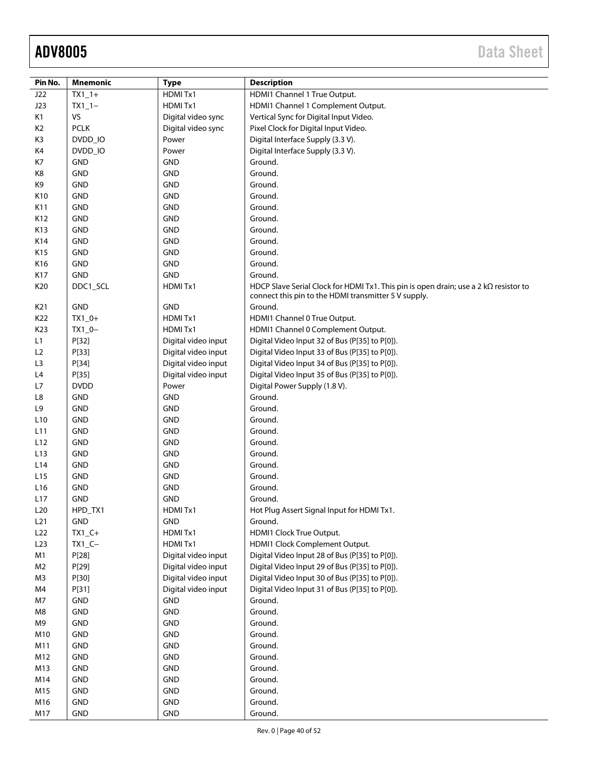| Pin No. | Mnemonic | Type | Description |
|---|---|---|---|
| J22 | TX1_1+ | HDMI Tx1 | HDMI1 Channel 1 True Output. |
| J23 | TX1_1− | HDMI Tx1 | HDMI1 Channel 1 Complement Output. |
| K1 | VS | Digital video sync | Vertical Sync for Digital Input Video. |
| K2 | PCLK | Digital video sync | Pixel Clock for Digital Input Video. |
| K3 | DVDD_IO | Power | Digital Interface Supply (3.3 V). |
| K4 | DVDD_IO | Power | Digital Interface Supply (3.3 V). |
| K7 | GND | GND | Ground. |
| K8 | GND | GND | Ground. |
| K9 | GND | GND | Ground. |
| K10 | GND | GND | Ground. |
| K11 | GND | GND | Ground. |
| K12 | GND | GND | Ground. |
| K13 | GND | GND | Ground. |
| K14 | GND | GND | Ground. |
| K15 | GND | GND | Ground. |
| K16 | GND | GND | Ground. |
| K17 | GND | GND | Ground. |
| K20 | DDC1_SCL | HDMI Tx1 | HDCP Slave Serial Clock for HDMI Tx1. This pin is open drain; use a 2 kΩ resistor to connect this pin to the HDMI transmitter 5 V supply. |
| K21 | GND | GND | Ground. |
| K22 | TX1_0+ | HDMI Tx1 | HDMI1 Channel 0 True Output. |
| K23 | TX1_0− | HDMI Tx1 | HDMI1 Channel 0 Complement Output. |
| L1 | P[32] | Digital video input | Digital Video Input 32 of Bus (P[35] to P[0]). |
| L2 | P[33] | Digital video input | Digital Video Input 33 of Bus (P[35] to P[0]). |
| L3 | P[34] | Digital video input | Digital Video Input 34 of Bus (P[35] to P[0]). |
| L4 | P[35] | Digital video input | Digital Video Input 35 of Bus (P[35] to P[0]). |
| L7 | DVDD | Power | Digital Power Supply (1.8 V). |
| L8 | GND | GND | Ground. |
| L9 | GND | GND | Ground. |
| L10 | GND | GND | Ground. |
| L11 | GND | GND | Ground. |
| L12 | GND | GND | Ground. |
| L13 | GND | GND | Ground. |
| L14 | GND | GND | Ground. |
| L15 | GND | GND | Ground. |
| L16 | GND | GND | Ground. |
| L17 | GND | GND | Ground. |
| L20 | HPD_TX1 | HDMI Tx1 | Hot Plug Assert Signal Input for HDMI Tx1. |
| L21 | GND | GND | Ground. |
| L22 | TX1_C+ | HDMI Tx1 | HDMI1 Clock True Output. |
| L23 | TX1_C− | HDMI Tx1 | HDMI1 Clock Complement Output. |
| M1 | P[28] | Digital video input | Digital Video Input 28 of Bus (P[35] to P[0]). |
| M2 | P[29] | Digital video input | Digital Video Input 29 of Bus (P[35] to P[0]). |
| M3 | P[30] | Digital video input | Digital Video Input 30 of Bus (P[35] to P[0]). |
| M4 | P[31] | Digital video input | Digital Video Input 31 of Bus (P[35] to P[0]). |
| M7 | GND | GND | Ground. |
| M8 | GND | GND | Ground. |
| M9 | GND | GND | Ground. |
| M10 | GND | GND | Ground. |
| M11 | GND | GND | Ground. |
| M12 | GND | GND | Ground. |
| M13 | GND | GND | Ground. |
| M14 | GND | GND | Ground. |
| M15 | GND | GND | Ground. |
| M16 | GND | GND | Ground. |
| M17 | GND | GND | Ground. |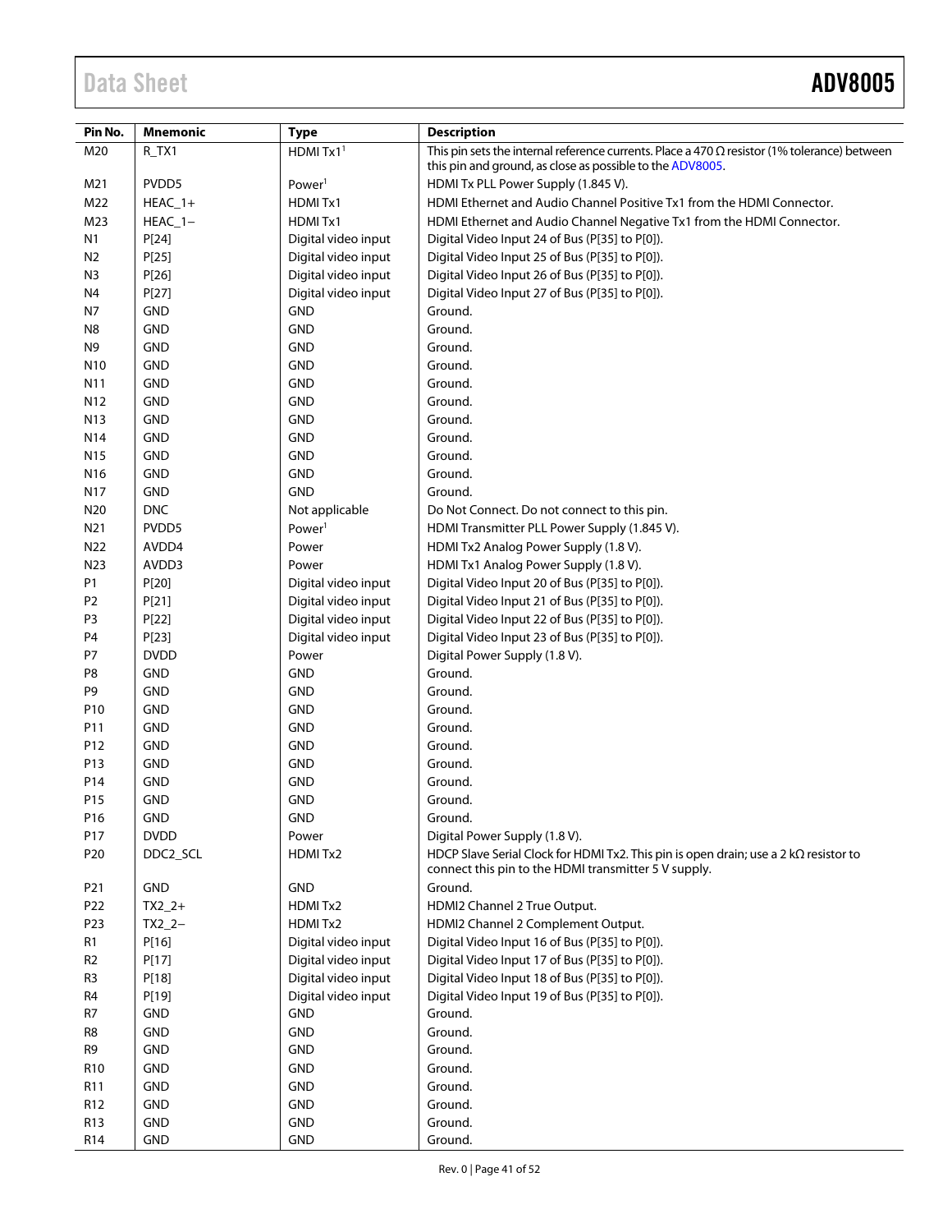| Pin No. | Mnemonic | Type | Description |
|---|---|---|---|
| M20 | R_TX1 | HDMI Tx1[1] | This pin sets the internal reference currents. Place a 470 Ω resistor (1% tolerance) between this pin and ground, as close as possible to the ADV8005. |
| M21 | PVDD5 | Power[1] | HDMI Tx PLL Power Supply (1.845 V). |
| M22 | HEAC_1+ | HDMI Tx1 | HDMI Ethernet and Audio Channel Positive Tx1 from the HDMI Connector. |
| M23 | HEAC_1− | HDMI Tx1 | HDMI Ethernet and Audio Channel Negative Tx1 from the HDMI Connector. |
| N1 | P[24] | Digital video input | Digital Video Input 24 of Bus (P[35] to P[0]). |
| N2 | P[25] | Digital video input | Digital Video Input 25 of Bus (P[35] to P[0]). |
| N3 | P[26] | Digital video input | Digital Video Input 26 of Bus (P[35] to P[0]). |
| N4 | P[27] | Digital video input | Digital Video Input 27 of Bus (P[35] to P[0]). |
| N7 | GND | GND | Ground. |
| N8 | GND | GND | Ground. |
| N9 | GND | GND | Ground. |
| N10 | GND | GND | Ground. |
| N11 | GND | GND | Ground. |
| N12 | GND | GND | Ground. |
| N13 | GND | GND | Ground. |
| N14 | GND | GND | Ground. |
| N15 | GND | GND | Ground. |
| N16 | GND | GND | Ground. |
| N17 | GND | GND | Ground. |
| N20 | DNC | Not applicable | Do Not Connect. Do not connect to this pin. |
| N21 | PVDD5 | Power[1] | HDMI Transmitter PLL Power Supply (1.845 V). |
| N22 | AVDD4 | Power | HDMI Tx2 Analog Power Supply (1.8 V). |
| N23 | AVDD3 | Power | HDMI Tx1 Analog Power Supply (1.8 V). |
| P1 | P[20] | Digital video input | Digital Video Input 20 of Bus (P[35] to P[0]). |
| P2 | P[21] | Digital video input | Digital Video Input 21 of Bus (P[35] to P[0]). |
| P3 | P[22] | Digital video input | Digital Video Input 22 of Bus (P[35] to P[0]). |
| P4 | P[23] | Digital video input | Digital Video Input 23 of Bus (P[35] to P[0]). |
| P7 | DVDD | Power | Digital Power Supply (1.8 V). |
| P8 | GND | GND | Ground. |
| P9 | GND | GND | Ground. |
| P10 | GND | GND | Ground. |
| P11 | GND | GND | Ground. |
| P12 | GND | GND | Ground. |
| P13 | GND | GND | Ground. |
| P14 | GND | GND | Ground. |
| P15 | GND | GND | Ground. |
| P16 | GND | GND | Ground. |
| P17 | DVDD | Power | Digital Power Supply (1.8 V). |
| P20 | DDC2_SCL | HDMI Tx2 | HDCP Slave Serial Clock for HDMI Tx2. This pin is open drain; use a 2 kΩ resistor to connect this pin to the HDMI transmitter 5 V supply. |
| P21 | GND | GND | Ground. |
| P22 | TX2_2+ | HDMI Tx2 | HDMI2 Channel 2 True Output. |
| P23 | TX2_2− | HDMI Tx2 | HDMI2 Channel 2 Complement Output. |
| R1 | P[16] | Digital video input | Digital Video Input 16 of Bus (P[35] to P[0]). |
| R2 | P[17] | Digital video input | Digital Video Input 17 of Bus (P[35] to P[0]). |
| R3 | P[18] | Digital video input | Digital Video Input 18 of Bus (P[35] to P[0]). |
| R4 | P[19] | Digital video input | Digital Video Input 19 of Bus (P[35] to P[0]). |
| R7 | GND | GND | Ground. |
| R8 | GND | GND | Ground. |
| R9 | GND | GND | Ground. |
| R10 | GND | GND | Ground. |
| R11 | GND | GND | Ground. |
| R12 | GND | GND | Ground. |
| R13 | GND | GND | Ground. |
| R14 | GND | GND | Ground. |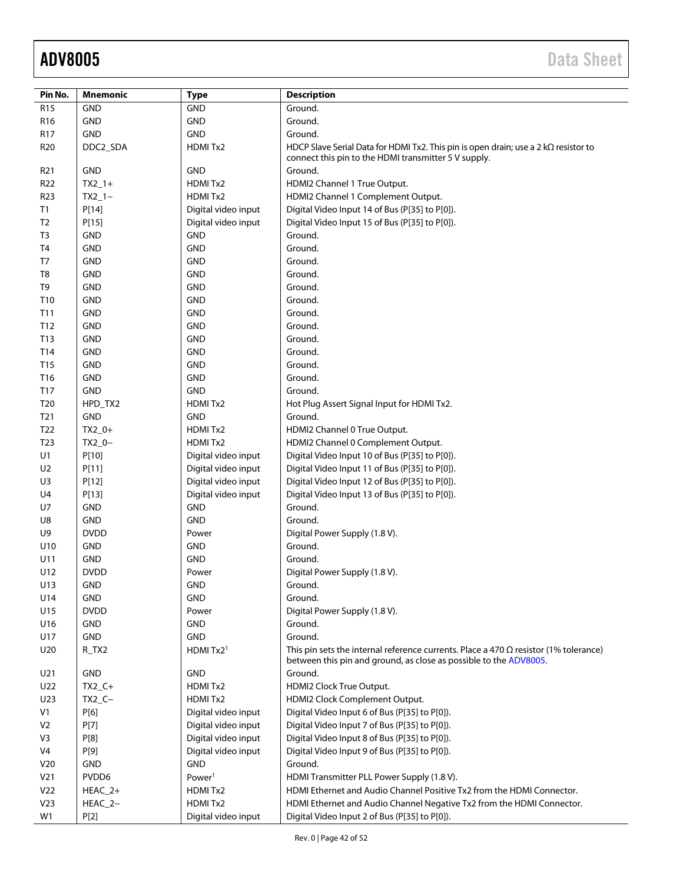| Pin No. | Mnemonic | Type | Description |
|---|---|---|---|
| R15 | GND | GND | Ground. |
| R16 | GND | GND | Ground. |
| R17 | GND | GND | Ground. |
| R20 | DDC2_SDA | HDMI Tx2 | HDCP Slave Serial Data for HDMI Tx2. This pin is open drain; use a 2 kΩ resistor to connect this pin to the HDMI transmitter 5 V supply. |
| R21 | GND | GND | Ground. |
| R22 | TX2_1+ | HDMI Tx2 | HDMI2 Channel 1 True Output. |
| R23 | TX2_1− | HDMI Tx2 | HDMI2 Channel 1 Complement Output. |
| T1 | P[14] | Digital video input | Digital Video Input 14 of Bus (P[35] to P[0]). |
| T2 | P[15] | Digital video input | Digital Video Input 15 of Bus (P[35] to P[0]). |
| T3 | GND | GND | Ground. |
| T4 | GND | GND | Ground. |
| T7 | GND | GND | Ground. |
| T8 | GND | GND | Ground. |
| T9 | GND | GND | Ground. |
| T10 | GND | GND | Ground. |
| T11 | GND | GND | Ground. |
| T12 | GND | GND | Ground. |
| T13 | GND | GND | Ground. |
| T14 | GND | GND | Ground. |
| T15 | GND | GND | Ground. |
| T16 | GND | GND | Ground. |
| T17 | GND | GND | Ground. |
| T20 | HPD_TX2 | HDMI Tx2 | Hot Plug Assert Signal Input for HDMI Tx2. |
| T21 | GND | GND | Ground. |
| T22 | TX2_0+ | HDMI Tx2 | HDMI2 Channel 0 True Output. |
| T23 | TX2_0− | HDMI Tx2 | HDMI2 Channel 0 Complement Output. |
| U1 | P[10] | Digital video input | Digital Video Input 10 of Bus (P[35] to P[0]). |
| U2 | P[11] | Digital video input | Digital Video Input 11 of Bus (P[35] to P[0]). |
| U3 | P[12] | Digital video input | Digital Video Input 12 of Bus (P[35] to P[0]). |
| U4 | P[13] | Digital video input | Digital Video Input 13 of Bus (P[35] to P[0]). |
| U7 | GND | GND | Ground. |
| U8 | GND | GND | Ground. |
| U9 | DVDD | Power | Digital Power Supply (1.8 V). |
| U10 | GND | GND | Ground. |
| U11 | GND | GND | Ground. |
| U12 | DVDD | Power | Digital Power Supply (1.8 V). |
| U13 | GND | GND | Ground. |
| U14 | GND | GND | Ground. |
| U15 | DVDD | Power | Digital Power Supply (1.8 V). |
| U16 | GND | GND | Ground. |
| U17 | GND | GND | Ground. |
| U20 | R_TX2 | HDMI Tx2[1] | This pin sets the internal reference currents. Place a 470 Ω resistor (1% tolerance) between this pin and ground, as close as possible to the ADV8005. |
| U21 | GND | GND | Ground. |
| U22 | TX2_C+ | HDMI Tx2 | HDMI2 Clock True Output. |
| U23 | TX2_C− | HDMI Tx2 | HDMI2 Clock Complement Output. |
| V1 | P[6] | Digital video input | Digital Video Input 6 of Bus (P[35] to P[0]). |
| V2 | P[7] | Digital video input | Digital Video Input 7 of Bus (P[35] to P[0]). |
| V3 | P[8] | Digital video input | Digital Video Input 8 of Bus (P[35] to P[0]). |
| V4 | P[9] | Digital video input | Digital Video Input 9 of Bus (P[35] to P[0]). |
| V20 | GND | GND | Ground. |
| V21 | PVDD6 | Power[1] | HDMI Transmitter PLL Power Supply (1.8 V). |
| V22 | HEAC_2+ | HDMI Tx2 | HDMI Ethernet and Audio Channel Positive Tx2 from the HDMI Connector. |
| V23 | HEAC_2− | HDMI Tx2 | HDMI Ethernet and Audio Channel Negative Tx2 from the HDMI Connector. |
| W1 | P[2] | Digital video input | Digital Video Input 2 of Bus (P[35] to P[0]). |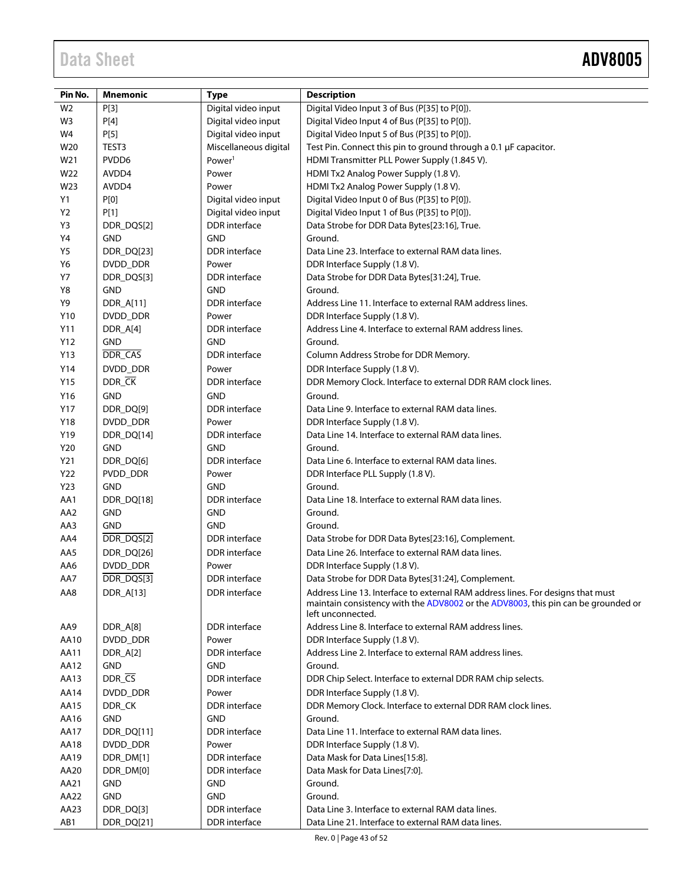| Pin No. | Mnemonic | Type | Description |
|---|---|---|---|
| W2 | P[3] | Digital video input | Digital Video Input 3 of Bus (P[35] to P[0]). |
| W3 | P[4] | Digital video input | Digital Video Input 4 of Bus (P[35] to P[0]). |
| W4 | P[5] | Digital video input | Digital Video Input 5 of Bus (P[35] to P[0]). |
| W20 | TEST3 | Miscellaneous digital | Test Pin. Connect this pin to ground through a 0.1 µF capacitor. |
| W21 | PVDD6 | Power[1] | HDMI Transmitter PLL Power Supply (1.845 V). |
| W22 | AVDD4 | Power | HDMI Tx2 Analog Power Supply (1.8 V). |
| W23 | AVDD4 | Power | HDMI Tx2 Analog Power Supply (1.8 V). |
| Y1 | P[0] | Digital video input | Digital Video Input 0 of Bus (P[35] to P[0]). |
| Y2 | P[1] | Digital video input | Digital Video Input 1 of Bus (P[35] to P[0]). |
| Y3 | DDR_DQS[2] | DDR interface | Data Strobe for DDR Data Bytes[23:16], True. |
| Y4 | GND | GND | Ground. |
| Y5 | DDR_DQ[23] | DDR interface | Data Line 23. Interface to external RAM data lines. |
| Y6 | DVDD_DDR | Power | DDR Interface Supply (1.8 V). |
| Y7 | DDR_DQS[3] | DDR interface | Data Strobe for DDR Data Bytes[31:24], True. |
| Y8 | GND | GND | Ground. |
| Y9 | DDR_A[11] | DDR interface | Address Line 11. Interface to external RAM address lines. |
| Y10 | DVDD_DDR | Power | DDR Interface Supply (1.8 V). |
| Y11 | DDR_A[4] | DDR interface | Address Line 4. Interface to external RAM address lines. |
| Y12 | GND | GND | Ground. |
| Y13 | $\overline{\text{DDR\_CAS}}$ | DDR interface | Column Address Strobe for DDR Memory. |
| Y14 | DVDD_DDR | Power | DDR Interface Supply (1.8 V). |
| Y15 | DDR_$\overline{\text{CK}}$ | DDR interface | DDR Memory Clock. Interface to external DDR RAM clock lines. |
| Y16 | GND | GND | Ground. |
| Y17 | DDR_DQ[9] | DDR interface | Data Line 9. Interface to external RAM data lines. |
| Y18 | DVDD_DDR | Power | DDR Interface Supply (1.8 V). |
| Y19 | DDR_DQ[14] | DDR interface | Data Line 14. Interface to external RAM data lines. |
| Y20 | GND | GND | Ground. |
| Y21 | DDR_DQ[6] | DDR interface | Data Line 6. Interface to external RAM data lines. |
| Y22 | PVDD_DDR | Power | DDR Interface PLL Supply (1.8 V). |
| Y23 | GND | GND | Ground. |
| AA1 | DDR_DQ[18] | DDR interface | Data Line 18. Interface to external RAM data lines. |
| AA2 | GND | GND | Ground. |
| AA3 | GND | GND | Ground. |
| AA4 | $\overline{\text{DDR\_DQS[2]}}$ | DDR interface | Data Strobe for DDR Data Bytes[23:16], Complement. |
| AA5 | DDR_DQ[26] | DDR interface | Data Line 26. Interface to external RAM data lines. |
| AA6 | DVDD_DDR | Power | DDR Interface Supply (1.8 V). |
| AA7 | $\overline{\text{DDR\_DQS[3]}}$ | DDR interface | Data Strobe for DDR Data Bytes[31:24], Complement. |
| AA8 | DDR_A[13] | DDR interface | Address Line 13. Interface to external RAM address lines. For designs that must maintain consistency with the ADV8002 or the ADV8003, this pin can be grounded or left unconnected. |
| AA9 | DDR_A[8] | DDR interface | Address Line 8. Interface to external RAM address lines. |
| AA10 | DVDD_DDR | Power | DDR Interface Supply (1.8 V). |
| AA11 | DDR_A[2] | DDR interface | Address Line 2. Interface to external RAM address lines. |
| AA12 | GND | GND | Ground. |
| AA13 | DDR_$\overline{\text{CS}}$ | DDR interface | DDR Chip Select. Interface to external DDR RAM chip selects. |
| AA14 | DVDD_DDR | Power | DDR Interface Supply (1.8 V). |
| AA15 | DDR_CK | DDR interface | DDR Memory Clock. Interface to external DDR RAM clock lines. |
| AA16 | GND | GND | Ground. |
| AA17 | DDR_DQ[11] | DDR interface | Data Line 11. Interface to external RAM data lines. |
| AA18 | DVDD_DDR | Power | DDR Interface Supply (1.8 V). |
| AA19 | DDR_DM[1] | DDR interface | Data Mask for Data Lines[15:8]. |
| AA20 | DDR_DM[0] | DDR interface | Data Mask for Data Lines[7:0]. |
| AA21 | GND | GND | Ground. |
| AA22 | GND | GND | Ground. |
| AA23 | DDR_DQ[3] | DDR interface | Data Line 3. Interface to external RAM data lines. |
| AB1 | DDR_DQ[21] | DDR interface | Data Line 21. Interface to external RAM data lines. |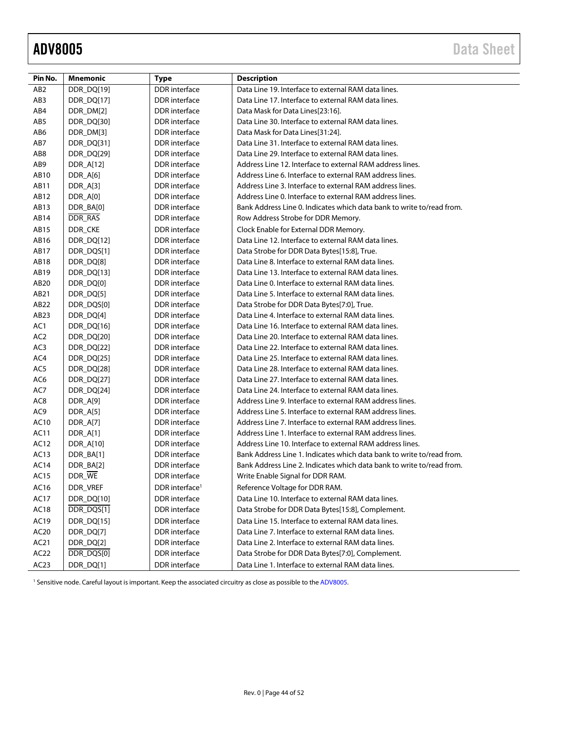| Pin No. | Mnemonic | Type | Description |
|---|---|---|---|
| AB2 | DDR_DQ[19] | DDR interface | Data Line 19. Interface to external RAM data lines. |
| AB3 | DDR_DQ[17] | DDR interface | Data Line 17. Interface to external RAM data lines. |
| AB4 | DDR_DM[2] | DDR interface | Data Mask for Data Lines[23:16]. |
| AB5 | DDR_DQ[30] | DDR interface | Data Line 30. Interface to external RAM data lines. |
| AB6 | DDR_DM[3] | DDR interface | Data Mask for Data Lines[31:24]. |
| AB7 | DDR_DQ[31] | DDR interface | Data Line 31. Interface to external RAM data lines. |
| AB8 | DDR_DQ[29] | DDR interface | Data Line 29. Interface to external RAM data lines. |
| AB9 | DDR_A[12] | DDR interface | Address Line 12. Interface to external RAM address lines. |
| AB10 | DDR_A[6] | DDR interface | Address Line 6. Interface to external RAM address lines. |
| AB11 | DDR_A[3] | DDR interface | Address Line 3. Interface to external RAM address lines. |
| AB12 | DDR_A[0] | DDR interface | Address Line 0. Interface to external RAM address lines. |
| AB13 | DDR_BA[0] | DDR interface | Bank Address Line 0. Indicates which data bank to write to/read from. |
| AB14 | $\overline{\text{DDR\_RAS}}$ | DDR interface | Row Address Strobe for DDR Memory. |
| AB15 | DDR_CKE | DDR interface | Clock Enable for External DDR Memory. |
| AB16 | DDR_DQ[12] | DDR interface | Data Line 12. Interface to external RAM data lines. |
| AB17 | DDR_DQS[1] | DDR interface | Data Strobe for DDR Data Bytes[15:8], True. |
| AB18 | DDR_DQ[8] | DDR interface | Data Line 8. Interface to external RAM data lines. |
| AB19 | DDR_DQ[13] | DDR interface | Data Line 13. Interface to external RAM data lines. |
| AB20 | DDR_DQ[0] | DDR interface | Data Line 0. Interface to external RAM data lines. |
| AB21 | DDR_DQ[5] | DDR interface | Data Line 5. Interface to external RAM data lines. |
| AB22 | DDR_DQS[0] | DDR interface | Data Strobe for DDR Data Bytes[7:0], True. |
| AB23 | DDR_DQ[4] | DDR interface | Data Line 4. Interface to external RAM data lines. |
| AC1 | DDR_DQ[16] | DDR interface | Data Line 16. Interface to external RAM data lines. |
| AC2 | DDR_DQ[20] | DDR interface | Data Line 20. Interface to external RAM data lines. |
| AC3 | DDR_DQ[22] | DDR interface | Data Line 22. Interface to external RAM data lines. |
| AC4 | DDR_DQ[25] | DDR interface | Data Line 25. Interface to external RAM data lines. |
| AC5 | DDR_DQ[28] | DDR interface | Data Line 28. Interface to external RAM data lines. |
| AC6 | DDR_DQ[27] | DDR interface | Data Line 27. Interface to external RAM data lines. |
| AC7 | DDR_DQ[24] | DDR interface | Data Line 24. Interface to external RAM data lines. |
| AC8 | DDR_A[9] | DDR interface | Address Line 9. Interface to external RAM address lines. |
| AC9 | DDR_A[5] | DDR interface | Address Line 5. Interface to external RAM address lines. |
| AC10 | DDR_A[7] | DDR interface | Address Line 7. Interface to external RAM address lines. |
| AC11 | DDR_A[1] | DDR interface | Address Line 1. Interface to external RAM address lines. |
| AC12 | DDR_A[10] | DDR interface | Address Line 10. Interface to external RAM address lines. |
| AC13 | DDR_BA[1] | DDR interface | Bank Address Line 1. Indicates which data bank to write to/read from. |
| AC14 | DDR_BA[2] | DDR interface | Bank Address Line 2. Indicates which data bank to write to/read from. |
| AC15 | DDR_$\overline{\text{WE}}$ | DDR interface | Write Enable Signal for DDR RAM. |
| AC16 | DDR_VREF | DDR interface[1] | Reference Voltage for DDR RAM. |
| AC17 | DDR_DQ[10] | DDR interface | Data Line 10. Interface to external RAM data lines. |
| AC18 | $\overline{\text{DDR\_DQS[1]}}$ | DDR interface | Data Strobe for DDR Data Bytes[15:8], Complement. |
| AC19 | DDR_DQ[15] | DDR interface | Data Line 15. Interface to external RAM data lines. |
| AC20 | DDR_DQ[7] | DDR interface | Data Line 7. Interface to external RAM data lines. |
| AC21 | DDR_DQ[2] | DDR interface | Data Line 2. Interface to external RAM data lines. |
| AC22 | $\overline{\text{DDR\_DQS[0]}}$ | DDR interface | Data Strobe for DDR Data Bytes[7:0], Complement. |
| AC23 | DDR_DQ[1] | DDR interface | Data Line 1. Interface to external RAM data lines. |

[1] Sensitive node. Careful layout is important. Keep the associated circuitry as close as possible to the ADV8005.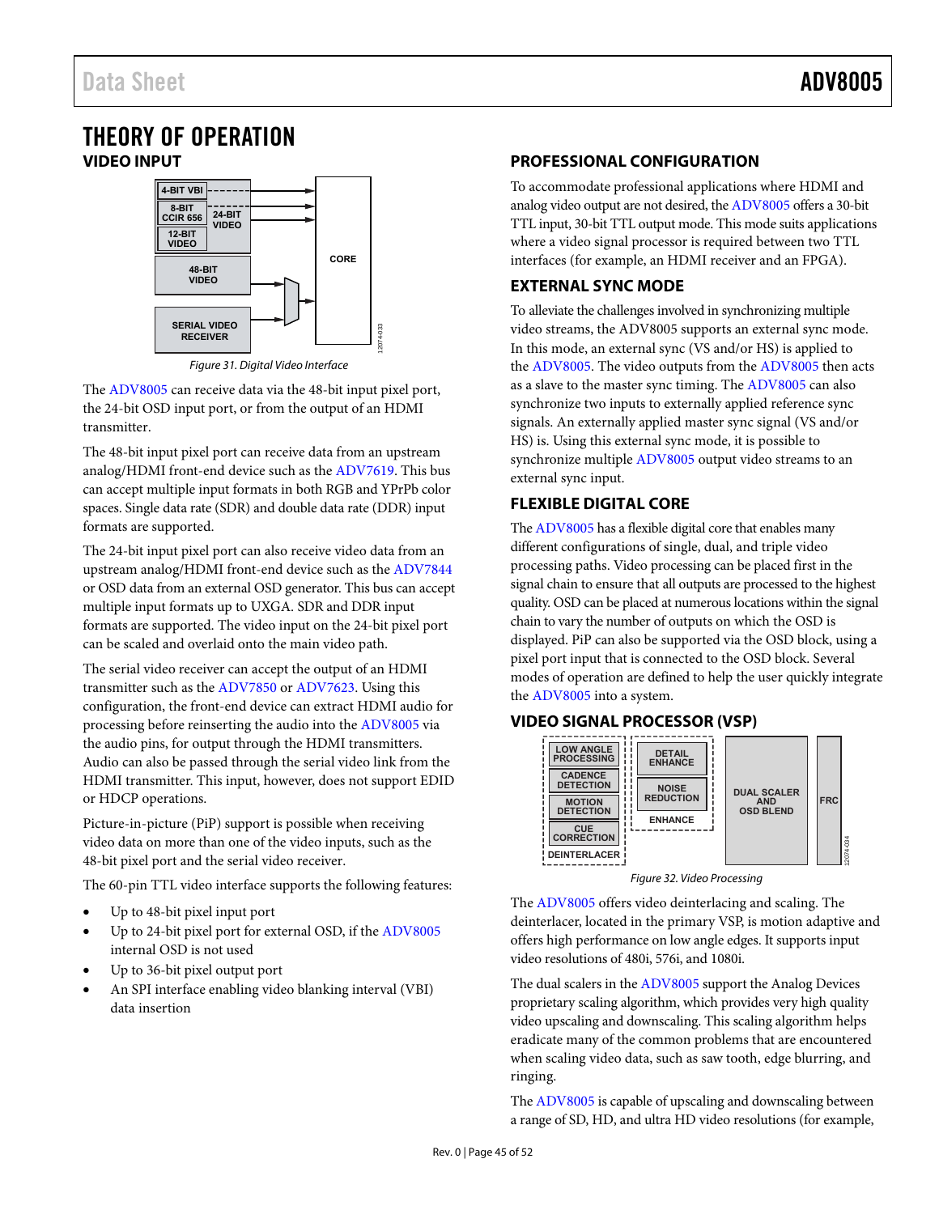# THEORY OF OPERATION

## VIDEO INPUT

Figure 31. Digital Video Interface

The ADV8005 can receive data via the 48-bit input pixel port, the 24-bit OSD input port, or from the output of an HDMI transmitter.

The 48-bit input pixel port can receive data from an upstream analog/HDMI front-end device such as the ADV7619. This bus can accept multiple input formats in both RGB and YPrPb color spaces. Single data rate (SDR) and double data rate (DDR) input formats are supported.

The 24-bit input pixel port can also receive video data from an upstream analog/HDMI front-end device such as the ADV7844 or OSD data from an external OSD generator. This bus can accept multiple input formats up to UXGA. SDR and DDR input formats are supported. The video input on the 24-bit pixel port can be scaled and overlaid onto the main video path.

The serial video receiver can accept the output of an HDMI transmitter such as the ADV7850 or ADV7623. Using this configuration, the front-end device can extract HDMI audio for processing before reinserting the audio into the ADV8005 via the audio pins, for output through the HDMI transmitters. Audio can also be passed through the serial video link from the HDMI transmitter. This input, however, does not support EDID or HDCP operations.

Picture-in-picture (PiP) support is possible when receiving video data on more than one of the video inputs, such as the 48-bit pixel port and the serial video receiver.

The 60-pin TTL video interface supports the following features:

- Up to 48-bit pixel input port
- Up to 24-bit pixel port for external OSD, if the ADV8005 internal OSD is not used
- Up to 36-bit pixel output port
- An SPI interface enabling video blanking interval (VBI) data insertion

## PROFESSIONAL CONFIGURATION

To accommodate professional applications where HDMI and analog video output are not desired, the ADV8005 offers a 30-bit TTL input, 30-bit TTL output mode. This mode suits applications where a video signal processor is required between two TTL interfaces (for example, an HDMI receiver and an FPGA).

## EXTERNAL SYNC MODE

To alleviate the challenges involved in synchronizing multiple video streams, the ADV8005 supports an external sync mode. In this mode, an external sync (VS and/or HS) is applied to the ADV8005. The video outputs from the ADV8005 then acts as a slave to the master sync timing. The ADV8005 can also synchronize two inputs to externally applied reference sync signals. An externally applied master sync signal (VS and/or HS) is. Using this external sync mode, it is possible to synchronize multiple ADV8005 output video streams to an external sync input.

## FLEXIBLE DIGITAL CORE

The ADV8005 has a flexible digital core that enables many different configurations of single, dual, and triple video processing paths. Video processing can be placed first in the signal chain to ensure that all outputs are processed to the highest quality. OSD can be placed at numerous locations within the signal chain to vary the number of outputs on which the OSD is displayed. PiP can also be supported via the OSD block, using a pixel port input that is connected to the OSD block. Several modes of operation are defined to help the user quickly integrate the ADV8005 into a system.

## VIDEO SIGNAL PROCESSOR (VSP)

Figure 32. Video Processing

The ADV8005 offers video deinterlacing and scaling. The deinterlacer, located in the primary VSP, is motion adaptive and offers high performance on low angle edges. It supports input video resolutions of 480i, 576i, and 1080i.

The dual scalers in the ADV8005 support the Analog Devices proprietary scaling algorithm, which provides very high quality video upscaling and downscaling. This scaling algorithm helps eradicate many of the common problems that are encountered when scaling video data, such as saw tooth, edge blurring, and ringing.

The ADV8005 is capable of upscaling and downscaling between a range of SD, HD, and ultra HD video resolutions (for example,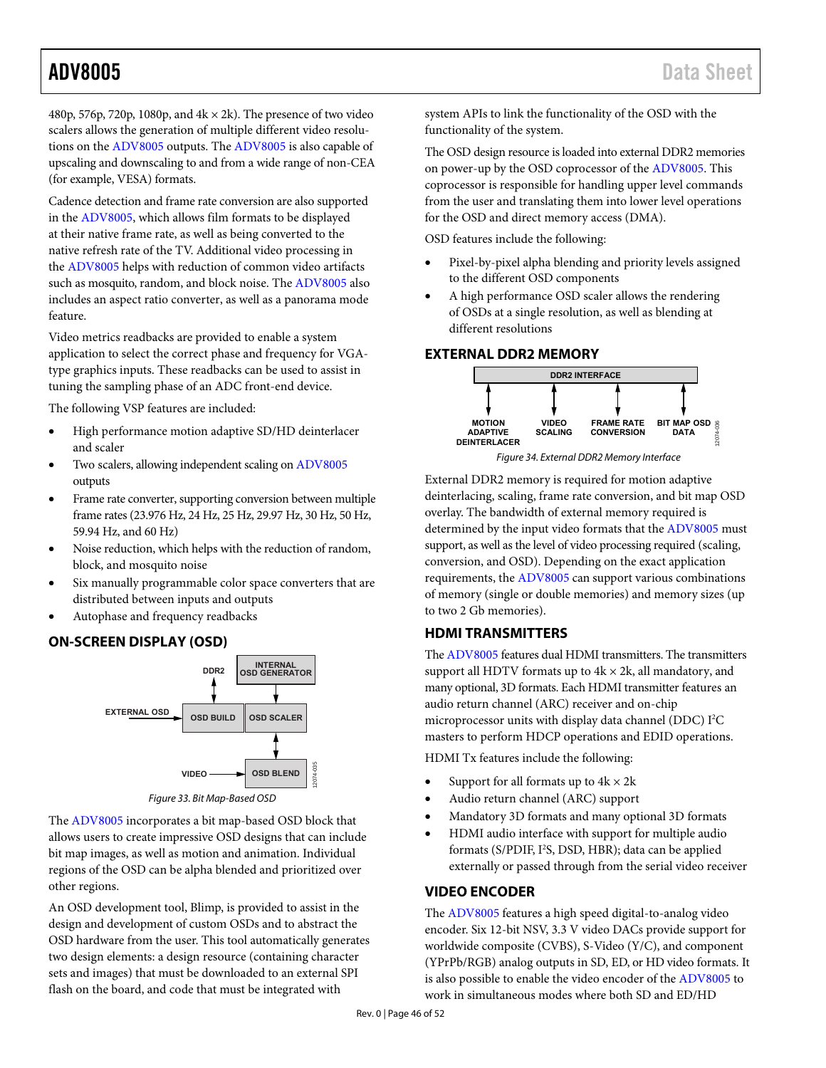480p, 576p, 720p, 1080p, and 4k × 2k). The presence of two video scalers allows the generation of multiple different video resolutions on the ADV8005 outputs. The ADV8005 is also capable of upscaling and downscaling to and from a wide range of non-CEA (for example, VESA) formats.

Cadence detection and frame rate conversion are also supported in the ADV8005, which allows film formats to be displayed at their native frame rate, as well as being converted to the native refresh rate of the TV. Additional video processing in the ADV8005 helps with reduction of common video artifacts such as mosquito, random, and block noise. The ADV8005 also includes an aspect ratio converter, as well as a panorama mode feature.

Video metrics readbacks are provided to enable a system application to select the correct phase and frequency for VGA-type graphics inputs. These readbacks can be used to assist in tuning the sampling phase of an ADC front-end device.

The following VSP features are included:

- High performance motion adaptive SD/HD deinterlacer and scaler
- Two scalers, allowing independent scaling on ADV8005 outputs
- Frame rate converter, supporting conversion between multiple frame rates (23.976 Hz, 24 Hz, 25 Hz, 29.97 Hz, 30 Hz, 50 Hz, 59.94 Hz, and 60 Hz)
- Noise reduction, which helps with the reduction of random, block, and mosquito noise
- Six manually programmable color space converters that are distributed between inputs and outputs
- Autophase and frequency readbacks

## ON-SCREEN DISPLAY (OSD)

*Figure 33. Bit Map-Based OSD*

The ADV8005 incorporates a bit map-based OSD block that allows users to create impressive OSD designs that can include bit map images, as well as motion and animation. Individual regions of the OSD can be alpha blended and prioritized over other regions.

An OSD development tool, Blimp, is provided to assist in the design and development of custom OSDs and to abstract the OSD hardware from the user. This tool automatically generates two design elements: a design resource (containing character sets and images) that must be downloaded to an external SPI flash on the board, and code that must be integrated with system APIs to link the functionality of the OSD with the functionality of the system.

The OSD design resource is loaded into external DDR2 memories on power-up by the OSD coprocessor of the ADV8005. This coprocessor is responsible for handling upper level commands from the user and translating them into lower level operations for the OSD and direct memory access (DMA).

OSD features include the following:

- Pixel-by-pixel alpha blending and priority levels assigned to the different OSD components
- A high performance OSD scaler allows the rendering of OSDs at a single resolution, as well as blending at different resolutions

## EXTERNAL DDR2 MEMORY

*Figure 34. External DDR2 Memory Interface*

External DDR2 memory is required for motion adaptive deinterlacing, scaling, frame rate conversion, and bit map OSD overlay. The bandwidth of external memory required is determined by the input video formats that the ADV8005 must support, as well as the level of video processing required (scaling, conversion, and OSD). Depending on the exact application requirements, the ADV8005 can support various combinations of memory (single or double memories) and memory sizes (up to two 2 Gb memories).

## HDMI TRANSMITTERS

The ADV8005 features dual HDMI transmitters. The transmitters support all HDTV formats up to 4k × 2k, all mandatory, and many optional, 3D formats. Each HDMI transmitter features an audio return channel (ARC) receiver and on-chip microprocessor units with display data channel (DDC) I²C masters to perform HDCP operations and EDID operations.

HDMI Tx features include the following:

- Support for all formats up to 4k × 2k
- Audio return channel (ARC) support
- Mandatory 3D formats and many optional 3D formats
- HDMI audio interface with support for multiple audio formats (S/PDIF, I²S, DSD, HBR); data can be applied externally or passed through from the serial video receiver

## VIDEO ENCODER

The ADV8005 features a high speed digital-to-analog video encoder. Six 12-bit NSV, 3.3 V video DACs provide support for worldwide composite (CVBS), S-Video (Y/C), and component (YPrPb/RGB) analog outputs in SD, ED, or HD video formats. It is also possible to enable the video encoder of the ADV8005 to work in simultaneous modes where both SD and ED/HD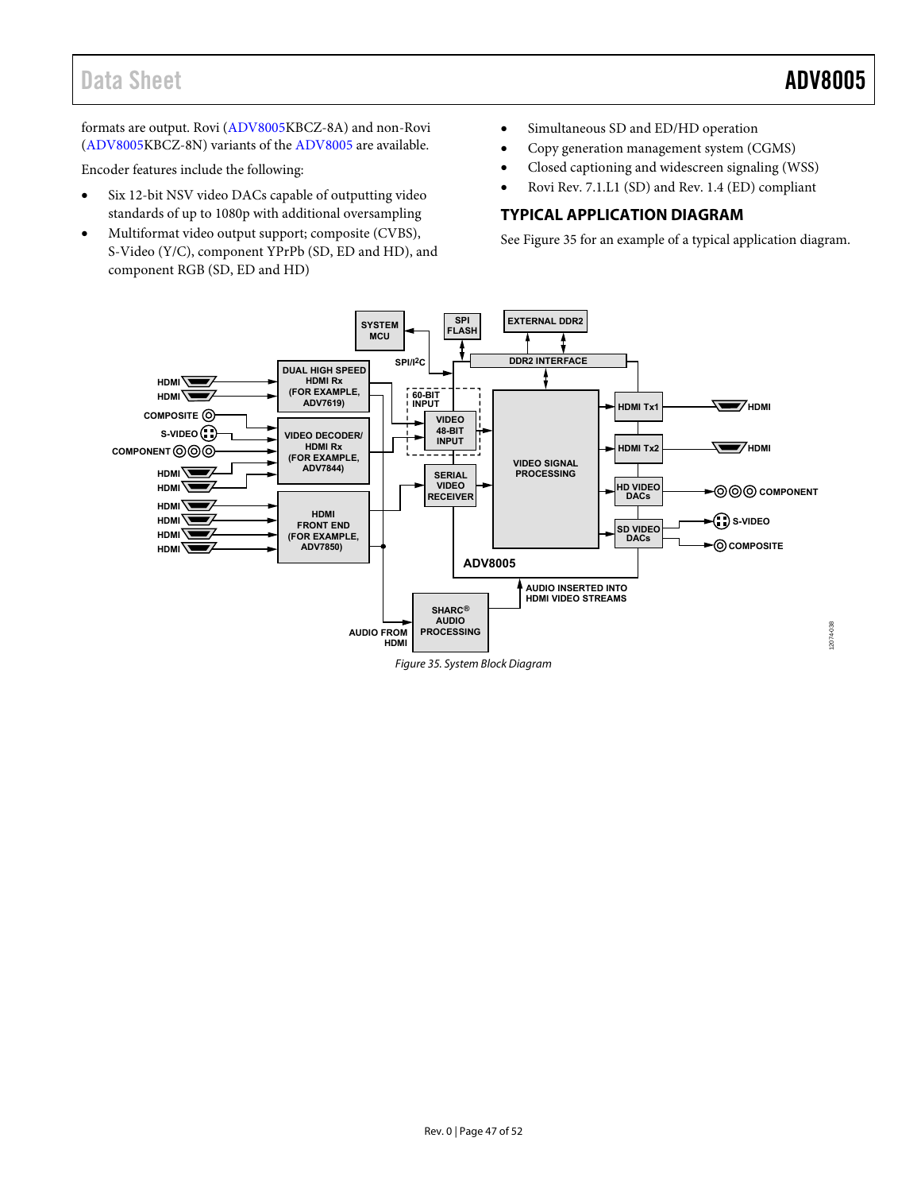formats are output. Rovi (ADV8005KBCZ-8A) and non-Rovi (ADV8005KBCZ-8N) variants of the ADV8005 are available.

Encoder features include the following:

- Six 12-bit NSV video DACs capable of outputting video standards of up to 1080p with additional oversampling
- Multiformat video output support; composite (CVBS), S-Video (Y/C), component YPrPb (SD, ED and HD), and component RGB (SD, ED and HD)
- Simultaneous SD and ED/HD operation
- Copy generation management system (CGMS)
- Closed captioning and widescreen signaling (WSS)
- Rovi Rev. 7.1.L1 (SD) and Rev. 1.4 (ED) compliant

## TYPICAL APPLICATION DIAGRAM

See Figure 35 for an example of a typical application diagram.

*Figure 35. System Block Diagram*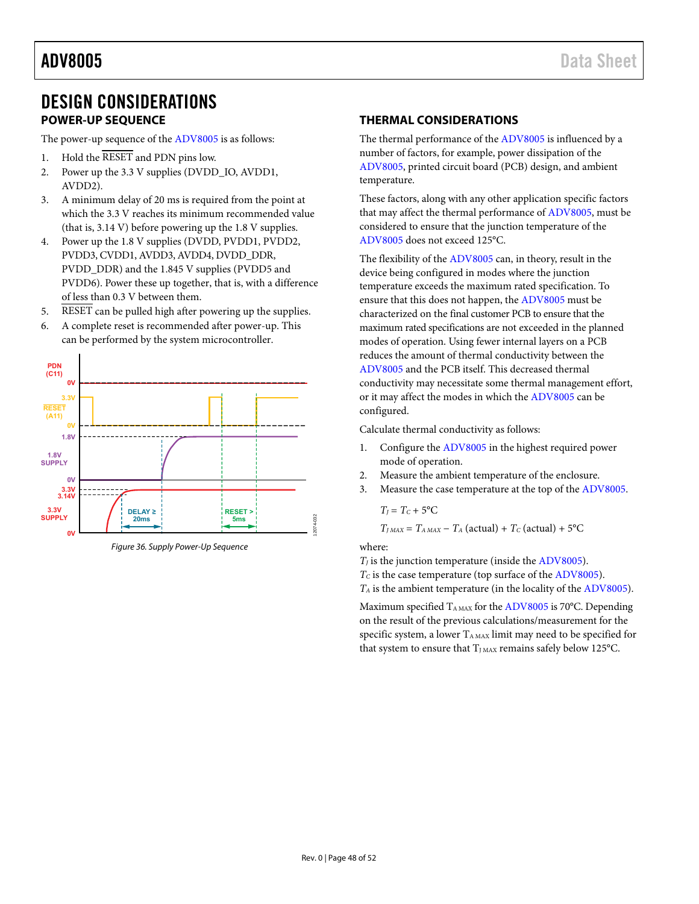# DESIGN CONSIDERATIONS

## POWER-UP SEQUENCE

The power-up sequence of the ADV8005 is as follows:

1. Hold the $\overline{\text{RESET}}$ and PDN pins low.
2. Power up the 3.3 V supplies (DVDD_IO, AVDD1, AVDD2).
3. A minimum delay of 20 ms is required from the point at which the 3.3 V reaches its minimum recommended value (that is, 3.14 V) before powering up the 1.8 V supplies.
4. Power up the 1.8 V supplies (DVDD, PVDD1, PVDD2, PVDD3, CVDD1, AVDD3, AVDD4, DVDD_DDR, PVDD_DDR) and the 1.845 V supplies (PVDD5 and PVDD6). Power these up together, that is, with a difference of less than 0.3 V between them.
5. $\overline{\text{RESET}}$ can be pulled high after powering up the supplies.
6. A complete reset is recommended after power-up. This can be performed by the system microcontroller.

*Figure 36. Supply Power-Up Sequence*

## THERMAL CONSIDERATIONS

The thermal performance of the ADV8005 is influenced by a number of factors, for example, power dissipation of the ADV8005, printed circuit board (PCB) design, and ambient temperature.

These factors, along with any other application specific factors that may affect the thermal performance of ADV8005, must be considered to ensure that the junction temperature of the ADV8005 does not exceed 125°C.

The flexibility of the ADV8005 can, in theory, result in the device being configured in modes where the junction temperature exceeds the maximum rated specification. To ensure that this does not happen, the ADV8005 must be characterized on the final customer PCB to ensure that the maximum rated specifications are not exceeded in the planned modes of operation. Using fewer internal layers on a PCB reduces the amount of thermal conductivity between the ADV8005 and the PCB itself. This decreased thermal conductivity may necessitate some thermal management effort, or it may affect the modes in which the ADV8005 can be configured.

Calculate thermal conductivity as follows:

1. Configure the ADV8005 in the highest required power mode of operation.
2. Measure the ambient temperature of the enclosure.
3. Measure the case temperature at the top of the ADV8005.

$$T_J = T_C + 5°C$$

$$T_{J\,MAX} = T_{A\,MAX} - T_A\ (\text{actual}) + T_C\ (\text{actual}) + 5°C$$

where:
$T_J$ is the junction temperature (inside the ADV8005).
$T_C$ is the case temperature (top surface of the ADV8005).
$T_A$ is the ambient temperature (in the locality of the ADV8005).

Maximum specified $T_{A\,MAX}$ for the ADV8005 is 70°C. Depending on the result of the previous calculations/measurement for the specific system, a lower $T_{A\,MAX}$ limit may need to be specified for that system to ensure that $T_{J\,MAX}$ remains safely below 125°C.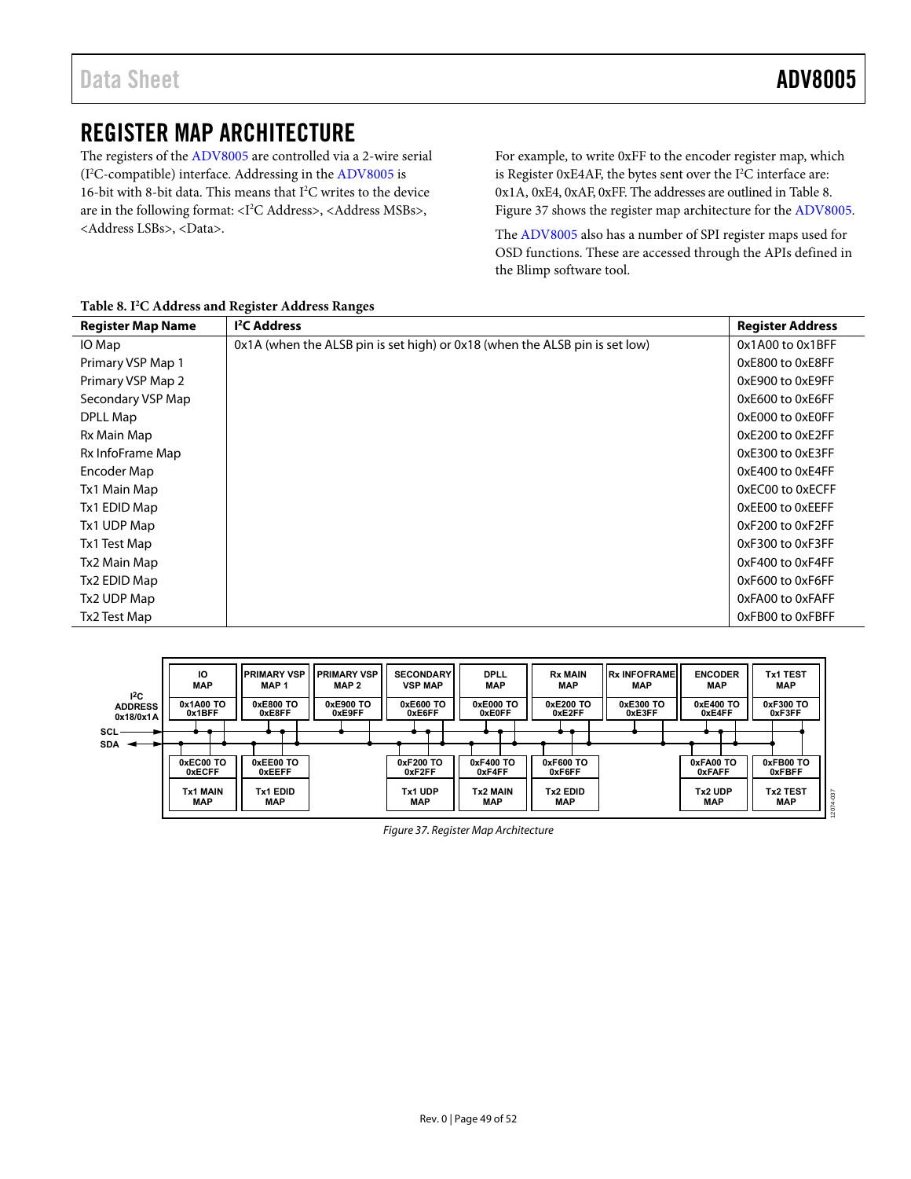# REGISTER MAP ARCHITECTURE

The registers of the ADV8005 are controlled via a 2-wire serial (I²C-compatible) interface. Addressing in the ADV8005 is 16-bit with 8-bit data. This means that I²C writes to the device are in the following format: <I²C Address>, <Address MSBs>, <Address LSBs>, <Data>.

For example, to write 0xFF to the encoder register map, which is Register 0xE4AF, the bytes sent over the I²C interface are: 0x1A, 0xE4, 0xAF, 0xFF. The addresses are outlined in Table 8. Figure 37 shows the register map architecture for the ADV8005.

The ADV8005 also has a number of SPI register maps used for OSD functions. These are accessed through the APIs defined in the Blimp software tool.

**Table 8. I²C Address and Register Address Ranges**

| Register Map Name | I²C Address | Register Address |
|---|---|---|
| IO Map | 0x1A (when the ALSB pin is set high) or 0x18 (when the ALSB pin is set low) | 0x1A00 to 0x1BFF |
| Primary VSP Map 1 | | 0xE800 to 0xE8FF |
| Primary VSP Map 2 | | 0xE900 to 0xE9FF |
| Secondary VSP Map | | 0xE600 to 0xE6FF |
| DPLL Map | | 0xE000 to 0xE0FF |
| Rx Main Map | | 0xE200 to 0xE2FF |
| Rx InfoFrame Map | | 0xE300 to 0xE3FF |
| Encoder Map | | 0xE400 to 0xE4FF |
| Tx1 Main Map | | 0xEC00 to 0xECFF |
| Tx1 EDID Map | | 0xEE00 to 0xEEFF |
| Tx1 UDP Map | | 0xF200 to 0xF2FF |
| Tx1 Test Map | | 0xF300 to 0xF3FF |
| Tx2 Main Map | | 0xF400 to 0xF4FF |
| Tx2 EDID Map | | 0xF600 to 0xF6FF |
| Tx2 UDP Map | | 0xFA00 to 0xFAFF |
| Tx2 Test Map | | 0xFB00 to 0xFBFF |

*Figure 37. Register Map Architecture*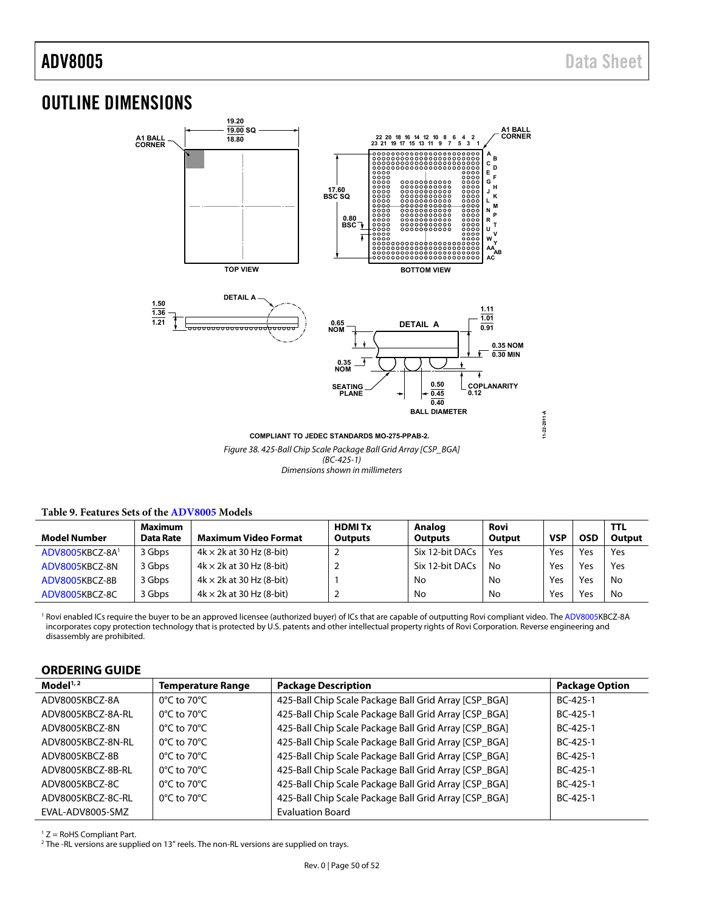# OUTLINE DIMENSIONS

COMPLIANT TO JEDEC STANDARDS MO-275-PPAB-2.

*Figure 38. 425-Ball Chip Scale Package Ball Grid Array [CSP_BGA] (BC-425-1) Dimensions shown in millimeters*

**Table 9. Features Sets of the ADV8005 Models**

| Model Number | Maximum Data Rate | Maximum Video Format | HDMI Tx Outputs | Analog Outputs | Rovi Output | VSP | OSD | TTL Output |
|---|---|---|---|---|---|---|---|---|
| ADV8005KBCZ-8A[1] | 3 Gbps | 4k × 2k at 30 Hz (8-bit) | 2 | Six 12-bit DACs | Yes | Yes | Yes | Yes |
| ADV8005KBCZ-8N | 3 Gbps | 4k × 2k at 30 Hz (8-bit) | 2 | Six 12-bit DACs | No | Yes | Yes | Yes |
| ADV8005KBCZ-8B | 3 Gbps | 4k × 2k at 30 Hz (8-bit) | 1 | No | No | Yes | Yes | No |
| ADV8005KBCZ-8C | 3 Gbps | 4k × 2k at 30 Hz (8-bit) | 2 | No | No | Yes | Yes | No |

[1] Rovi enabled ICs require the buyer to be an approved licensee (authorized buyer) of ICs that are capable of outputting Rovi compliant video. The ADV8005KBCZ-8A incorporates copy protection technology that is protected by U.S. patents and other intellectual property rights of Rovi Corporation. Reverse engineering and disassembly are prohibited.

## ORDERING GUIDE

| Model[1,2] | Temperature Range | Package Description | Package Option |
|---|---|---|---|
| ADV8005KBCZ-8A | 0°C to 70°C | 425-Ball Chip Scale Package Ball Grid Array [CSP_BGA] | BC-425-1 |
| ADV8005KBCZ-8A-RL | 0°C to 70°C | 425-Ball Chip Scale Package Ball Grid Array [CSP_BGA] | BC-425-1 |
| ADV8005KBCZ-8N | 0°C to 70°C | 425-Ball Chip Scale Package Ball Grid Array [CSP_BGA] | BC-425-1 |
| ADV8005KBCZ-8N-RL | 0°C to 70°C | 425-Ball Chip Scale Package Ball Grid Array [CSP_BGA] | BC-425-1 |
| ADV8005KBCZ-8B | 0°C to 70°C | 425-Ball Chip Scale Package Ball Grid Array [CSP_BGA] | BC-425-1 |
| ADV8005KBCZ-8B-RL | 0°C to 70°C | 425-Ball Chip Scale Package Ball Grid Array [CSP_BGA] | BC-425-1 |
| ADV8005KBCZ-8C | 0°C to 70°C | 425-Ball Chip Scale Package Ball Grid Array [CSP_BGA] | BC-425-1 |
| ADV8005KBCZ-8C-RL | 0°C to 70°C | 425-Ball Chip Scale Package Ball Grid Array [CSP_BGA] | BC-425-1 |
| EVAL-ADV8005-SMZ | | Evaluation Board | |

[1] Z = RoHS Compliant Part.

[2] The -RL versions are supplied on 13" reels. The non-RL versions are supplied on trays.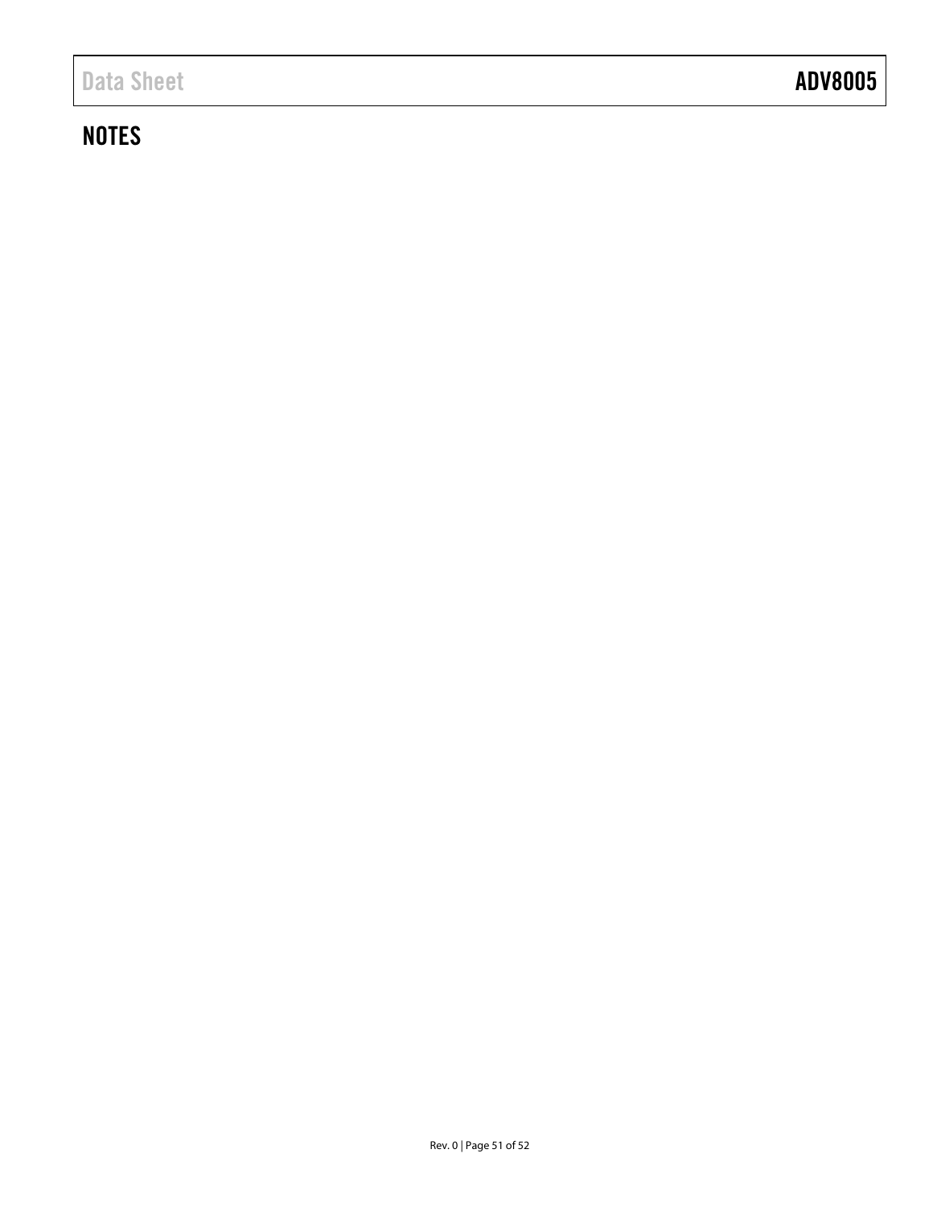## NOTES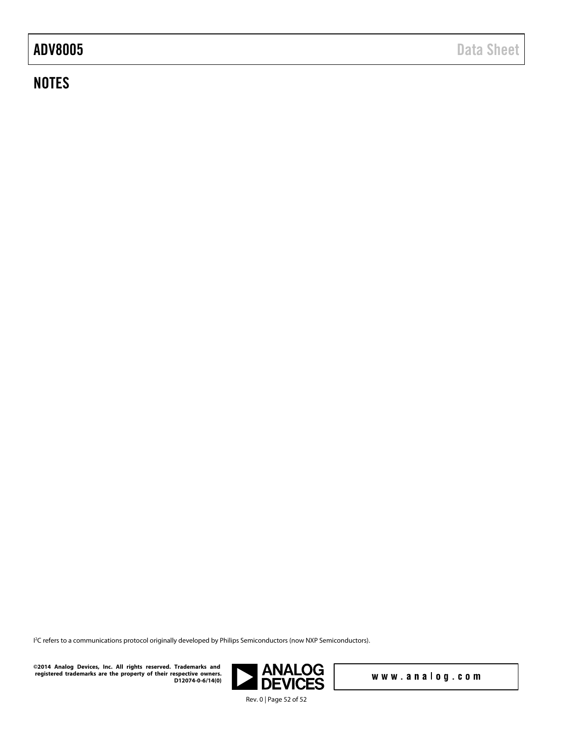## NOTES

I²C refers to a communications protocol originally developed by Philips Semiconductors (now NXP Semiconductors).

**©2014 Analog Devices, Inc. All rights reserved. Trademarks and registered trademarks are the property of their respective owners. D12074-0-6/14(0)**

www.analog.com